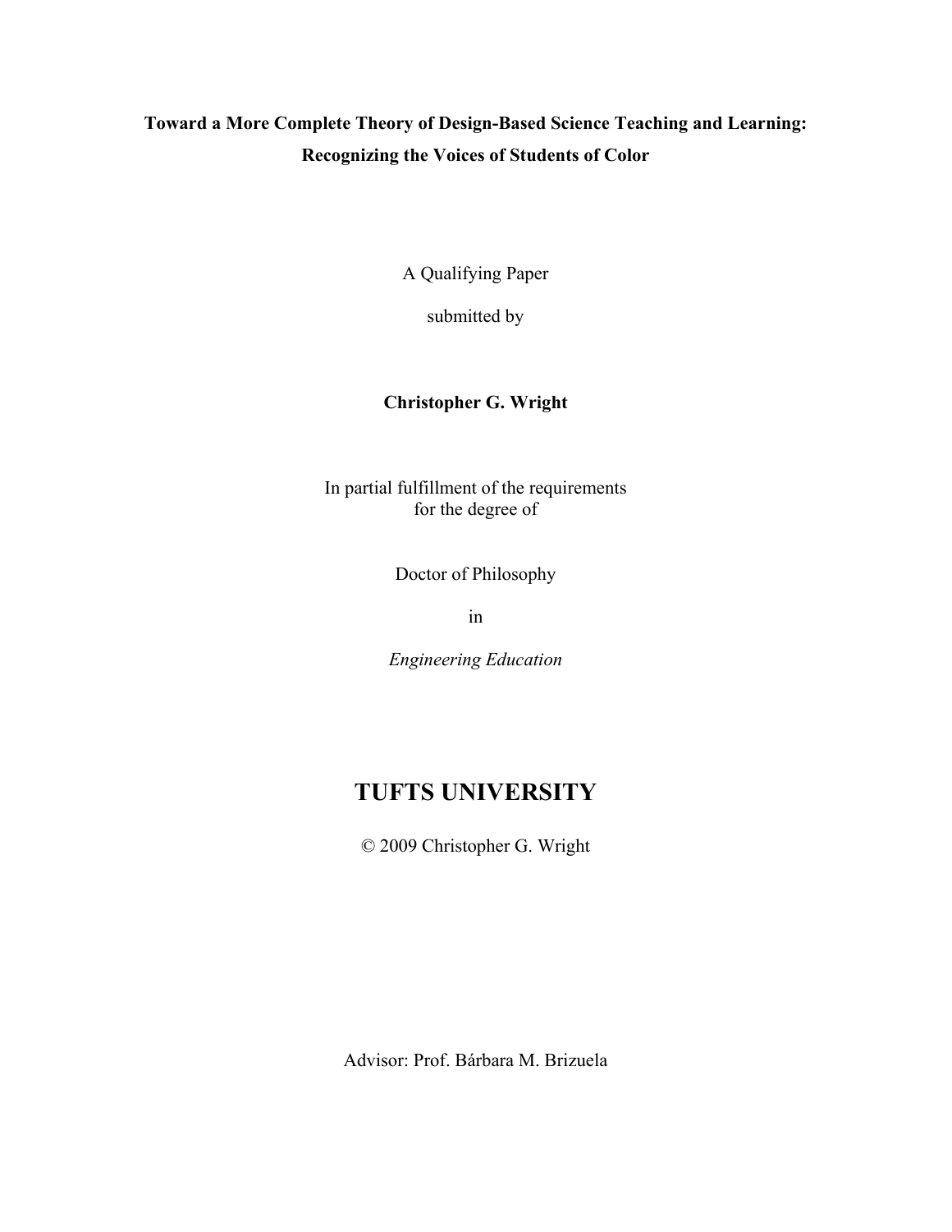# Toward a More Complete Theory of Design-Based Science Teaching and Learning: Recognizing the Voices of Students of Color

A Qualifying Paper

submitted by

**Christopher G. Wright**

In partial fulfillment of the requirements
for the degree of

Doctor of Philosophy

in

*Engineering Education*

## TUFTS UNIVERSITY

© 2009 Christopher G. Wright

Advisor: Prof. Bárbara M. Brizuela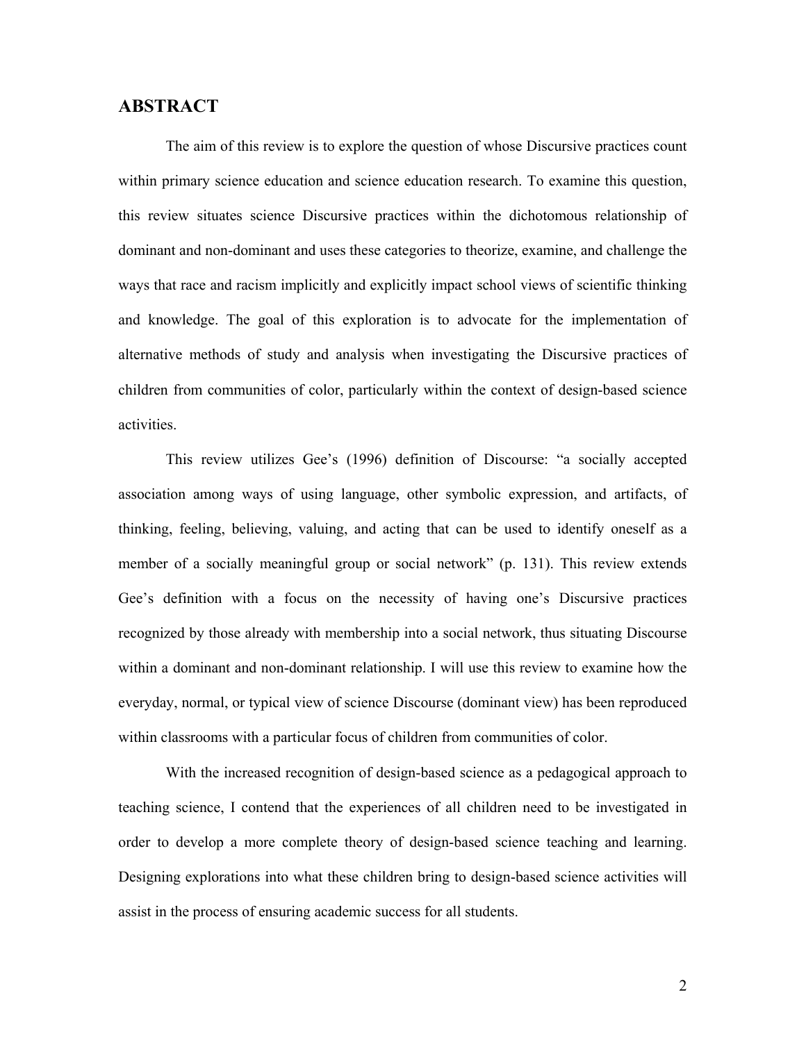## ABSTRACT

The aim of this review is to explore the question of whose Discursive practices count within primary science education and science education research. To examine this question, this review situates science Discursive practices within the dichotomous relationship of dominant and non-dominant and uses these categories to theorize, examine, and challenge the ways that race and racism implicitly and explicitly impact school views of scientific thinking and knowledge. The goal of this exploration is to advocate for the implementation of alternative methods of study and analysis when investigating the Discursive practices of children from communities of color, particularly within the context of design-based science activities.

This review utilizes Gee's (1996) definition of Discourse: "a socially accepted association among ways of using language, other symbolic expression, and artifacts, of thinking, feeling, believing, valuing, and acting that can be used to identify oneself as a member of a socially meaningful group or social network" (p. 131). This review extends Gee's definition with a focus on the necessity of having one's Discursive practices recognized by those already with membership into a social network, thus situating Discourse within a dominant and non-dominant relationship. I will use this review to examine how the everyday, normal, or typical view of science Discourse (dominant view) has been reproduced within classrooms with a particular focus of children from communities of color.

With the increased recognition of design-based science as a pedagogical approach to teaching science, I contend that the experiences of all children need to be investigated in order to develop a more complete theory of design-based science teaching and learning. Designing explorations into what these children bring to design-based science activities will assist in the process of ensuring academic success for all students.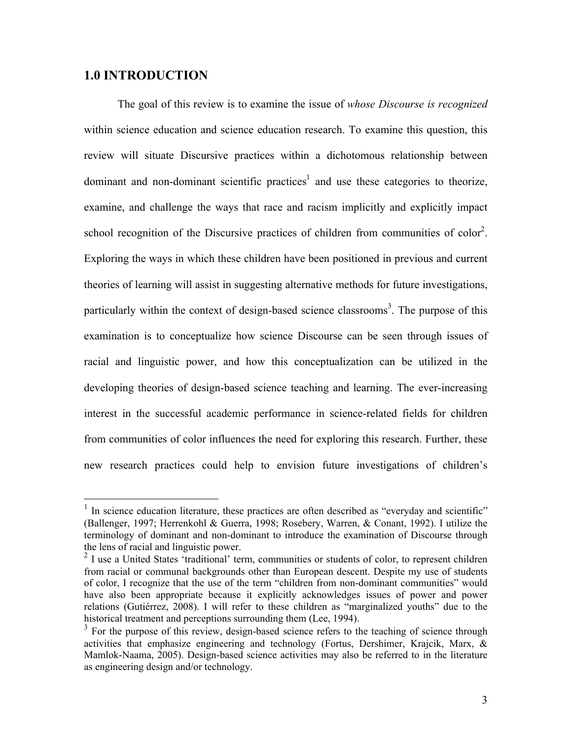## 1.0 INTRODUCTION

The goal of this review is to examine the issue of *whose Discourse is recognized* within science education and science education research. To examine this question, this review will situate Discursive practices within a dichotomous relationship between dominant and non-dominant scientific practices[1] and use these categories to theorize, examine, and challenge the ways that race and racism implicitly and explicitly impact school recognition of the Discursive practices of children from communities of color[2]. Exploring the ways in which these children have been positioned in previous and current theories of learning will assist in suggesting alternative methods for future investigations, particularly within the context of design-based science classrooms[3]. The purpose of this examination is to conceptualize how science Discourse can be seen through issues of racial and linguistic power, and how this conceptualization can be utilized in the developing theories of design-based science teaching and learning. The ever-increasing interest in the successful academic performance in science-related fields for children from communities of color influences the need for exploring this research. Further, these new research practices could help to envision future investigations of children's

---

[1] In science education literature, these practices are often described as "everyday and scientific" (Ballenger, 1997; Herrenkohl & Guerra, 1998; Rosebery, Warren, & Conant, 1992). I utilize the terminology of dominant and non-dominant to introduce the examination of Discourse through the lens of racial and linguistic power.

[2] I use a United States 'traditional' term, communities or students of color, to represent children from racial or communal backgrounds other than European descent. Despite my use of students of color, I recognize that the use of the term "children from non-dominant communities" would have also been appropriate because it explicitly acknowledges issues of power and power relations (Gutiérrez, 2008). I will refer to these children as "marginalized youths" due to the historical treatment and perceptions surrounding them (Lee, 1994).

[3] For the purpose of this review, design-based science refers to the teaching of science through activities that emphasize engineering and technology (Fortus, Dershimer, Krajcik, Marx, & Mamlok-Naama, 2005). Design-based science activities may also be referred to in the literature as engineering design and/or technology.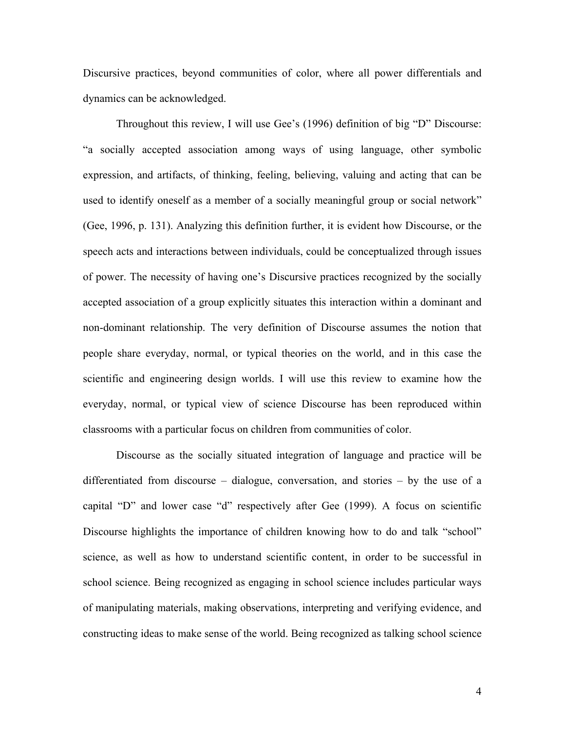Discursive practices, beyond communities of color, where all power differentials and dynamics can be acknowledged.

Throughout this review, I will use Gee's (1996) definition of big "D" Discourse: "a socially accepted association among ways of using language, other symbolic expression, and artifacts, of thinking, feeling, believing, valuing and acting that can be used to identify oneself as a member of a socially meaningful group or social network" (Gee, 1996, p. 131). Analyzing this definition further, it is evident how Discourse, or the speech acts and interactions between individuals, could be conceptualized through issues of power. The necessity of having one's Discursive practices recognized by the socially accepted association of a group explicitly situates this interaction within a dominant and non-dominant relationship. The very definition of Discourse assumes the notion that people share everyday, normal, or typical theories on the world, and in this case the scientific and engineering design worlds. I will use this review to examine how the everyday, normal, or typical view of science Discourse has been reproduced within classrooms with a particular focus on children from communities of color.

Discourse as the socially situated integration of language and practice will be differentiated from discourse – dialogue, conversation, and stories – by the use of a capital "D" and lower case "d" respectively after Gee (1999). A focus on scientific Discourse highlights the importance of children knowing how to do and talk "school" science, as well as how to understand scientific content, in order to be successful in school science. Being recognized as engaging in school science includes particular ways of manipulating materials, making observations, interpreting and verifying evidence, and constructing ideas to make sense of the world. Being recognized as talking school science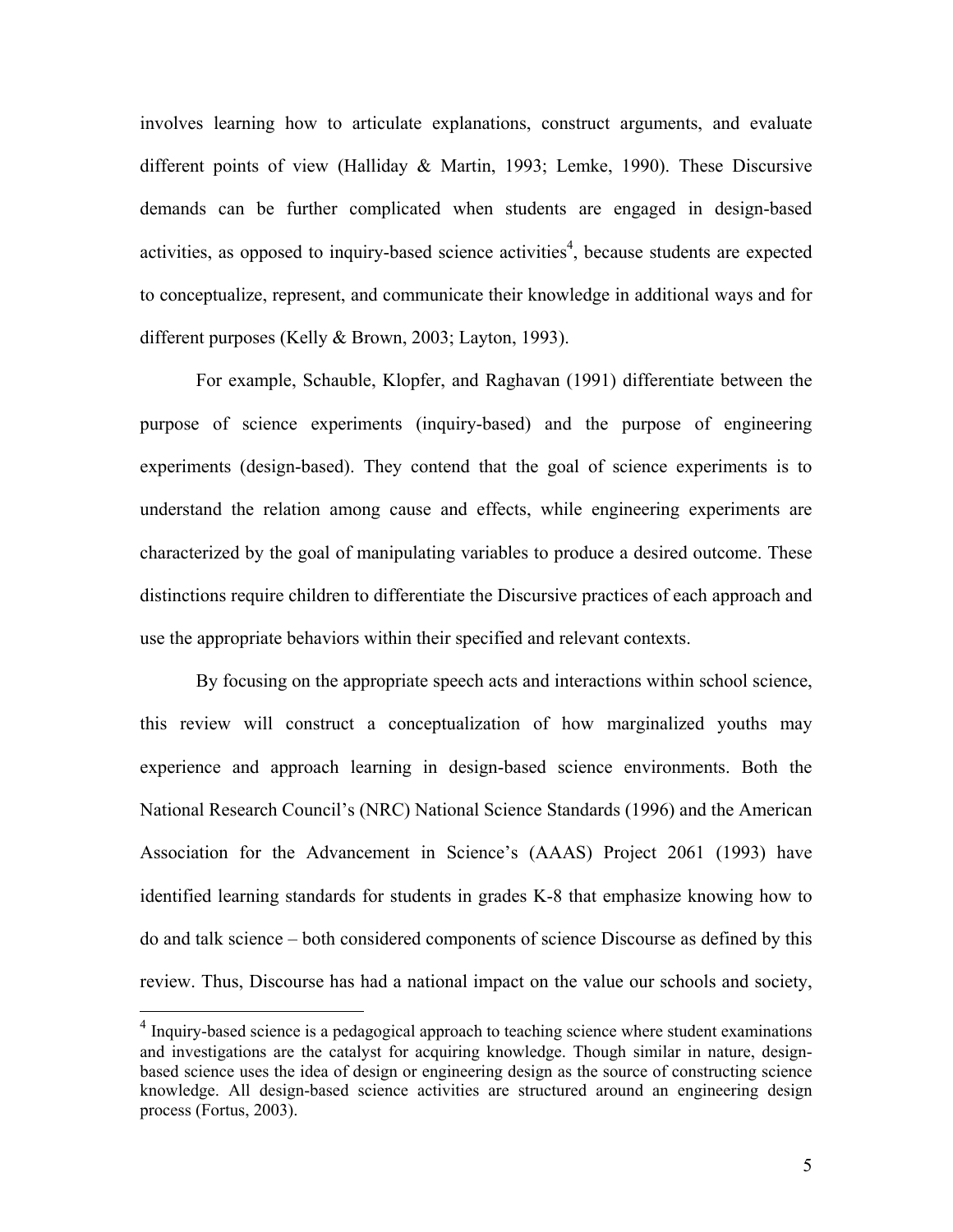involves learning how to articulate explanations, construct arguments, and evaluate different points of view (Halliday & Martin, 1993; Lemke, 1990). These Discursive demands can be further complicated when students are engaged in design-based activities, as opposed to inquiry-based science activities[4], because students are expected to conceptualize, represent, and communicate their knowledge in additional ways and for different purposes (Kelly & Brown, 2003; Layton, 1993).

For example, Schauble, Klopfer, and Raghavan (1991) differentiate between the purpose of science experiments (inquiry-based) and the purpose of engineering experiments (design-based). They contend that the goal of science experiments is to understand the relation among cause and effects, while engineering experiments are characterized by the goal of manipulating variables to produce a desired outcome. These distinctions require children to differentiate the Discursive practices of each approach and use the appropriate behaviors within their specified and relevant contexts.

By focusing on the appropriate speech acts and interactions within school science, this review will construct a conceptualization of how marginalized youths may experience and approach learning in design-based science environments. Both the National Research Council's (NRC) National Science Standards (1996) and the American Association for the Advancement in Science's (AAAS) Project 2061 (1993) have identified learning standards for students in grades K-8 that emphasize knowing how to do and talk science – both considered components of science Discourse as defined by this review. Thus, Discourse has had a national impact on the value our schools and society,

---

[4] Inquiry-based science is a pedagogical approach to teaching science where student examinations and investigations are the catalyst for acquiring knowledge. Though similar in nature, design-based science uses the idea of design or engineering design as the source of constructing science knowledge. All design-based science activities are structured around an engineering design process (Fortus, 2003).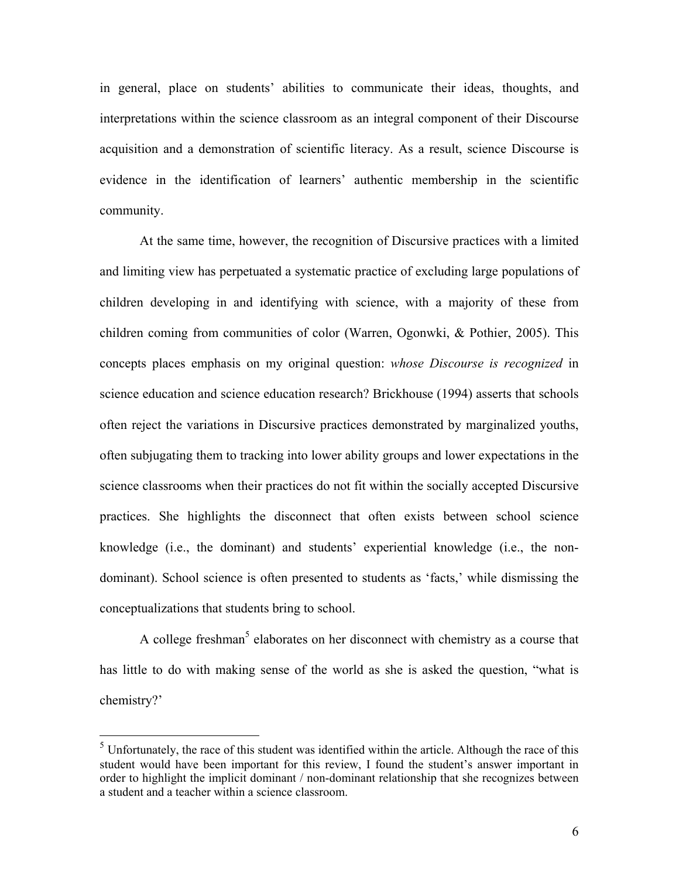in general, place on students' abilities to communicate their ideas, thoughts, and interpretations within the science classroom as an integral component of their Discourse acquisition and a demonstration of scientific literacy. As a result, science Discourse is evidence in the identification of learners' authentic membership in the scientific community.

At the same time, however, the recognition of Discursive practices with a limited and limiting view has perpetuated a systematic practice of excluding large populations of children developing in and identifying with science, with a majority of these from children coming from communities of color (Warren, Ogonwki, & Pothier, 2005). This concepts places emphasis on my original question: *whose Discourse is recognized* in science education and science education research? Brickhouse (1994) asserts that schools often reject the variations in Discursive practices demonstrated by marginalized youths, often subjugating them to tracking into lower ability groups and lower expectations in the science classrooms when their practices do not fit within the socially accepted Discursive practices. She highlights the disconnect that often exists between school science knowledge (i.e., the dominant) and students' experiential knowledge (i.e., the non-dominant). School science is often presented to students as 'facts,' while dismissing the conceptualizations that students bring to school.

A college freshman[5] elaborates on her disconnect with chemistry as a course that has little to do with making sense of the world as she is asked the question, "what is chemistry?'

---

[5] Unfortunately, the race of this student was identified within the article. Although the race of this student would have been important for this review, I found the student's answer important in order to highlight the implicit dominant / non-dominant relationship that she recognizes between a student and a teacher within a science classroom.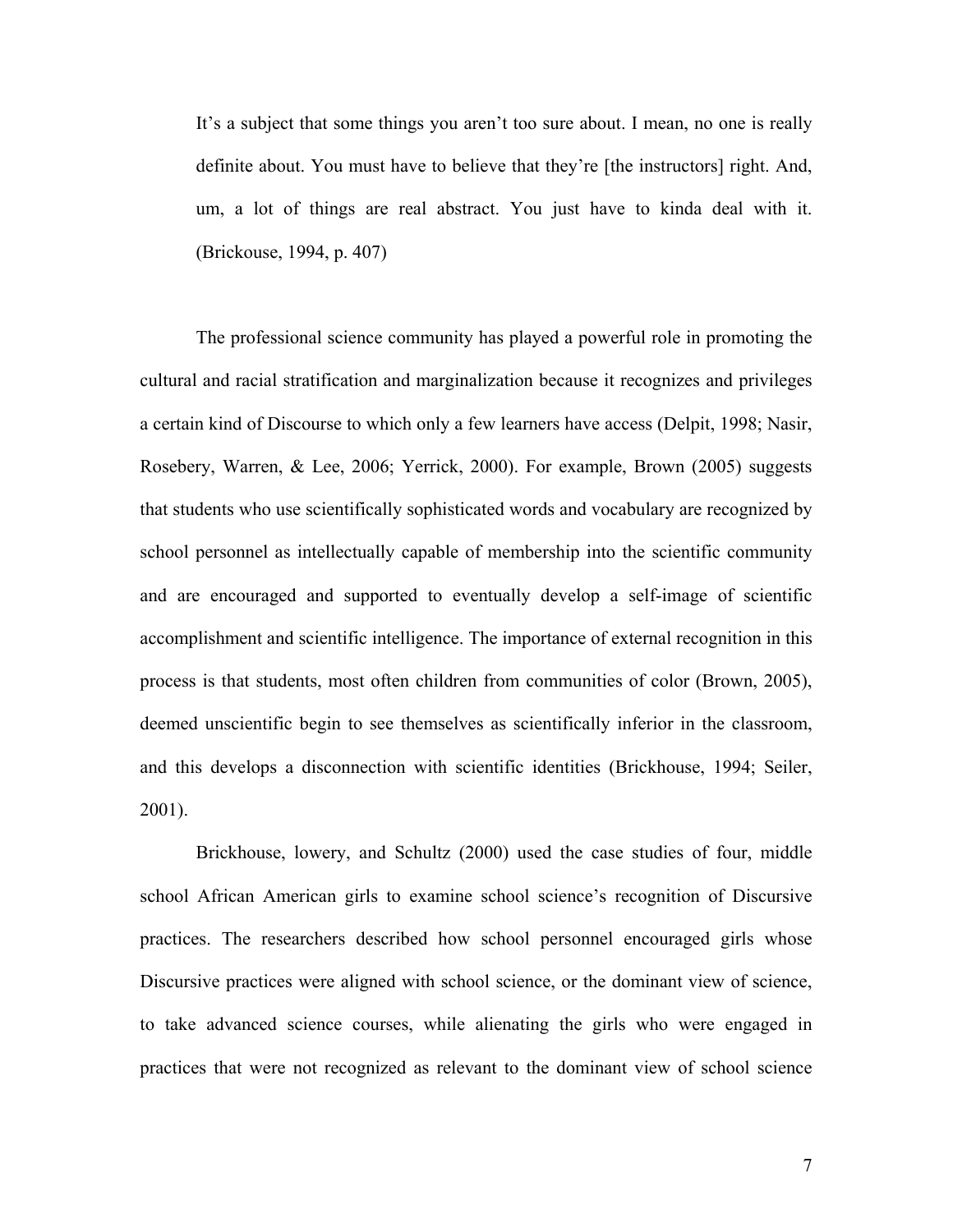> It's a subject that some things you aren't too sure about. I mean, no one is really definite about. You must have to believe that they're [the instructors] right. And, um, a lot of things are real abstract. You just have to kinda deal with it. (Brickouse, 1994, p. 407)

The professional science community has played a powerful role in promoting the cultural and racial stratification and marginalization because it recognizes and privileges a certain kind of Discourse to which only a few learners have access (Delpit, 1998; Nasir, Rosebery, Warren, & Lee, 2006; Yerrick, 2000). For example, Brown (2005) suggests that students who use scientifically sophisticated words and vocabulary are recognized by school personnel as intellectually capable of membership into the scientific community and are encouraged and supported to eventually develop a self-image of scientific accomplishment and scientific intelligence. The importance of external recognition in this process is that students, most often children from communities of color (Brown, 2005), deemed unscientific begin to see themselves as scientifically inferior in the classroom, and this develops a disconnection with scientific identities (Brickhouse, 1994; Seiler, 2001).

Brickhouse, lowery, and Schultz (2000) used the case studies of four, middle school African American girls to examine school science's recognition of Discursive practices. The researchers described how school personnel encouraged girls whose Discursive practices were aligned with school science, or the dominant view of science, to take advanced science courses, while alienating the girls who were engaged in practices that were not recognized as relevant to the dominant view of school science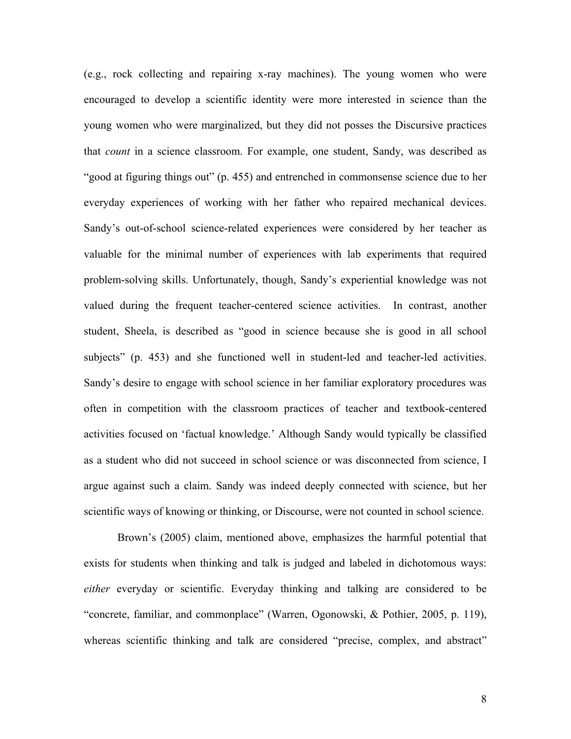(e.g., rock collecting and repairing x-ray machines). The young women who were encouraged to develop a scientific identity were more interested in science than the young women who were marginalized, but they did not posses the Discursive practices that *count* in a science classroom. For example, one student, Sandy, was described as "good at figuring things out" (p. 455) and entrenched in commonsense science due to her everyday experiences of working with her father who repaired mechanical devices. Sandy's out-of-school science-related experiences were considered by her teacher as valuable for the minimal number of experiences with lab experiments that required problem-solving skills. Unfortunately, though, Sandy's experiential knowledge was not valued during the frequent teacher-centered science activities. In contrast, another student, Sheela, is described as "good in science because she is good in all school subjects" (p. 453) and she functioned well in student-led and teacher-led activities. Sandy's desire to engage with school science in her familiar exploratory procedures was often in competition with the classroom practices of teacher and textbook-centered activities focused on 'factual knowledge.' Although Sandy would typically be classified as a student who did not succeed in school science or was disconnected from science, I argue against such a claim. Sandy was indeed deeply connected with science, but her scientific ways of knowing or thinking, or Discourse, were not counted in school science.

Brown's (2005) claim, mentioned above, emphasizes the harmful potential that exists for students when thinking and talk is judged and labeled in dichotomous ways: *either* everyday or scientific. Everyday thinking and talking are considered to be "concrete, familiar, and commonplace" (Warren, Ogonowski, & Pothier, 2005, p. 119), whereas scientific thinking and talk are considered "precise, complex, and abstract"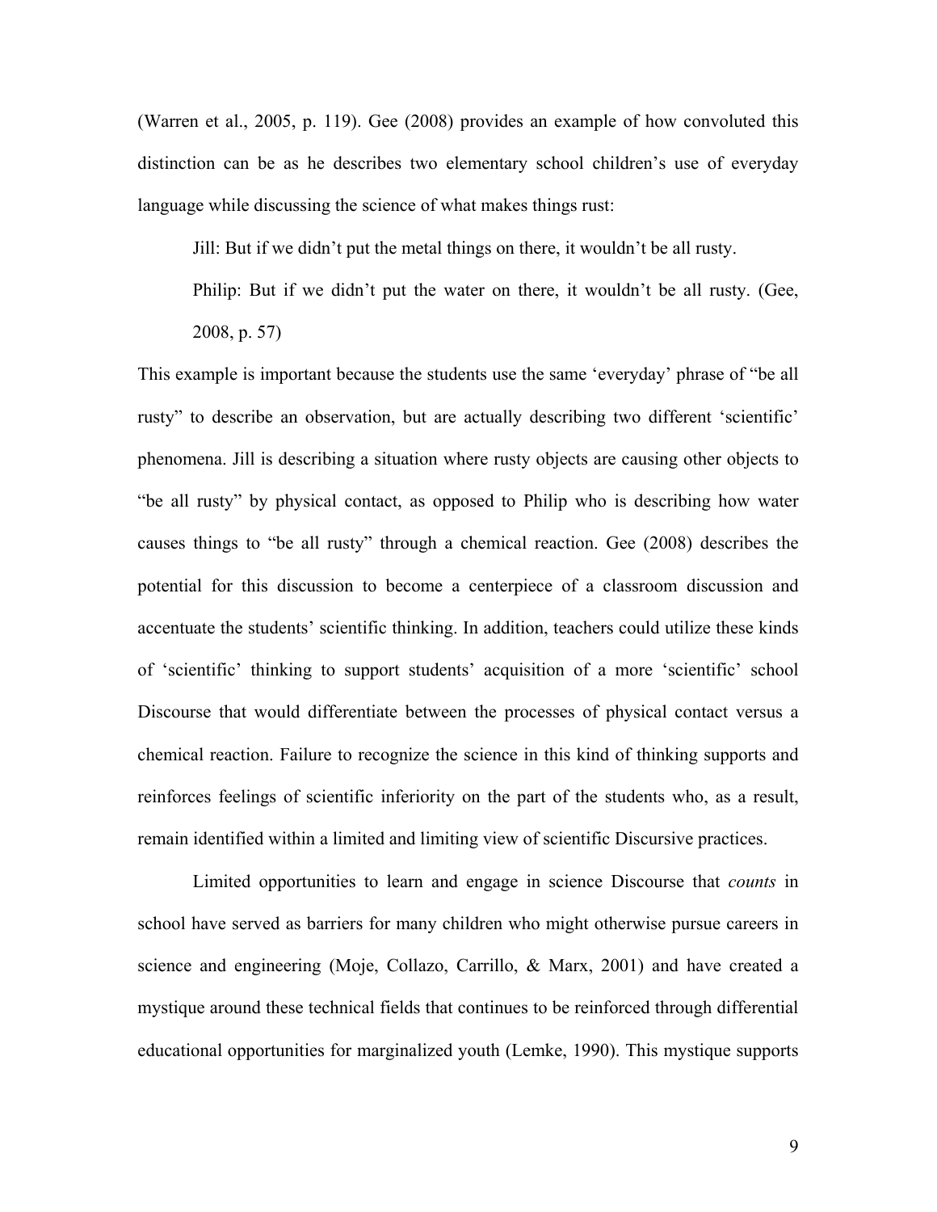(Warren et al., 2005, p. 119). Gee (2008) provides an example of how convoluted this distinction can be as he describes two elementary school children's use of everyday language while discussing the science of what makes things rust:

> Jill: But if we didn't put the metal things on there, it wouldn't be all rusty.
>
> Philip: But if we didn't put the water on there, it wouldn't be all rusty. (Gee, 2008, p. 57)

This example is important because the students use the same 'everyday' phrase of "be all rusty" to describe an observation, but are actually describing two different 'scientific' phenomena. Jill is describing a situation where rusty objects are causing other objects to "be all rusty" by physical contact, as opposed to Philip who is describing how water causes things to "be all rusty" through a chemical reaction. Gee (2008) describes the potential for this discussion to become a centerpiece of a classroom discussion and accentuate the students' scientific thinking. In addition, teachers could utilize these kinds of 'scientific' thinking to support students' acquisition of a more 'scientific' school Discourse that would differentiate between the processes of physical contact versus a chemical reaction. Failure to recognize the science in this kind of thinking supports and reinforces feelings of scientific inferiority on the part of the students who, as a result, remain identified within a limited and limiting view of scientific Discursive practices.

Limited opportunities to learn and engage in science Discourse that *counts* in school have served as barriers for many children who might otherwise pursue careers in science and engineering (Moje, Collazo, Carrillo, & Marx, 2001) and have created a mystique around these technical fields that continues to be reinforced through differential educational opportunities for marginalized youth (Lemke, 1990). This mystique supports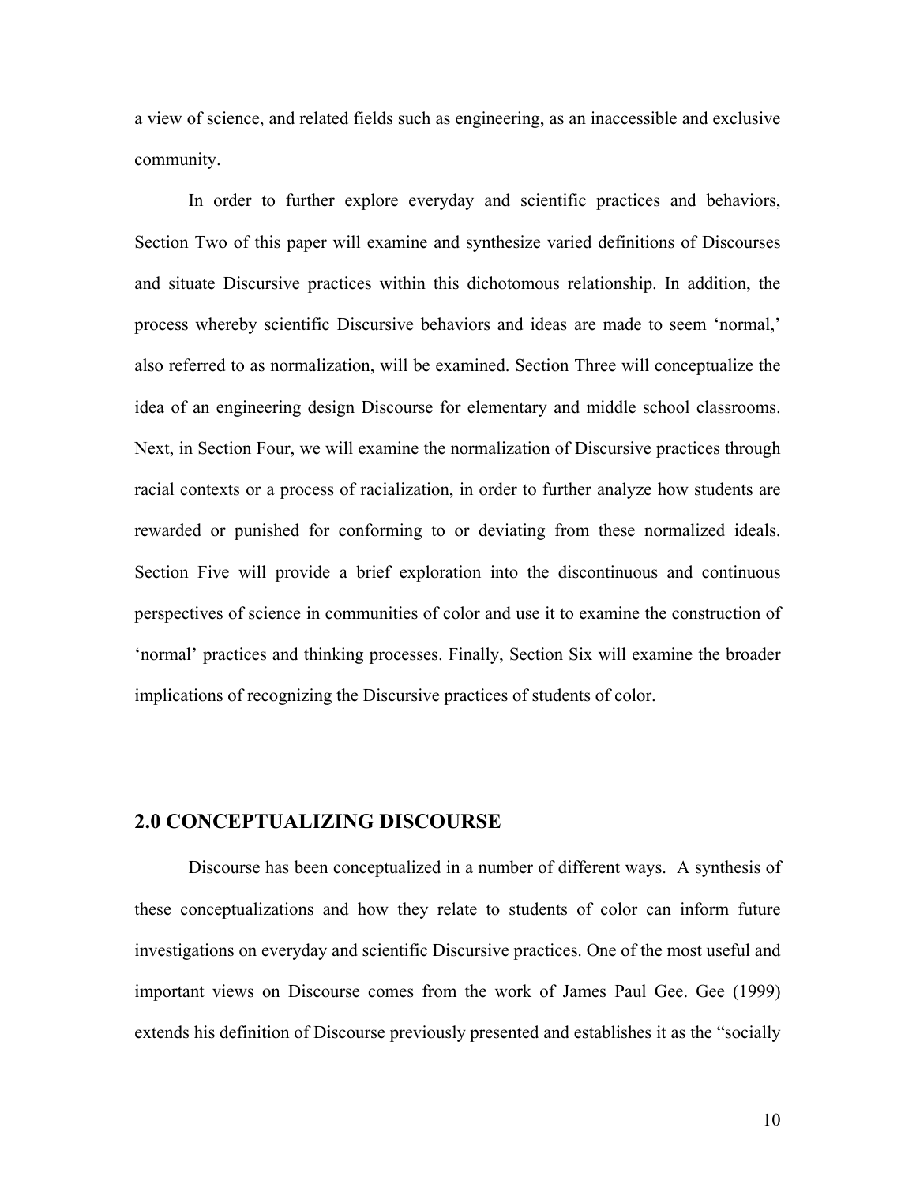a view of science, and related fields such as engineering, as an inaccessible and exclusive community.

In order to further explore everyday and scientific practices and behaviors, Section Two of this paper will examine and synthesize varied definitions of Discourses and situate Discursive practices within this dichotomous relationship. In addition, the process whereby scientific Discursive behaviors and ideas are made to seem 'normal,' also referred to as normalization, will be examined. Section Three will conceptualize the idea of an engineering design Discourse for elementary and middle school classrooms. Next, in Section Four, we will examine the normalization of Discursive practices through racial contexts or a process of racialization, in order to further analyze how students are rewarded or punished for conforming to or deviating from these normalized ideals. Section Five will provide a brief exploration into the discontinuous and continuous perspectives of science in communities of color and use it to examine the construction of 'normal' practices and thinking processes. Finally, Section Six will examine the broader implications of recognizing the Discursive practices of students of color.

## 2.0 CONCEPTUALIZING DISCOURSE

Discourse has been conceptualized in a number of different ways. A synthesis of these conceptualizations and how they relate to students of color can inform future investigations on everyday and scientific Discursive practices. One of the most useful and important views on Discourse comes from the work of James Paul Gee. Gee (1999) extends his definition of Discourse previously presented and establishes it as the "socially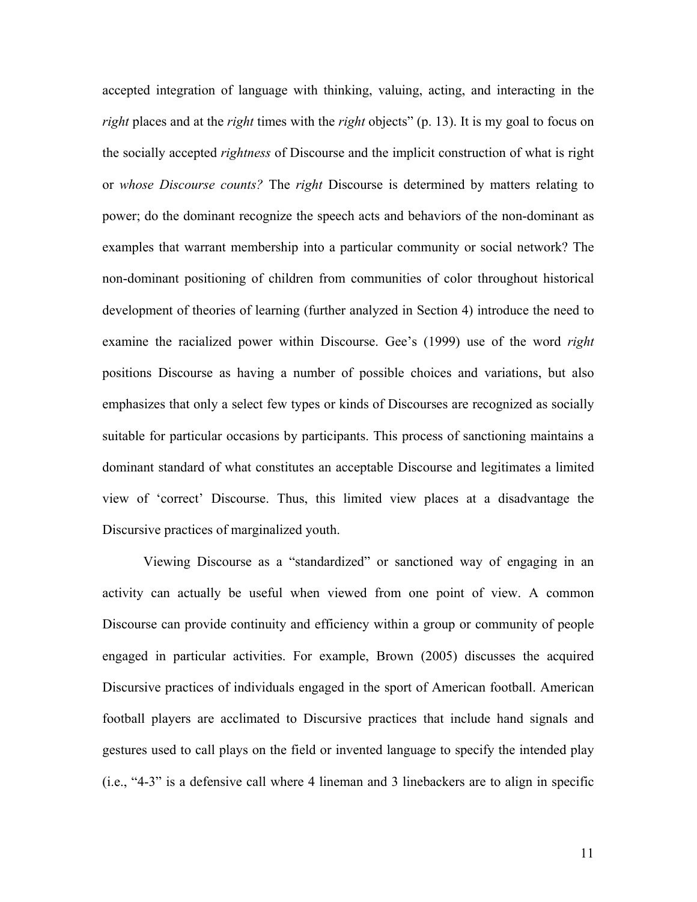accepted integration of language with thinking, valuing, acting, and interacting in the *right* places and at the *right* times with the *right* objects" (p. 13). It is my goal to focus on the socially accepted *rightness* of Discourse and the implicit construction of what is right or *whose Discourse counts?* The *right* Discourse is determined by matters relating to power; do the dominant recognize the speech acts and behaviors of the non-dominant as examples that warrant membership into a particular community or social network? The non-dominant positioning of children from communities of color throughout historical development of theories of learning (further analyzed in Section 4) introduce the need to examine the racialized power within Discourse. Gee's (1999) use of the word *right* positions Discourse as having a number of possible choices and variations, but also emphasizes that only a select few types or kinds of Discourses are recognized as socially suitable for particular occasions by participants. This process of sanctioning maintains a dominant standard of what constitutes an acceptable Discourse and legitimates a limited view of 'correct' Discourse. Thus, this limited view places at a disadvantage the Discursive practices of marginalized youth.

Viewing Discourse as a "standardized" or sanctioned way of engaging in an activity can actually be useful when viewed from one point of view. A common Discourse can provide continuity and efficiency within a group or community of people engaged in particular activities. For example, Brown (2005) discusses the acquired Discursive practices of individuals engaged in the sport of American football. American football players are acclimated to Discursive practices that include hand signals and gestures used to call plays on the field or invented language to specify the intended play (i.e., "4-3" is a defensive call where 4 lineman and 3 linebackers are to align in specific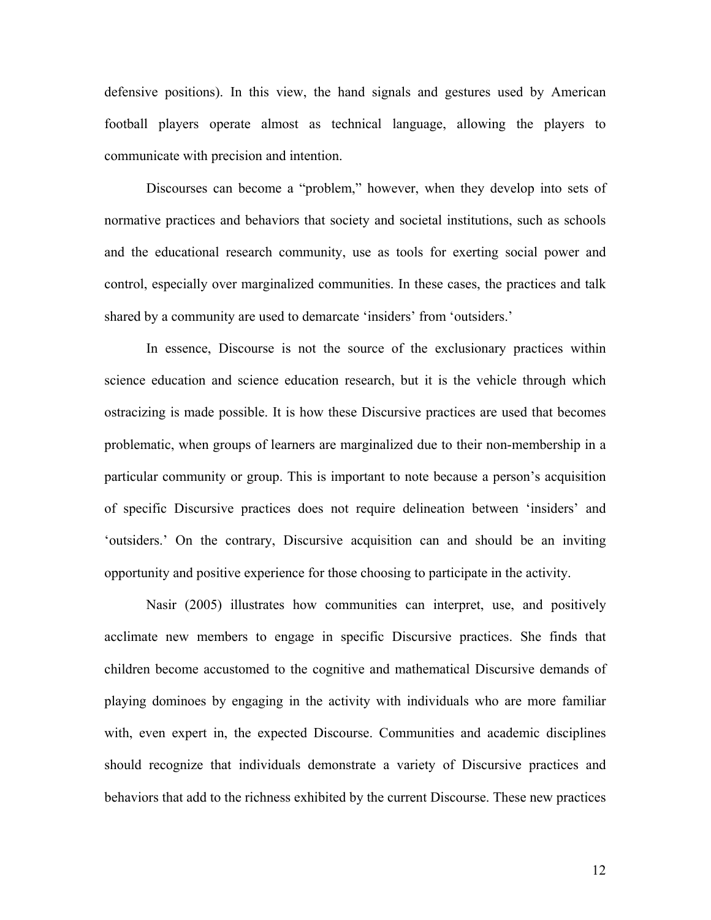defensive positions). In this view, the hand signals and gestures used by American football players operate almost as technical language, allowing the players to communicate with precision and intention.

Discourses can become a “problem,” however, when they develop into sets of normative practices and behaviors that society and societal institutions, such as schools and the educational research community, use as tools for exerting social power and control, especially over marginalized communities. In these cases, the practices and talk shared by a community are used to demarcate ‘insiders’ from ‘outsiders.’

In essence, Discourse is not the source of the exclusionary practices within science education and science education research, but it is the vehicle through which ostracizing is made possible. It is how these Discursive practices are used that becomes problematic, when groups of learners are marginalized due to their non-membership in a particular community or group. This is important to note because a person’s acquisition of specific Discursive practices does not require delineation between ‘insiders’ and ‘outsiders.’ On the contrary, Discursive acquisition can and should be an inviting opportunity and positive experience for those choosing to participate in the activity.

Nasir (2005) illustrates how communities can interpret, use, and positively acclimate new members to engage in specific Discursive practices. She finds that children become accustomed to the cognitive and mathematical Discursive demands of playing dominoes by engaging in the activity with individuals who are more familiar with, even expert in, the expected Discourse. Communities and academic disciplines should recognize that individuals demonstrate a variety of Discursive practices and behaviors that add to the richness exhibited by the current Discourse. These new practices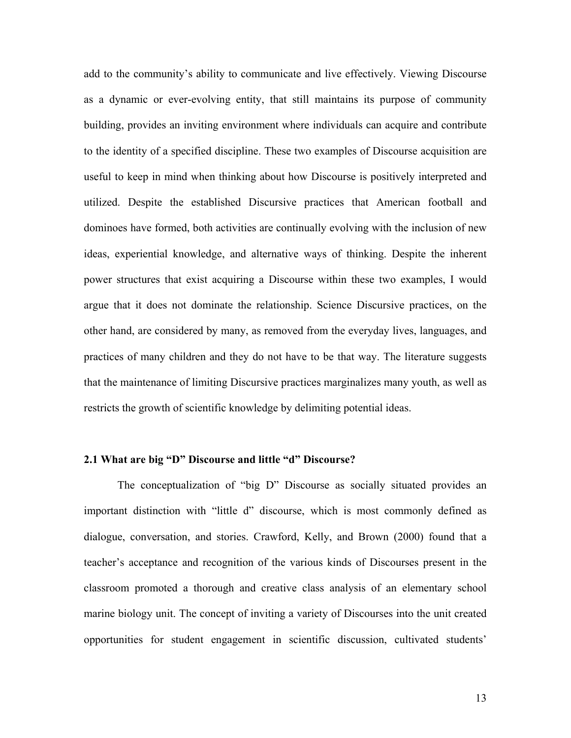add to the community's ability to communicate and live effectively. Viewing Discourse as a dynamic or ever-evolving entity, that still maintains its purpose of community building, provides an inviting environment where individuals can acquire and contribute to the identity of a specified discipline. These two examples of Discourse acquisition are useful to keep in mind when thinking about how Discourse is positively interpreted and utilized. Despite the established Discursive practices that American football and dominoes have formed, both activities are continually evolving with the inclusion of new ideas, experiential knowledge, and alternative ways of thinking. Despite the inherent power structures that exist acquiring a Discourse within these two examples, I would argue that it does not dominate the relationship. Science Discursive practices, on the other hand, are considered by many, as removed from the everyday lives, languages, and practices of many children and they do not have to be that way. The literature suggests that the maintenance of limiting Discursive practices marginalizes many youth, as well as restricts the growth of scientific knowledge by delimiting potential ideas.

### 2.1 What are big "D" Discourse and little "d" Discourse?

The conceptualization of "big D" Discourse as socially situated provides an important distinction with "little d" discourse, which is most commonly defined as dialogue, conversation, and stories. Crawford, Kelly, and Brown (2000) found that a teacher's acceptance and recognition of the various kinds of Discourses present in the classroom promoted a thorough and creative class analysis of an elementary school marine biology unit. The concept of inviting a variety of Discourses into the unit created opportunities for student engagement in scientific discussion, cultivated students'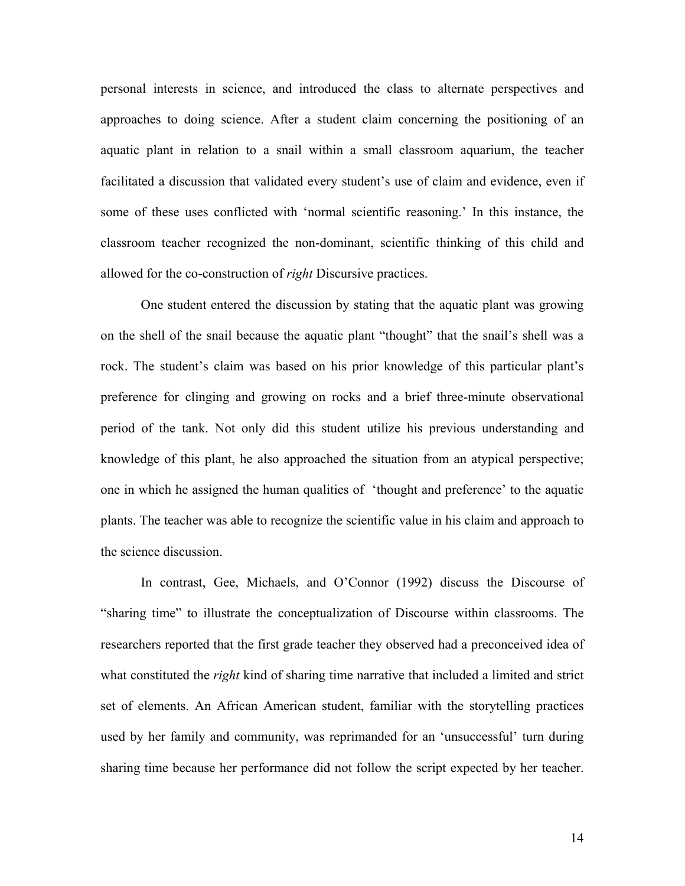personal interests in science, and introduced the class to alternate perspectives and approaches to doing science. After a student claim concerning the positioning of an aquatic plant in relation to a snail within a small classroom aquarium, the teacher facilitated a discussion that validated every student's use of claim and evidence, even if some of these uses conflicted with 'normal scientific reasoning.' In this instance, the classroom teacher recognized the non-dominant, scientific thinking of this child and allowed for the co-construction of *right* Discursive practices.

One student entered the discussion by stating that the aquatic plant was growing on the shell of the snail because the aquatic plant "thought" that the snail's shell was a rock. The student's claim was based on his prior knowledge of this particular plant's preference for clinging and growing on rocks and a brief three-minute observational period of the tank. Not only did this student utilize his previous understanding and knowledge of this plant, he also approached the situation from an atypical perspective; one in which he assigned the human qualities of 'thought and preference' to the aquatic plants. The teacher was able to recognize the scientific value in his claim and approach to the science discussion.

In contrast, Gee, Michaels, and O'Connor (1992) discuss the Discourse of "sharing time" to illustrate the conceptualization of Discourse within classrooms. The researchers reported that the first grade teacher they observed had a preconceived idea of what constituted the *right* kind of sharing time narrative that included a limited and strict set of elements. An African American student, familiar with the storytelling practices used by her family and community, was reprimanded for an 'unsuccessful' turn during sharing time because her performance did not follow the script expected by her teacher.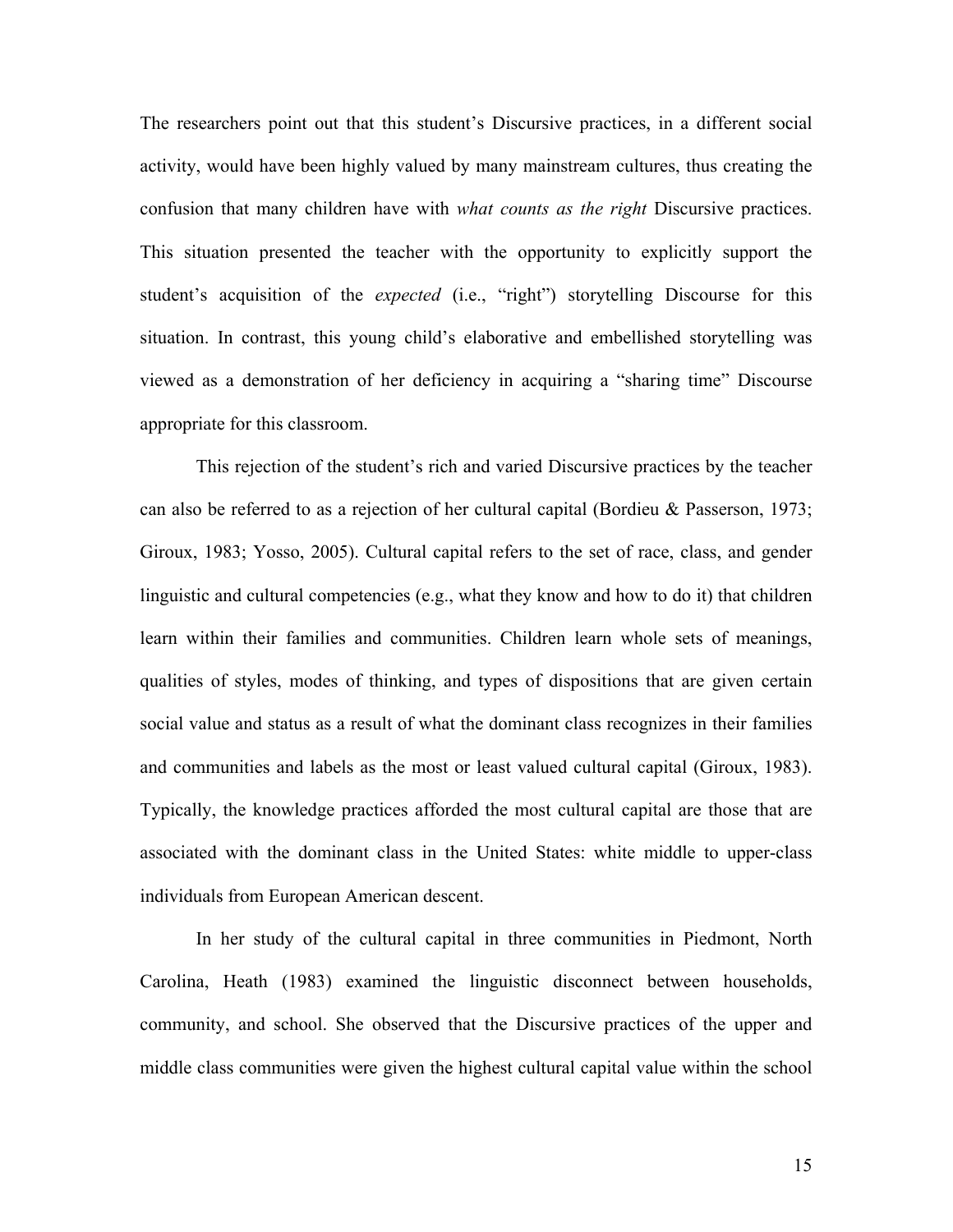The researchers point out that this student's Discursive practices, in a different social activity, would have been highly valued by many mainstream cultures, thus creating the confusion that many children have with *what counts as the right* Discursive practices. This situation presented the teacher with the opportunity to explicitly support the student's acquisition of the *expected* (i.e., "right") storytelling Discourse for this situation. In contrast, this young child's elaborative and embellished storytelling was viewed as a demonstration of her deficiency in acquiring a "sharing time" Discourse appropriate for this classroom.

This rejection of the student's rich and varied Discursive practices by the teacher can also be referred to as a rejection of her cultural capital (Bordieu & Passerson, 1973; Giroux, 1983; Yosso, 2005). Cultural capital refers to the set of race, class, and gender linguistic and cultural competencies (e.g., what they know and how to do it) that children learn within their families and communities. Children learn whole sets of meanings, qualities of styles, modes of thinking, and types of dispositions that are given certain social value and status as a result of what the dominant class recognizes in their families and communities and labels as the most or least valued cultural capital (Giroux, 1983). Typically, the knowledge practices afforded the most cultural capital are those that are associated with the dominant class in the United States: white middle to upper-class individuals from European American descent.

In her study of the cultural capital in three communities in Piedmont, North Carolina, Heath (1983) examined the linguistic disconnect between households, community, and school. She observed that the Discursive practices of the upper and middle class communities were given the highest cultural capital value within the school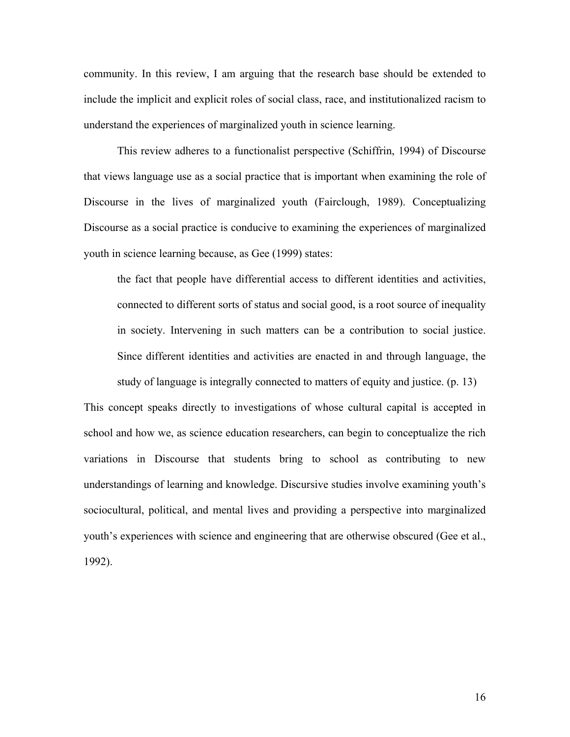community. In this review, I am arguing that the research base should be extended to include the implicit and explicit roles of social class, race, and institutionalized racism to understand the experiences of marginalized youth in science learning.

This review adheres to a functionalist perspective (Schiffrin, 1994) of Discourse that views language use as a social practice that is important when examining the role of Discourse in the lives of marginalized youth (Fairclough, 1989). Conceptualizing Discourse as a social practice is conducive to examining the experiences of marginalized youth in science learning because, as Gee (1999) states:

> the fact that people have differential access to different identities and activities, connected to different sorts of status and social good, is a root source of inequality in society. Intervening in such matters can be a contribution to social justice. Since different identities and activities are enacted in and through language, the study of language is integrally connected to matters of equity and justice. (p. 13)

This concept speaks directly to investigations of whose cultural capital is accepted in school and how we, as science education researchers, can begin to conceptualize the rich variations in Discourse that students bring to school as contributing to new understandings of learning and knowledge. Discursive studies involve examining youth's sociocultural, political, and mental lives and providing a perspective into marginalized youth's experiences with science and engineering that are otherwise obscured (Gee et al., 1992).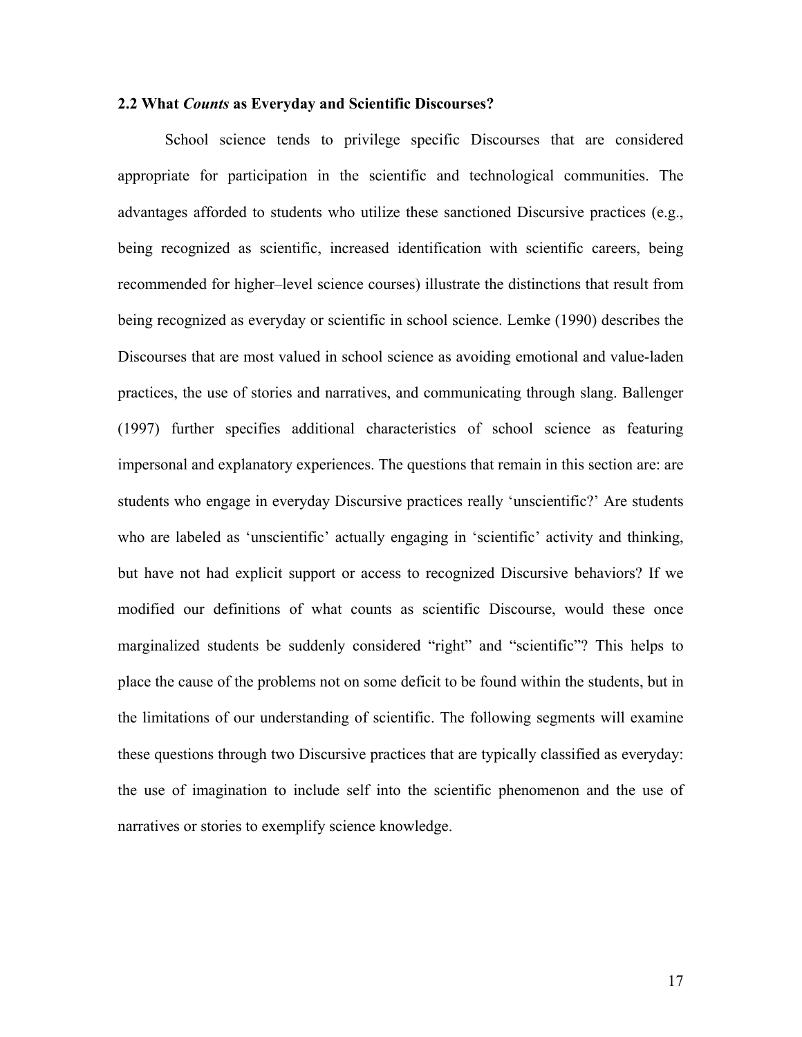### 2.2 What *Counts* as Everyday and Scientific Discourses?

School science tends to privilege specific Discourses that are considered appropriate for participation in the scientific and technological communities. The advantages afforded to students who utilize these sanctioned Discursive practices (e.g., being recognized as scientific, increased identification with scientific careers, being recommended for higher–level science courses) illustrate the distinctions that result from being recognized as everyday or scientific in school science. Lemke (1990) describes the Discourses that are most valued in school science as avoiding emotional and value-laden practices, the use of stories and narratives, and communicating through slang. Ballenger (1997) further specifies additional characteristics of school science as featuring impersonal and explanatory experiences. The questions that remain in this section are: are students who engage in everyday Discursive practices really 'unscientific?' Are students who are labeled as 'unscientific' actually engaging in 'scientific' activity and thinking, but have not had explicit support or access to recognized Discursive behaviors? If we modified our definitions of what counts as scientific Discourse, would these once marginalized students be suddenly considered "right" and "scientific"? This helps to place the cause of the problems not on some deficit to be found within the students, but in the limitations of our understanding of scientific. The following segments will examine these questions through two Discursive practices that are typically classified as everyday: the use of imagination to include self into the scientific phenomenon and the use of narratives or stories to exemplify science knowledge.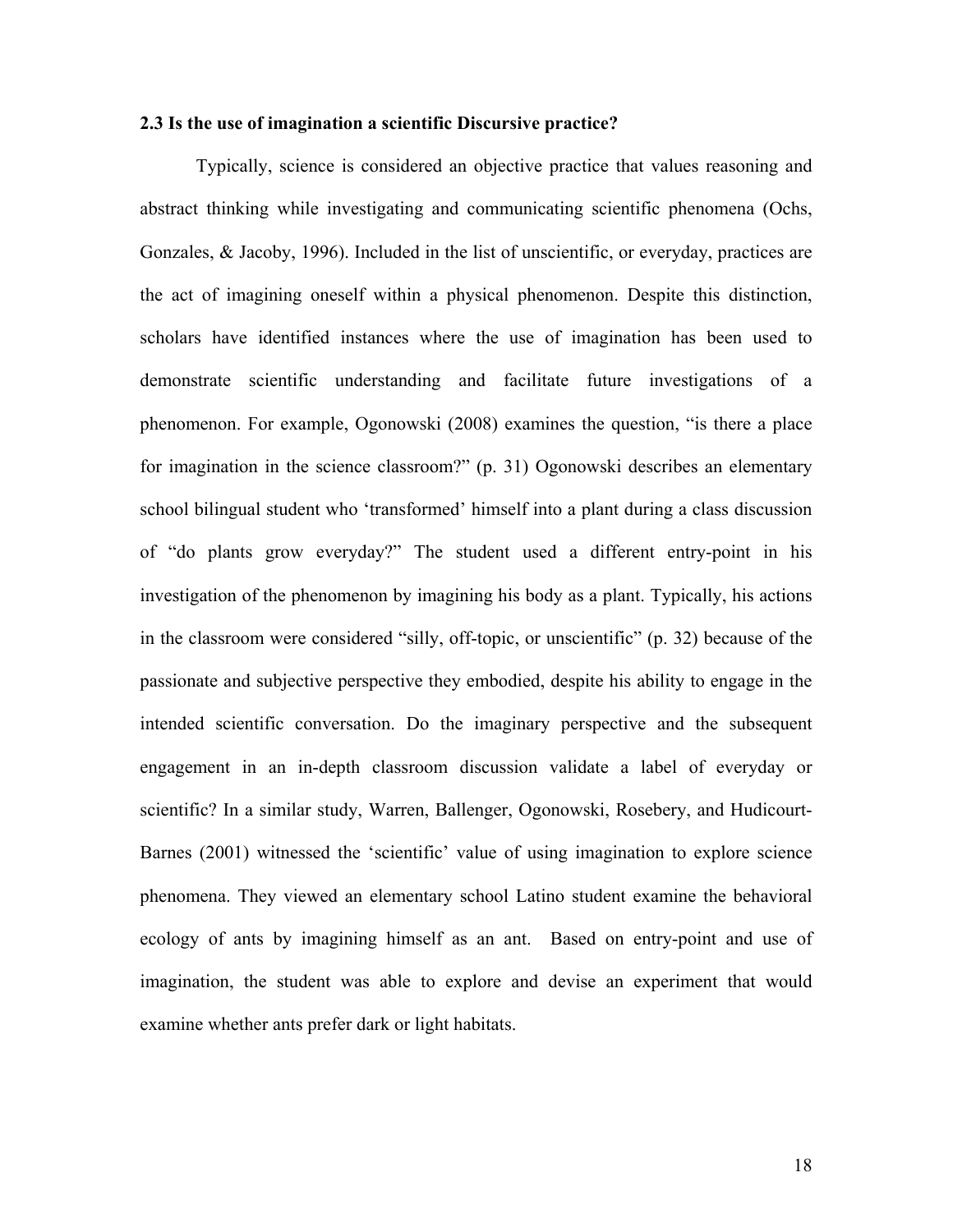### 2.3 Is the use of imagination a scientific Discursive practice?

Typically, science is considered an objective practice that values reasoning and abstract thinking while investigating and communicating scientific phenomena (Ochs, Gonzales, & Jacoby, 1996). Included in the list of unscientific, or everyday, practices are the act of imagining oneself within a physical phenomenon. Despite this distinction, scholars have identified instances where the use of imagination has been used to demonstrate scientific understanding and facilitate future investigations of a phenomenon. For example, Ogonowski (2008) examines the question, "is there a place for imagination in the science classroom?" (p. 31) Ogonowski describes an elementary school bilingual student who 'transformed' himself into a plant during a class discussion of "do plants grow everyday?" The student used a different entry-point in his investigation of the phenomenon by imagining his body as a plant. Typically, his actions in the classroom were considered "silly, off-topic, or unscientific" (p. 32) because of the passionate and subjective perspective they embodied, despite his ability to engage in the intended scientific conversation. Do the imaginary perspective and the subsequent engagement in an in-depth classroom discussion validate a label of everyday or scientific? In a similar study, Warren, Ballenger, Ogonowski, Rosebery, and Hudicourt-Barnes (2001) witnessed the 'scientific' value of using imagination to explore science phenomena. They viewed an elementary school Latino student examine the behavioral ecology of ants by imagining himself as an ant. Based on entry-point and use of imagination, the student was able to explore and devise an experiment that would examine whether ants prefer dark or light habitats.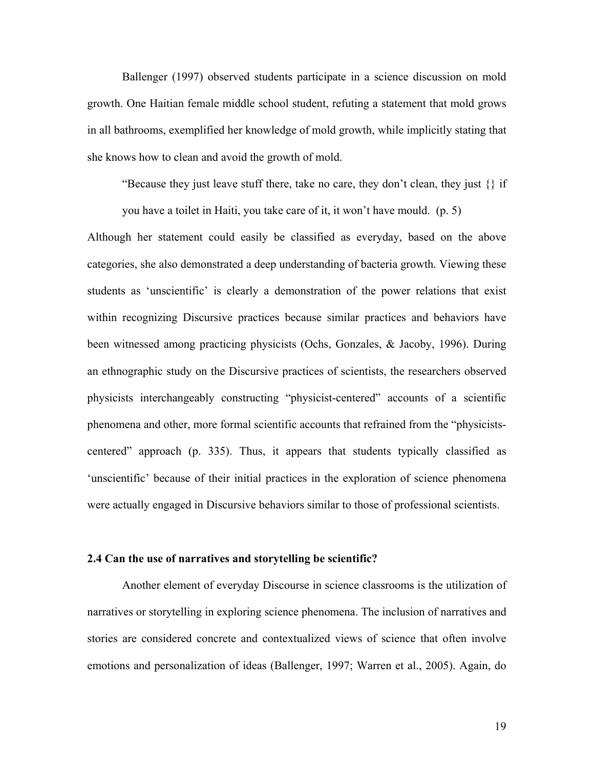Ballenger (1997) observed students participate in a science discussion on mold growth. One Haitian female middle school student, refuting a statement that mold grows in all bathrooms, exemplified her knowledge of mold growth, while implicitly stating that she knows how to clean and avoid the growth of mold.

> "Because they just leave stuff there, take no care, they don't clean, they just {} if you have a toilet in Haiti, you take care of it, it won't have mould. (p. 5)

Although her statement could easily be classified as everyday, based on the above categories, she also demonstrated a deep understanding of bacteria growth. Viewing these students as 'unscientific' is clearly a demonstration of the power relations that exist within recognizing Discursive practices because similar practices and behaviors have been witnessed among practicing physicists (Ochs, Gonzales, & Jacoby, 1996). During an ethnographic study on the Discursive practices of scientists, the researchers observed physicists interchangeably constructing "physicist-centered" accounts of a scientific phenomena and other, more formal scientific accounts that refrained from the "physicists-centered" approach (p. 335). Thus, it appears that students typically classified as 'unscientific' because of their initial practices in the exploration of science phenomena were actually engaged in Discursive behaviors similar to those of professional scientists.

### 2.4 Can the use of narratives and storytelling be scientific?

Another element of everyday Discourse in science classrooms is the utilization of narratives or storytelling in exploring science phenomena. The inclusion of narratives and stories are considered concrete and contextualized views of science that often involve emotions and personalization of ideas (Ballenger, 1997; Warren et al., 2005). Again, do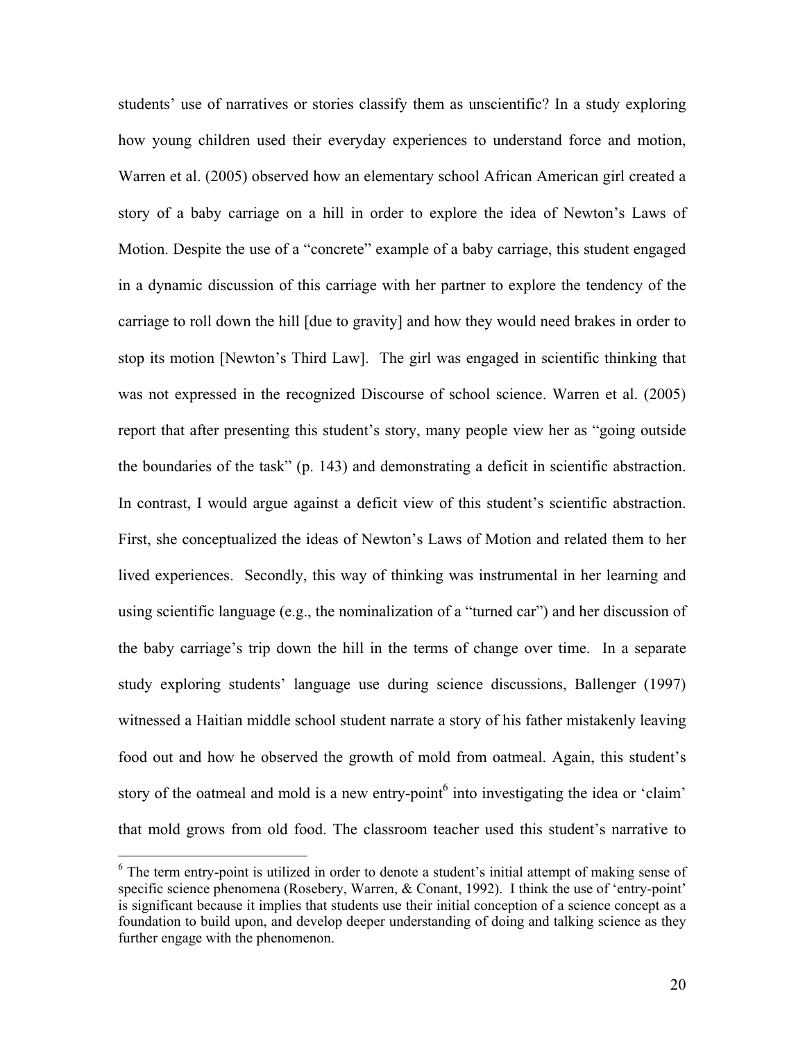students' use of narratives or stories classify them as unscientific? In a study exploring how young children used their everyday experiences to understand force and motion, Warren et al. (2005) observed how an elementary school African American girl created a story of a baby carriage on a hill in order to explore the idea of Newton's Laws of Motion. Despite the use of a "concrete" example of a baby carriage, this student engaged in a dynamic discussion of this carriage with her partner to explore the tendency of the carriage to roll down the hill [due to gravity] and how they would need brakes in order to stop its motion [Newton's Third Law]. The girl was engaged in scientific thinking that was not expressed in the recognized Discourse of school science. Warren et al. (2005) report that after presenting this student's story, many people view her as "going outside the boundaries of the task" (p. 143) and demonstrating a deficit in scientific abstraction. In contrast, I would argue against a deficit view of this student's scientific abstraction. First, she conceptualized the ideas of Newton's Laws of Motion and related them to her lived experiences. Secondly, this way of thinking was instrumental in her learning and using scientific language (e.g., the nominalization of a "turned car") and her discussion of the baby carriage's trip down the hill in the terms of change over time. In a separate study exploring students' language use during science discussions, Ballenger (1997) witnessed a Haitian middle school student narrate a story of his father mistakenly leaving food out and how he observed the growth of mold from oatmeal. Again, this student's story of the oatmeal and mold is a new entry-point[6] into investigating the idea or 'claim' that mold grows from old food. The classroom teacher used this student's narrative to

---

[6] The term entry-point is utilized in order to denote a student's initial attempt of making sense of specific science phenomena (Rosebery, Warren, & Conant, 1992). I think the use of 'entry-point' is significant because it implies that students use their initial conception of a science concept as a foundation to build upon, and develop deeper understanding of doing and talking science as they further engage with the phenomenon.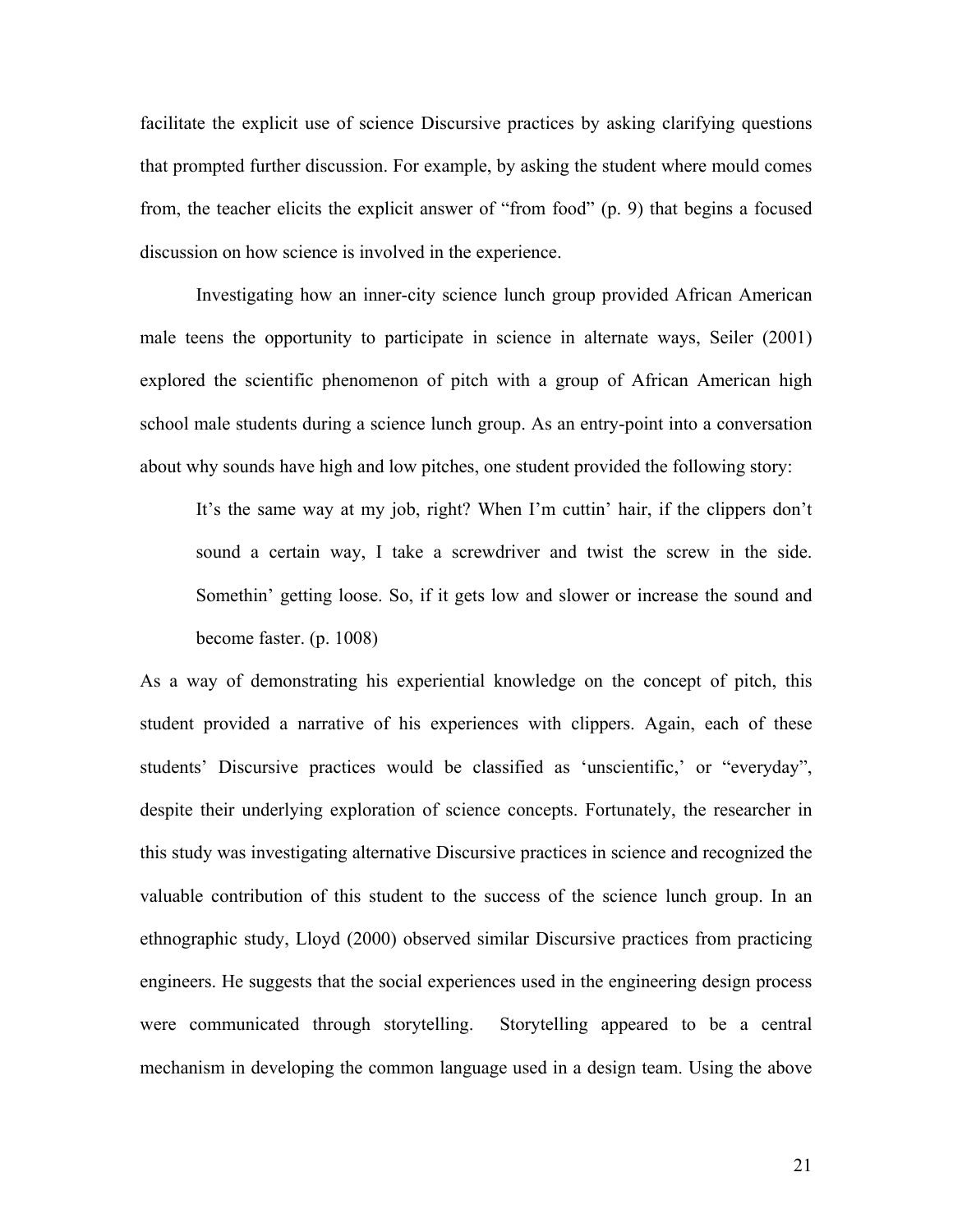facilitate the explicit use of science Discursive practices by asking clarifying questions that prompted further discussion. For example, by asking the student where mould comes from, the teacher elicits the explicit answer of "from food" (p. 9) that begins a focused discussion on how science is involved in the experience.

Investigating how an inner-city science lunch group provided African American male teens the opportunity to participate in science in alternate ways, Seiler (2001) explored the scientific phenomenon of pitch with a group of African American high school male students during a science lunch group. As an entry-point into a conversation about why sounds have high and low pitches, one student provided the following story:

> It's the same way at my job, right? When I'm cuttin' hair, if the clippers don't sound a certain way, I take a screwdriver and twist the screw in the side. Somethin' getting loose. So, if it gets low and slower or increase the sound and become faster. (p. 1008)

As a way of demonstrating his experiential knowledge on the concept of pitch, this student provided a narrative of his experiences with clippers. Again, each of these students' Discursive practices would be classified as 'unscientific,' or "everyday", despite their underlying exploration of science concepts. Fortunately, the researcher in this study was investigating alternative Discursive practices in science and recognized the valuable contribution of this student to the success of the science lunch group. In an ethnographic study, Lloyd (2000) observed similar Discursive practices from practicing engineers. He suggests that the social experiences used in the engineering design process were communicated through storytelling. Storytelling appeared to be a central mechanism in developing the common language used in a design team. Using the above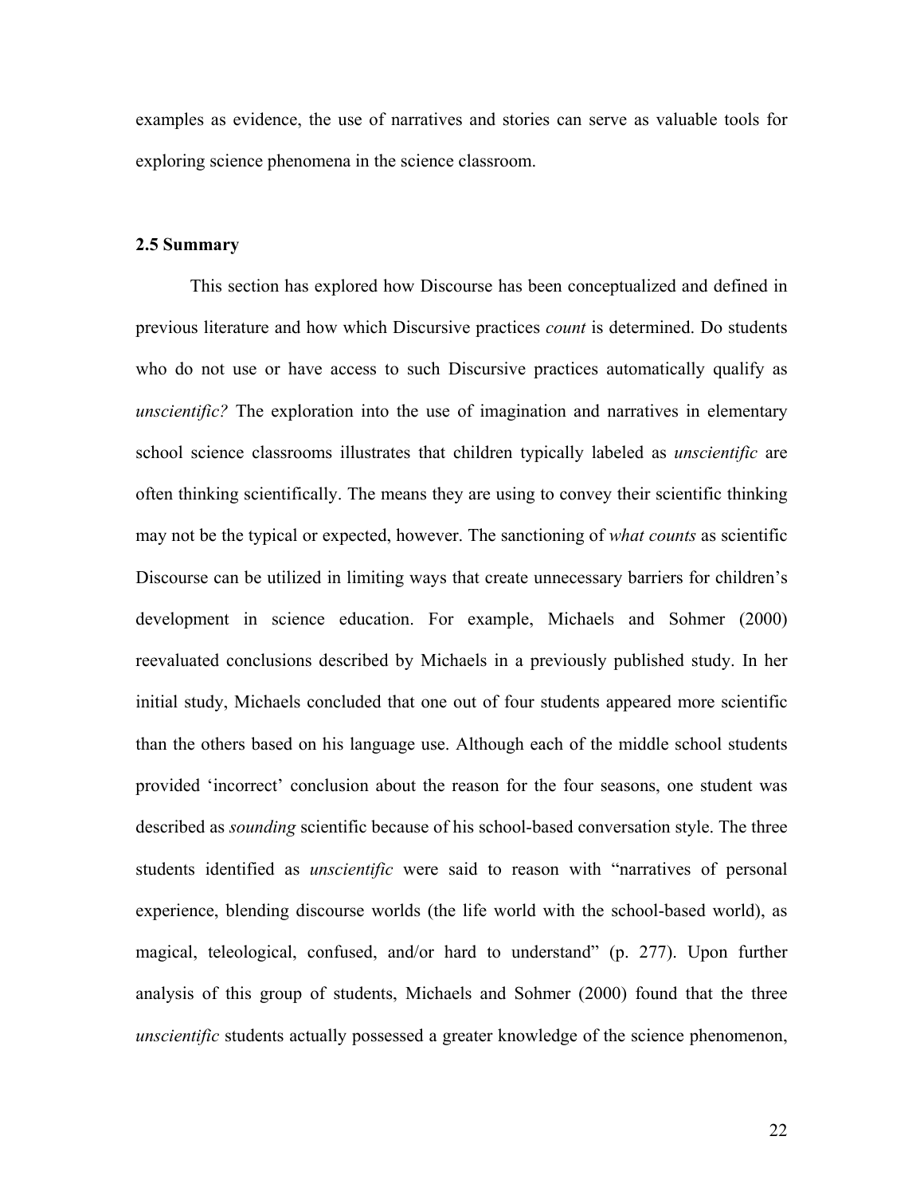examples as evidence, the use of narratives and stories can serve as valuable tools for exploring science phenomena in the science classroom.

## 2.5 Summary

This section has explored how Discourse has been conceptualized and defined in previous literature and how which Discursive practices *count* is determined. Do students who do not use or have access to such Discursive practices automatically qualify as *unscientific?* The exploration into the use of imagination and narratives in elementary school science classrooms illustrates that children typically labeled as *unscientific* are often thinking scientifically. The means they are using to convey their scientific thinking may not be the typical or expected, however. The sanctioning of *what counts* as scientific Discourse can be utilized in limiting ways that create unnecessary barriers for children's development in science education. For example, Michaels and Sohmer (2000) reevaluated conclusions described by Michaels in a previously published study. In her initial study, Michaels concluded that one out of four students appeared more scientific than the others based on his language use. Although each of the middle school students provided 'incorrect' conclusion about the reason for the four seasons, one student was described as *sounding* scientific because of his school-based conversation style. The three students identified as *unscientific* were said to reason with "narratives of personal experience, blending discourse worlds (the life world with the school-based world), as magical, teleological, confused, and/or hard to understand" (p. 277). Upon further analysis of this group of students, Michaels and Sohmer (2000) found that the three *unscientific* students actually possessed a greater knowledge of the science phenomenon,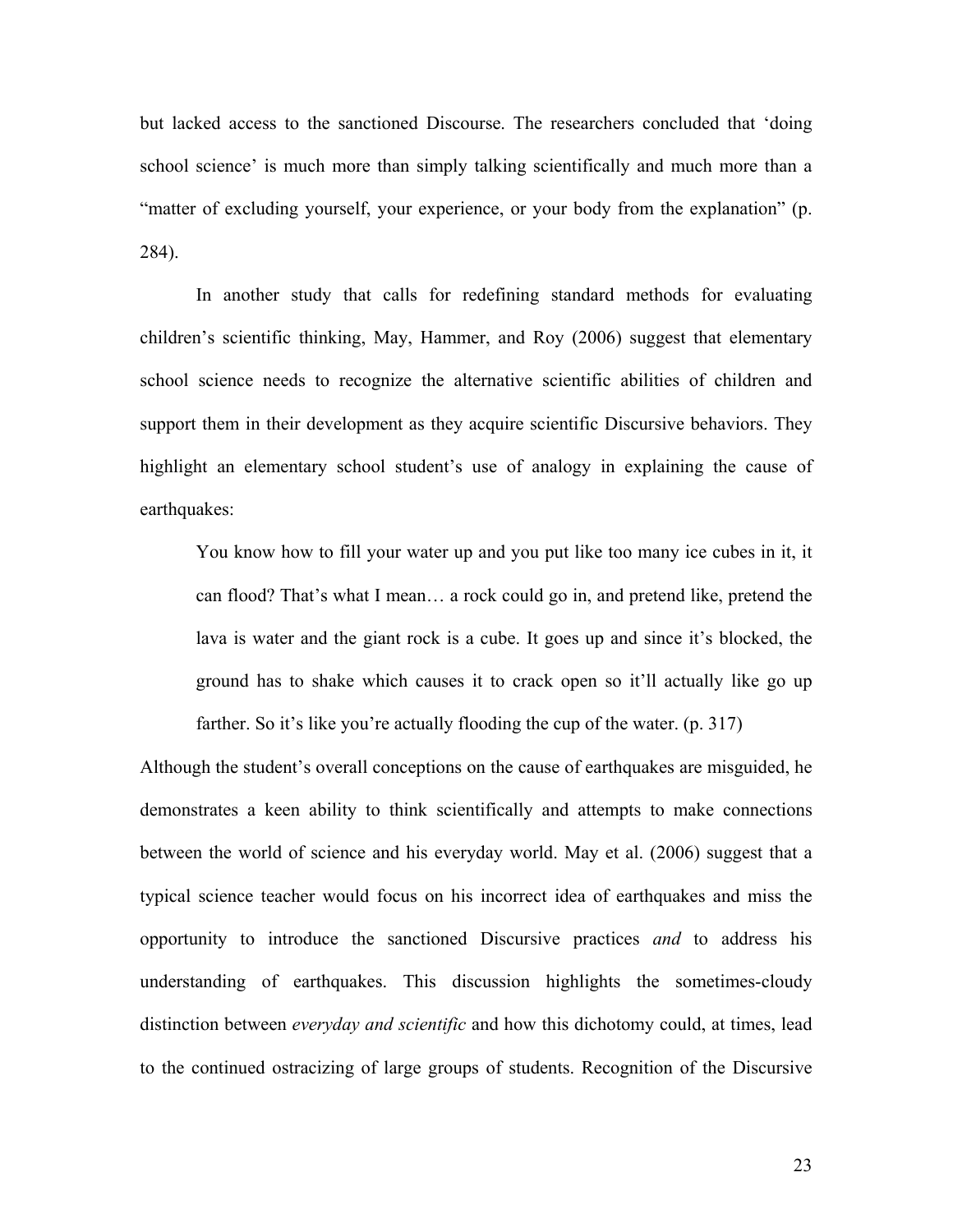but lacked access to the sanctioned Discourse. The researchers concluded that 'doing school science' is much more than simply talking scientifically and much more than a "matter of excluding yourself, your experience, or your body from the explanation" (p. 284).

In another study that calls for redefining standard methods for evaluating children's scientific thinking, May, Hammer, and Roy (2006) suggest that elementary school science needs to recognize the alternative scientific abilities of children and support them in their development as they acquire scientific Discursive behaviors. They highlight an elementary school student's use of analogy in explaining the cause of earthquakes:

> You know how to fill your water up and you put like too many ice cubes in it, it can flood? That's what I mean… a rock could go in, and pretend like, pretend the lava is water and the giant rock is a cube. It goes up and since it's blocked, the ground has to shake which causes it to crack open so it'll actually like go up farther. So it's like you're actually flooding the cup of the water. (p. 317)

Although the student's overall conceptions on the cause of earthquakes are misguided, he demonstrates a keen ability to think scientifically and attempts to make connections between the world of science and his everyday world. May et al. (2006) suggest that a typical science teacher would focus on his incorrect idea of earthquakes and miss the opportunity to introduce the sanctioned Discursive practices *and* to address his understanding of earthquakes. This discussion highlights the sometimes-cloudy distinction between *everyday and scientific* and how this dichotomy could, at times, lead to the continued ostracizing of large groups of students. Recognition of the Discursive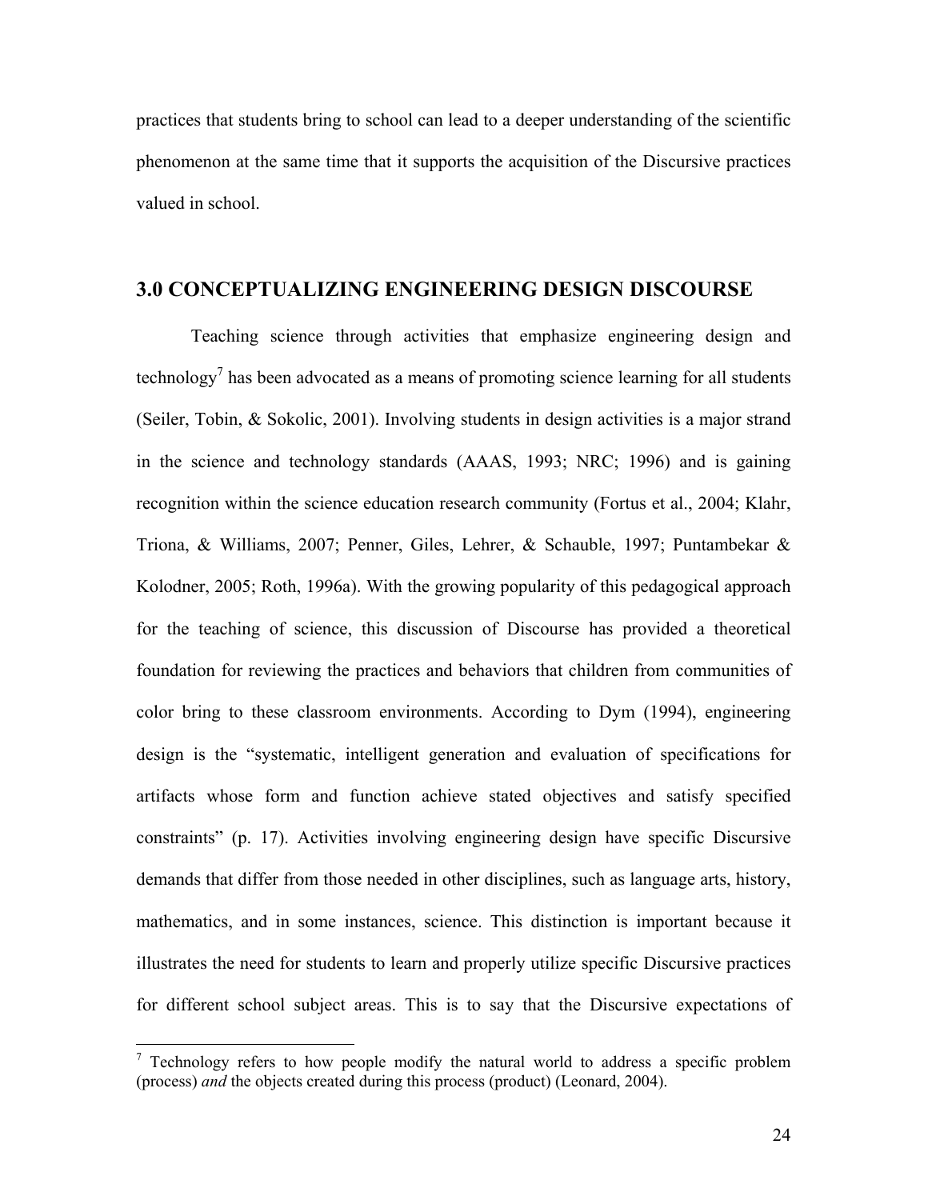practices that students bring to school can lead to a deeper understanding of the scientific phenomenon at the same time that it supports the acquisition of the Discursive practices valued in school.

## 3.0 CONCEPTUALIZING ENGINEERING DESIGN DISCOURSE

Teaching science through activities that emphasize engineering design and technology[7] has been advocated as a means of promoting science learning for all students (Seiler, Tobin, & Sokolic, 2001). Involving students in design activities is a major strand in the science and technology standards (AAAS, 1993; NRC; 1996) and is gaining recognition within the science education research community (Fortus et al., 2004; Klahr, Triona, & Williams, 2007; Penner, Giles, Lehrer, & Schauble, 1997; Puntambekar & Kolodner, 2005; Roth, 1996a). With the growing popularity of this pedagogical approach for the teaching of science, this discussion of Discourse has provided a theoretical foundation for reviewing the practices and behaviors that children from communities of color bring to these classroom environments. According to Dym (1994), engineering design is the "systematic, intelligent generation and evaluation of specifications for artifacts whose form and function achieve stated objectives and satisfy specified constraints" (p. 17). Activities involving engineering design have specific Discursive demands that differ from those needed in other disciplines, such as language arts, history, mathematics, and in some instances, science. This distinction is important because it illustrates the need for students to learn and properly utilize specific Discursive practices for different school subject areas. This is to say that the Discursive expectations of

[7] Technology refers to how people modify the natural world to address a specific problem (process) *and* the objects created during this process (product) (Leonard, 2004).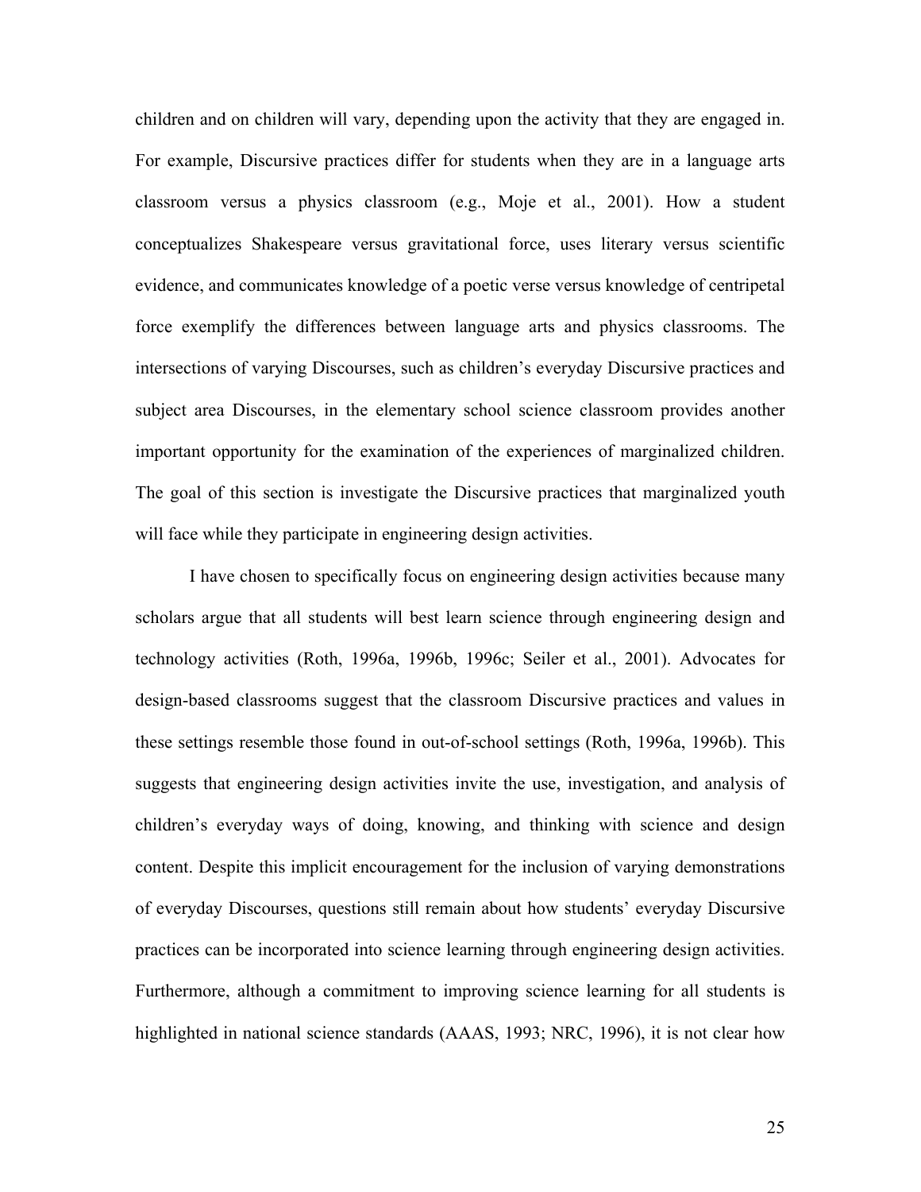children and on children will vary, depending upon the activity that they are engaged in. For example, Discursive practices differ for students when they are in a language arts classroom versus a physics classroom (e.g., Moje et al., 2001). How a student conceptualizes Shakespeare versus gravitational force, uses literary versus scientific evidence, and communicates knowledge of a poetic verse versus knowledge of centripetal force exemplify the differences between language arts and physics classrooms. The intersections of varying Discourses, such as children's everyday Discursive practices and subject area Discourses, in the elementary school science classroom provides another important opportunity for the examination of the experiences of marginalized children. The goal of this section is investigate the Discursive practices that marginalized youth will face while they participate in engineering design activities.

I have chosen to specifically focus on engineering design activities because many scholars argue that all students will best learn science through engineering design and technology activities (Roth, 1996a, 1996b, 1996c; Seiler et al., 2001). Advocates for design-based classrooms suggest that the classroom Discursive practices and values in these settings resemble those found in out-of-school settings (Roth, 1996a, 1996b). This suggests that engineering design activities invite the use, investigation, and analysis of children's everyday ways of doing, knowing, and thinking with science and design content. Despite this implicit encouragement for the inclusion of varying demonstrations of everyday Discourses, questions still remain about how students' everyday Discursive practices can be incorporated into science learning through engineering design activities. Furthermore, although a commitment to improving science learning for all students is highlighted in national science standards (AAAS, 1993; NRC, 1996), it is not clear how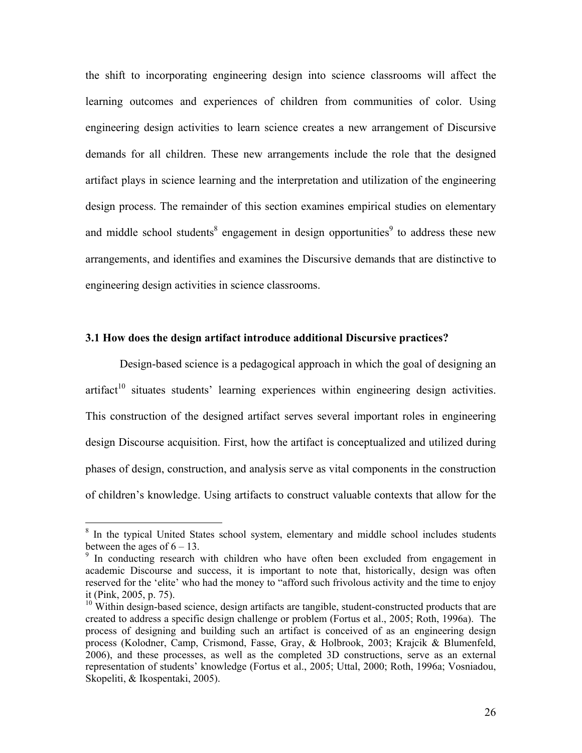the shift to incorporating engineering design into science classrooms will affect the learning outcomes and experiences of children from communities of color. Using engineering design activities to learn science creates a new arrangement of Discursive demands for all children. These new arrangements include the role that the designed artifact plays in science learning and the interpretation and utilization of the engineering design process. The remainder of this section examines empirical studies on elementary and middle school students[8] engagement in design opportunities[9] to address these new arrangements, and identifies and examines the Discursive demands that are distinctive to engineering design activities in science classrooms.

### 3.1 How does the design artifact introduce additional Discursive practices?

Design-based science is a pedagogical approach in which the goal of designing an artifact[10] situates students' learning experiences within engineering design activities. This construction of the designed artifact serves several important roles in engineering design Discourse acquisition. First, how the artifact is conceptualized and utilized during phases of design, construction, and analysis serve as vital components in the construction of children's knowledge. Using artifacts to construct valuable contexts that allow for the

---

[8] In the typical United States school system, elementary and middle school includes students between the ages of 6 – 13.

[9] In conducting research with children who have often been excluded from engagement in academic Discourse and success, it is important to note that, historically, design was often reserved for the 'elite' who had the money to "afford such frivolous activity and the time to enjoy it (Pink, 2005, p. 75).

[10] Within design-based science, design artifacts are tangible, student-constructed products that are created to address a specific design challenge or problem (Fortus et al., 2005; Roth, 1996a). The process of designing and building such an artifact is conceived of as an engineering design process (Kolodner, Camp, Crismond, Fasse, Gray, & Holbrook, 2003; Krajcik & Blumenfeld, 2006), and these processes, as well as the completed 3D constructions, serve as an external representation of students' knowledge (Fortus et al., 2005; Uttal, 2000; Roth, 1996a; Vosniadou, Skopeliti, & Ikospentaki, 2005).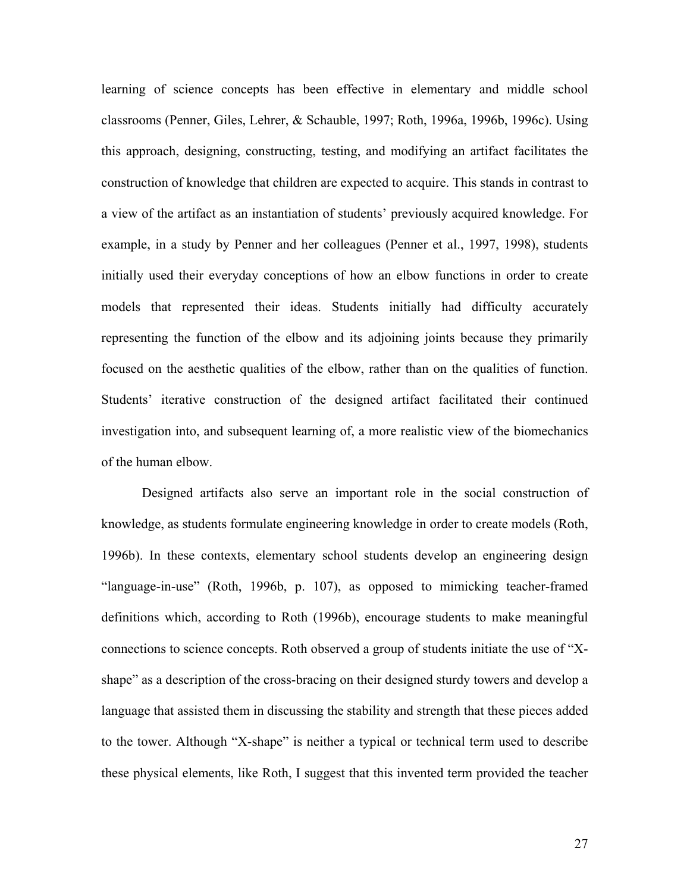learning of science concepts has been effective in elementary and middle school classrooms (Penner, Giles, Lehrer, & Schauble, 1997; Roth, 1996a, 1996b, 1996c). Using this approach, designing, constructing, testing, and modifying an artifact facilitates the construction of knowledge that children are expected to acquire. This stands in contrast to a view of the artifact as an instantiation of students' previously acquired knowledge. For example, in a study by Penner and her colleagues (Penner et al., 1997, 1998), students initially used their everyday conceptions of how an elbow functions in order to create models that represented their ideas. Students initially had difficulty accurately representing the function of the elbow and its adjoining joints because they primarily focused on the aesthetic qualities of the elbow, rather than on the qualities of function. Students' iterative construction of the designed artifact facilitated their continued investigation into, and subsequent learning of, a more realistic view of the biomechanics of the human elbow.

Designed artifacts also serve an important role in the social construction of knowledge, as students formulate engineering knowledge in order to create models (Roth, 1996b). In these contexts, elementary school students develop an engineering design "language-in-use" (Roth, 1996b, p. 107), as opposed to mimicking teacher-framed definitions which, according to Roth (1996b), encourage students to make meaningful connections to science concepts. Roth observed a group of students initiate the use of "X-shape" as a description of the cross-bracing on their designed sturdy towers and develop a language that assisted them in discussing the stability and strength that these pieces added to the tower. Although "X-shape" is neither a typical or technical term used to describe these physical elements, like Roth, I suggest that this invented term provided the teacher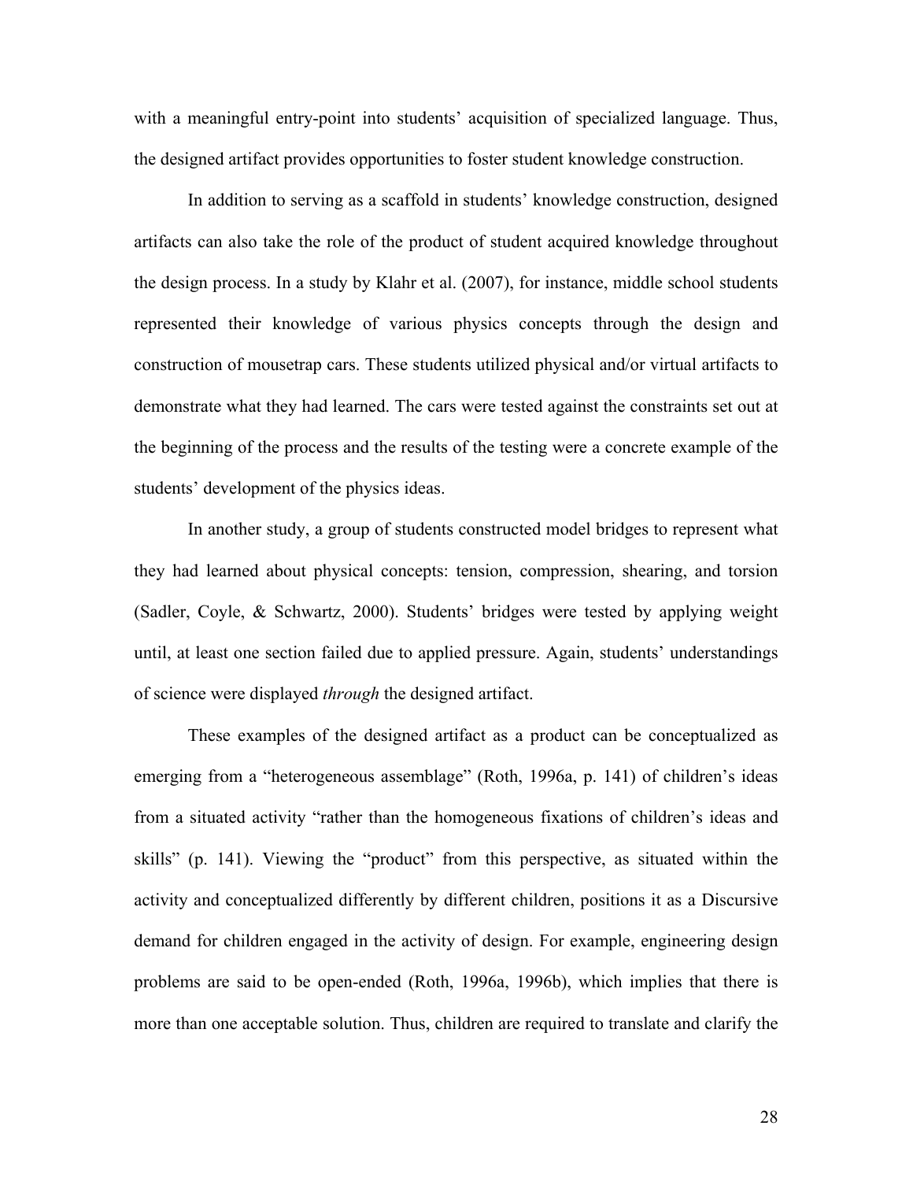with a meaningful entry-point into students' acquisition of specialized language. Thus, the designed artifact provides opportunities to foster student knowledge construction.

In addition to serving as a scaffold in students' knowledge construction, designed artifacts can also take the role of the product of student acquired knowledge throughout the design process. In a study by Klahr et al. (2007), for instance, middle school students represented their knowledge of various physics concepts through the design and construction of mousetrap cars. These students utilized physical and/or virtual artifacts to demonstrate what they had learned. The cars were tested against the constraints set out at the beginning of the process and the results of the testing were a concrete example of the students' development of the physics ideas.

In another study, a group of students constructed model bridges to represent what they had learned about physical concepts: tension, compression, shearing, and torsion (Sadler, Coyle, & Schwartz, 2000). Students' bridges were tested by applying weight until, at least one section failed due to applied pressure. Again, students' understandings of science were displayed *through* the designed artifact.

These examples of the designed artifact as a product can be conceptualized as emerging from a "heterogeneous assemblage" (Roth, 1996a, p. 141) of children's ideas from a situated activity "rather than the homogeneous fixations of children's ideas and skills" (p. 141). Viewing the "product" from this perspective, as situated within the activity and conceptualized differently by different children, positions it as a Discursive demand for children engaged in the activity of design. For example, engineering design problems are said to be open-ended (Roth, 1996a, 1996b), which implies that there is more than one acceptable solution. Thus, children are required to translate and clarify the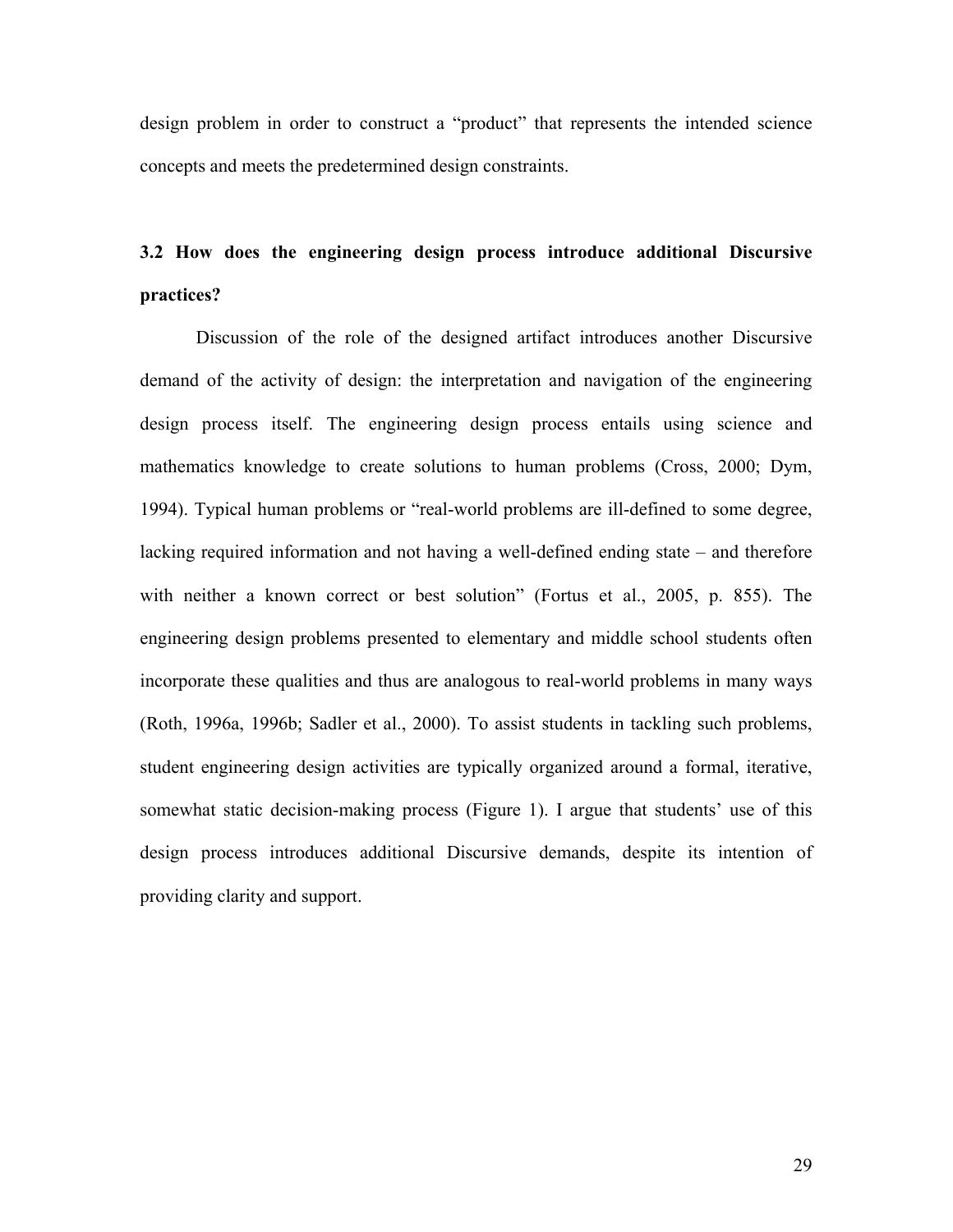design problem in order to construct a "product" that represents the intended science concepts and meets the predetermined design constraints.

## 3.2 How does the engineering design process introduce additional Discursive practices?

Discussion of the role of the designed artifact introduces another Discursive demand of the activity of design: the interpretation and navigation of the engineering design process itself. The engineering design process entails using science and mathematics knowledge to create solutions to human problems (Cross, 2000; Dym, 1994). Typical human problems or "real-world problems are ill-defined to some degree, lacking required information and not having a well-defined ending state – and therefore with neither a known correct or best solution" (Fortus et al., 2005, p. 855). The engineering design problems presented to elementary and middle school students often incorporate these qualities and thus are analogous to real-world problems in many ways (Roth, 1996a, 1996b; Sadler et al., 2000). To assist students in tackling such problems, student engineering design activities are typically organized around a formal, iterative, somewhat static decision-making process (Figure 1). I argue that students' use of this design process introduces additional Discursive demands, despite its intention of providing clarity and support.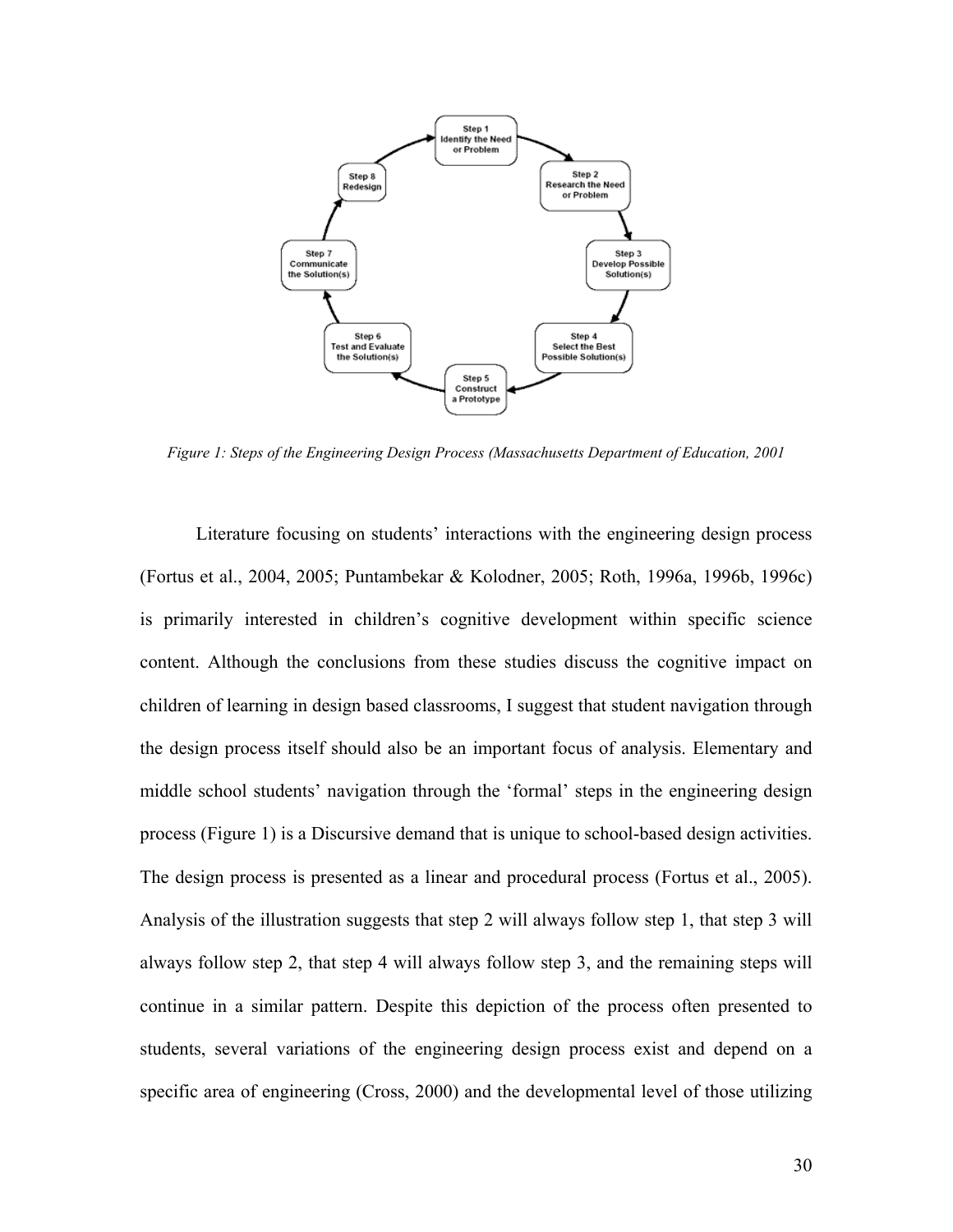Step 1
Identify the Need or Problem

Step 2
Research the Need or Problem

Step 3
Develop Possible Solution(s)

Step 4
Select the Best Possible Solution(s)

Step 5
Construct a Prototype

Step 6
Test and Evaluate the Solution(s)

Step 7
Communicate the Solution(s)

Step 8
Redesign

*Figure 1: Steps of the Engineering Design Process (Massachusetts Department of Education, 2001*

Literature focusing on students' interactions with the engineering design process (Fortus et al., 2004, 2005; Puntambekar & Kolodner, 2005; Roth, 1996a, 1996b, 1996c) is primarily interested in children's cognitive development within specific science content. Although the conclusions from these studies discuss the cognitive impact on children of learning in design based classrooms, I suggest that student navigation through the design process itself should also be an important focus of analysis. Elementary and middle school students' navigation through the 'formal' steps in the engineering design process (Figure 1) is a Discursive demand that is unique to school-based design activities. The design process is presented as a linear and procedural process (Fortus et al., 2005). Analysis of the illustration suggests that step 2 will always follow step 1, that step 3 will always follow step 2, that step 4 will always follow step 3, and the remaining steps will continue in a similar pattern. Despite this depiction of the process often presented to students, several variations of the engineering design process exist and depend on a specific area of engineering (Cross, 2000) and the developmental level of those utilizing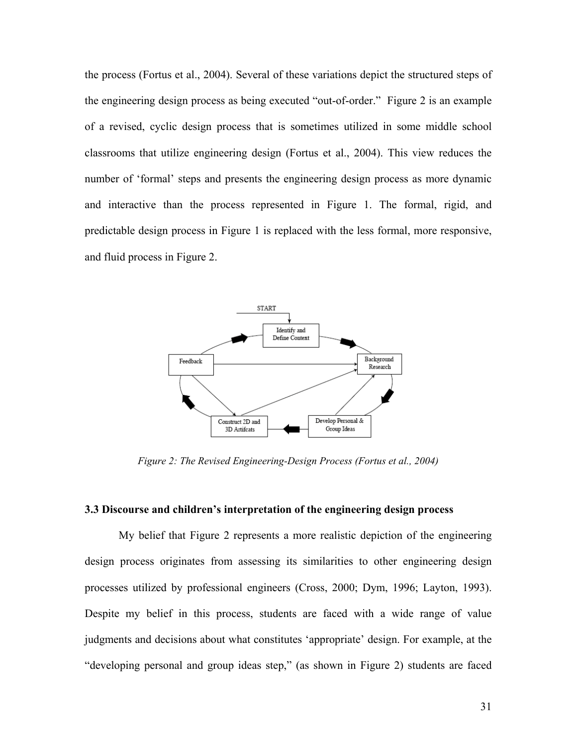the process (Fortus et al., 2004). Several of these variations depict the structured steps of the engineering design process as being executed "out-of-order." Figure 2 is an example of a revised, cyclic design process that is sometimes utilized in some middle school classrooms that utilize engineering design (Fortus et al., 2004). This view reduces the number of 'formal' steps and presents the engineering design process as more dynamic and interactive than the process represented in Figure 1. The formal, rigid, and predictable design process in Figure 1 is replaced with the less formal, more responsive, and fluid process in Figure 2.

*Figure 2: The Revised Engineering-Design Process (Fortus et al., 2004)*

### 3.3 Discourse and children's interpretation of the engineering design process

My belief that Figure 2 represents a more realistic depiction of the engineering design process originates from assessing its similarities to other engineering design processes utilized by professional engineers (Cross, 2000; Dym, 1996; Layton, 1993). Despite my belief in this process, students are faced with a wide range of value judgments and decisions about what constitutes 'appropriate' design. For example, at the "developing personal and group ideas step," (as shown in Figure 2) students are faced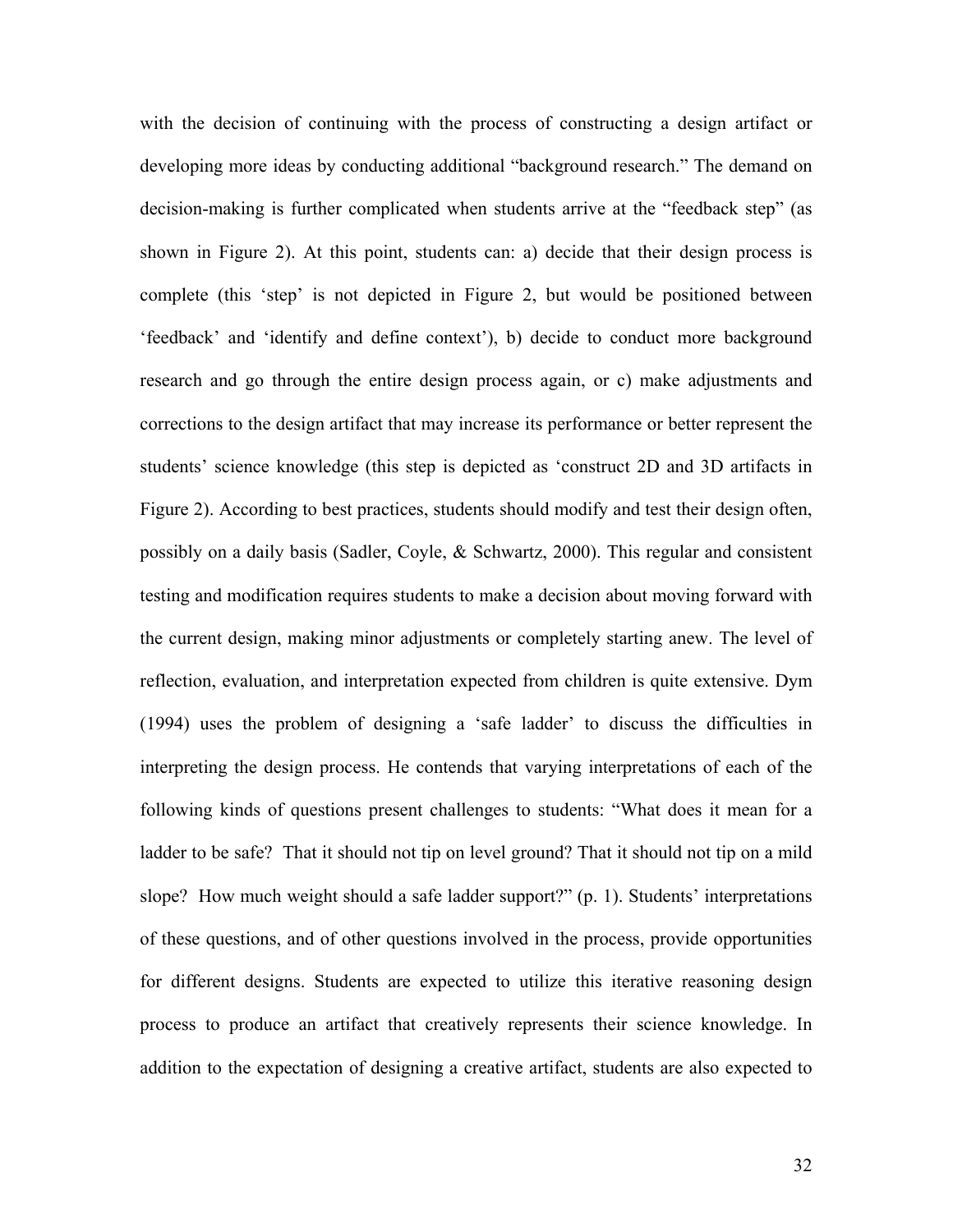with the decision of continuing with the process of constructing a design artifact or developing more ideas by conducting additional "background research." The demand on decision-making is further complicated when students arrive at the "feedback step" (as shown in Figure 2). At this point, students can: a) decide that their design process is complete (this 'step' is not depicted in Figure 2, but would be positioned between 'feedback' and 'identify and define context'), b) decide to conduct more background research and go through the entire design process again, or c) make adjustments and corrections to the design artifact that may increase its performance or better represent the students' science knowledge (this step is depicted as 'construct 2D and 3D artifacts in Figure 2). According to best practices, students should modify and test their design often, possibly on a daily basis (Sadler, Coyle, & Schwartz, 2000). This regular and consistent testing and modification requires students to make a decision about moving forward with the current design, making minor adjustments or completely starting anew. The level of reflection, evaluation, and interpretation expected from children is quite extensive. Dym (1994) uses the problem of designing a 'safe ladder' to discuss the difficulties in interpreting the design process. He contends that varying interpretations of each of the following kinds of questions present challenges to students: "What does it mean for a ladder to be safe? That it should not tip on level ground? That it should not tip on a mild slope? How much weight should a safe ladder support?" (p. 1). Students' interpretations of these questions, and of other questions involved in the process, provide opportunities for different designs. Students are expected to utilize this iterative reasoning design process to produce an artifact that creatively represents their science knowledge. In addition to the expectation of designing a creative artifact, students are also expected to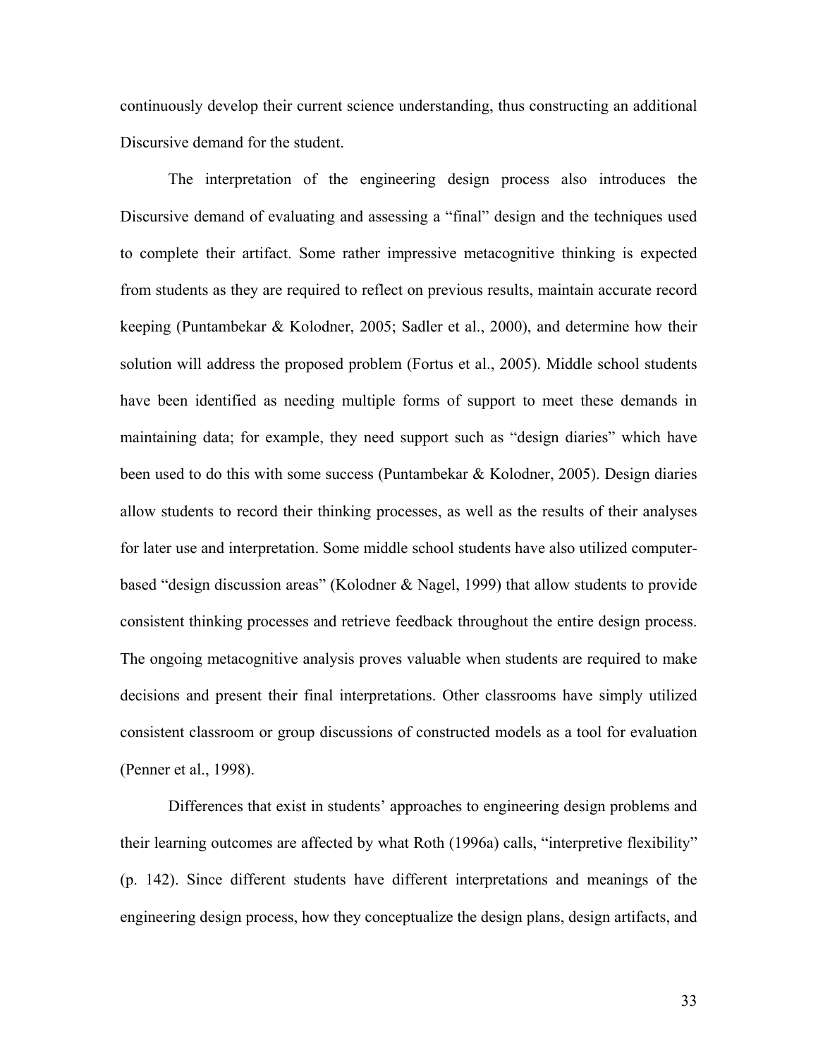continuously develop their current science understanding, thus constructing an additional Discursive demand for the student.

The interpretation of the engineering design process also introduces the Discursive demand of evaluating and assessing a "final" design and the techniques used to complete their artifact. Some rather impressive metacognitive thinking is expected from students as they are required to reflect on previous results, maintain accurate record keeping (Puntambekar & Kolodner, 2005; Sadler et al., 2000), and determine how their solution will address the proposed problem (Fortus et al., 2005). Middle school students have been identified as needing multiple forms of support to meet these demands in maintaining data; for example, they need support such as "design diaries" which have been used to do this with some success (Puntambekar & Kolodner, 2005). Design diaries allow students to record their thinking processes, as well as the results of their analyses for later use and interpretation. Some middle school students have also utilized computer-based "design discussion areas" (Kolodner & Nagel, 1999) that allow students to provide consistent thinking processes and retrieve feedback throughout the entire design process. The ongoing metacognitive analysis proves valuable when students are required to make decisions and present their final interpretations. Other classrooms have simply utilized consistent classroom or group discussions of constructed models as a tool for evaluation (Penner et al., 1998).

Differences that exist in students' approaches to engineering design problems and their learning outcomes are affected by what Roth (1996a) calls, "interpretive flexibility" (p. 142). Since different students have different interpretations and meanings of the engineering design process, how they conceptualize the design plans, design artifacts, and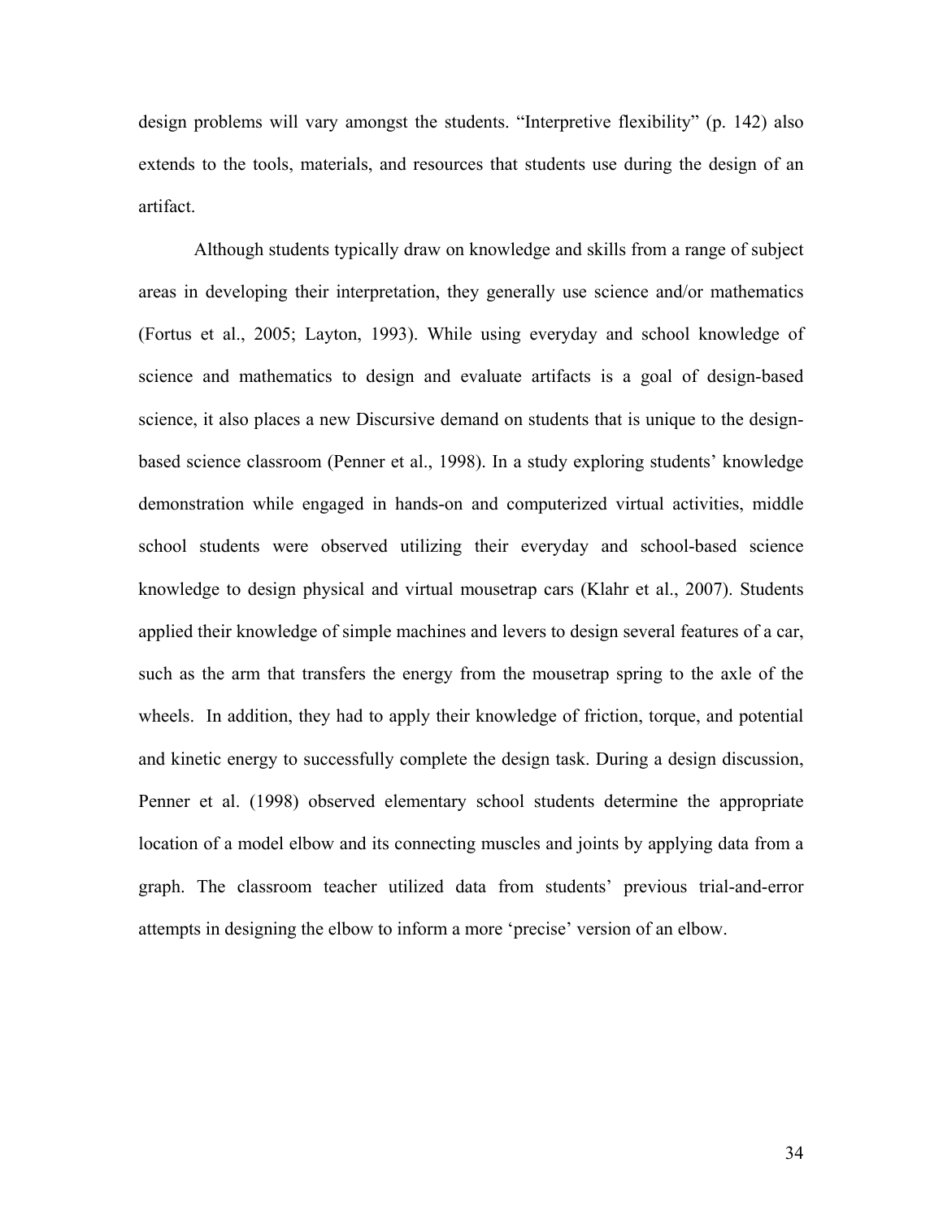design problems will vary amongst the students. "Interpretive flexibility" (p. 142) also extends to the tools, materials, and resources that students use during the design of an artifact.

Although students typically draw on knowledge and skills from a range of subject areas in developing their interpretation, they generally use science and/or mathematics (Fortus et al., 2005; Layton, 1993). While using everyday and school knowledge of science and mathematics to design and evaluate artifacts is a goal of design-based science, it also places a new Discursive demand on students that is unique to the design-based science classroom (Penner et al., 1998). In a study exploring students' knowledge demonstration while engaged in hands-on and computerized virtual activities, middle school students were observed utilizing their everyday and school-based science knowledge to design physical and virtual mousetrap cars (Klahr et al., 2007). Students applied their knowledge of simple machines and levers to design several features of a car, such as the arm that transfers the energy from the mousetrap spring to the axle of the wheels. In addition, they had to apply their knowledge of friction, torque, and potential and kinetic energy to successfully complete the design task. During a design discussion, Penner et al. (1998) observed elementary school students determine the appropriate location of a model elbow and its connecting muscles and joints by applying data from a graph. The classroom teacher utilized data from students' previous trial-and-error attempts in designing the elbow to inform a more 'precise' version of an elbow.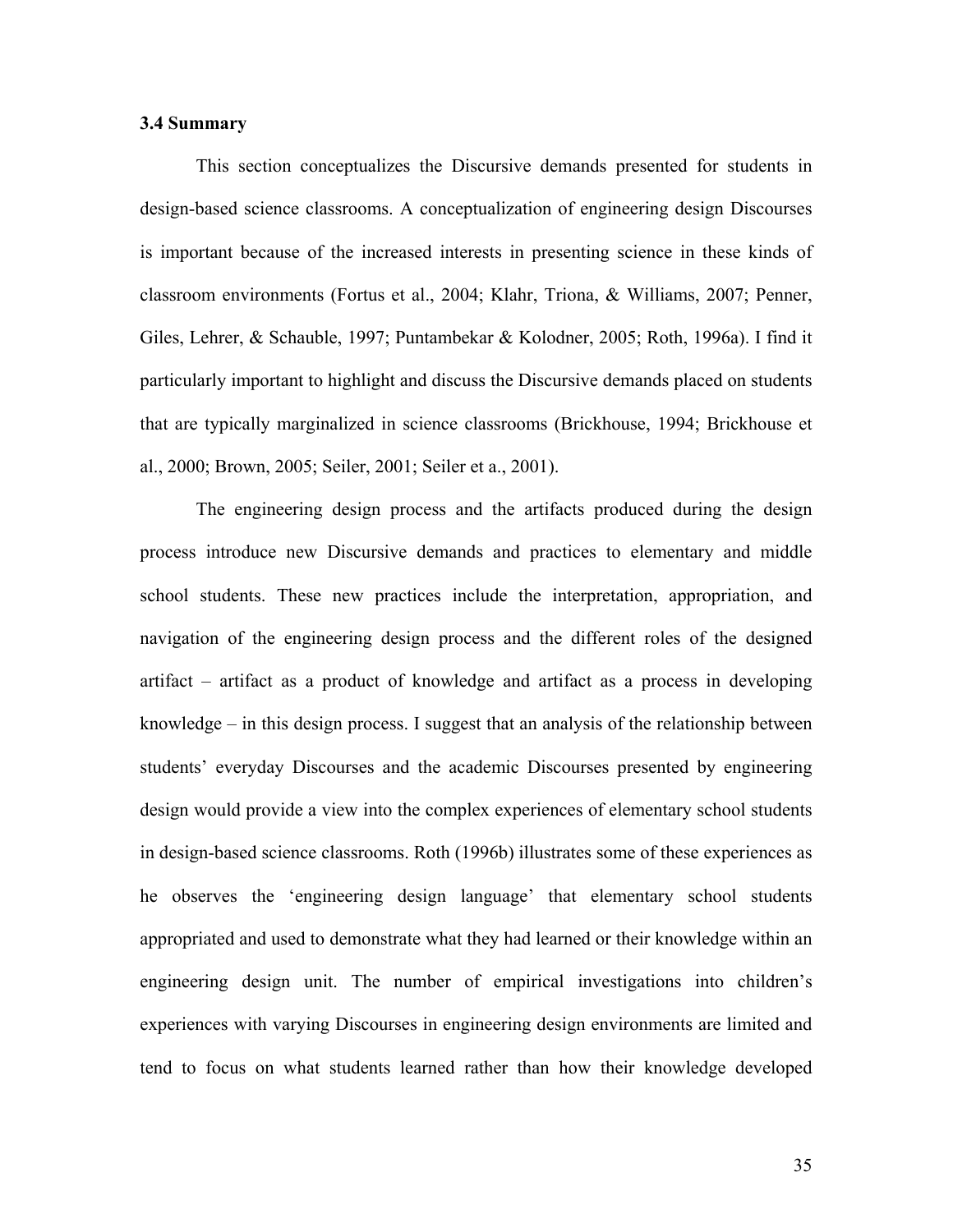### 3.4 Summary

This section conceptualizes the Discursive demands presented for students in design-based science classrooms. A conceptualization of engineering design Discourses is important because of the increased interests in presenting science in these kinds of classroom environments (Fortus et al., 2004; Klahr, Triona, & Williams, 2007; Penner, Giles, Lehrer, & Schauble, 1997; Puntambekar & Kolodner, 2005; Roth, 1996a). I find it particularly important to highlight and discuss the Discursive demands placed on students that are typically marginalized in science classrooms (Brickhouse, 1994; Brickhouse et al., 2000; Brown, 2005; Seiler, 2001; Seiler et a., 2001).

The engineering design process and the artifacts produced during the design process introduce new Discursive demands and practices to elementary and middle school students. These new practices include the interpretation, appropriation, and navigation of the engineering design process and the different roles of the designed artifact – artifact as a product of knowledge and artifact as a process in developing knowledge – in this design process. I suggest that an analysis of the relationship between students' everyday Discourses and the academic Discourses presented by engineering design would provide a view into the complex experiences of elementary school students in design-based science classrooms. Roth (1996b) illustrates some of these experiences as he observes the 'engineering design language' that elementary school students appropriated and used to demonstrate what they had learned or their knowledge within an engineering design unit. The number of empirical investigations into children's experiences with varying Discourses in engineering design environments are limited and tend to focus on what students learned rather than how their knowledge developed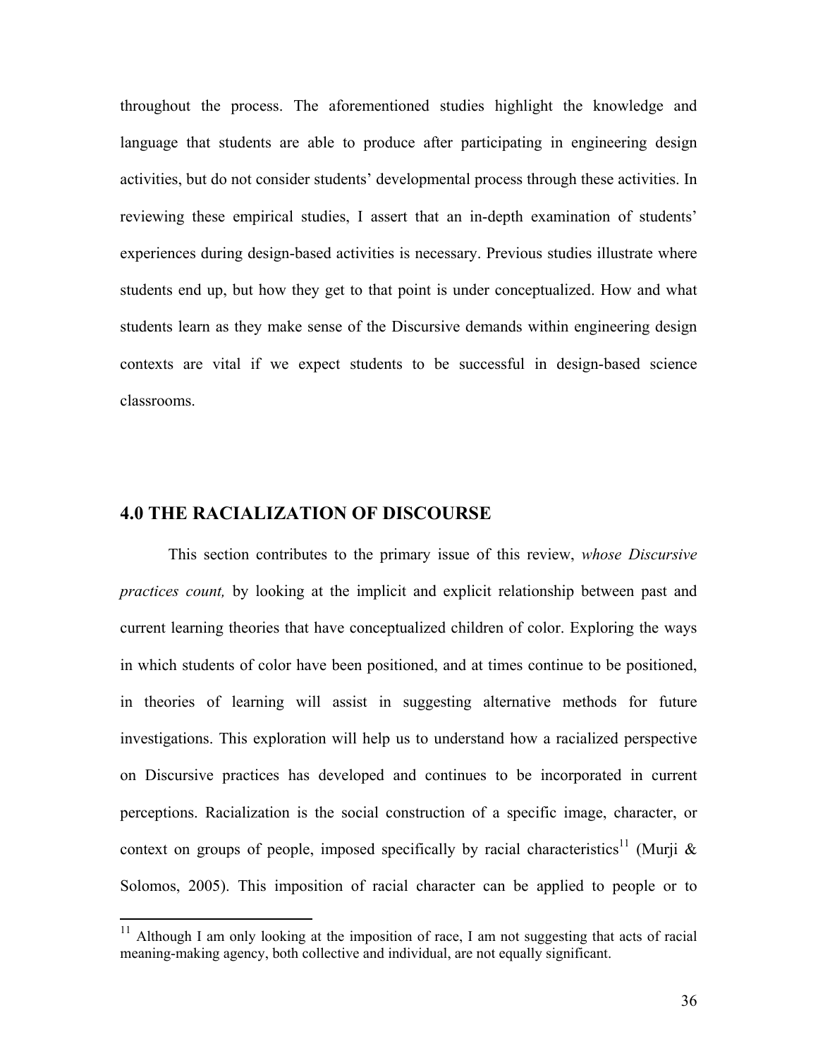throughout the process. The aforementioned studies highlight the knowledge and language that students are able to produce after participating in engineering design activities, but do not consider students' developmental process through these activities. In reviewing these empirical studies, I assert that an in-depth examination of students' experiences during design-based activities is necessary. Previous studies illustrate where students end up, but how they get to that point is under conceptualized. How and what students learn as they make sense of the Discursive demands within engineering design contexts are vital if we expect students to be successful in design-based science classrooms.

## 4.0 THE RACIALIZATION OF DISCOURSE

This section contributes to the primary issue of this review, *whose Discursive practices count,* by looking at the implicit and explicit relationship between past and current learning theories that have conceptualized children of color. Exploring the ways in which students of color have been positioned, and at times continue to be positioned, in theories of learning will assist in suggesting alternative methods for future investigations. This exploration will help us to understand how a racialized perspective on Discursive practices has developed and continues to be incorporated in current perceptions. Racialization is the social construction of a specific image, character, or context on groups of people, imposed specifically by racial characteristics[11] (Murji & Solomos, 2005). This imposition of racial character can be applied to people or to

[11] Although I am only looking at the imposition of race, I am not suggesting that acts of racial meaning-making agency, both collective and individual, are not equally significant.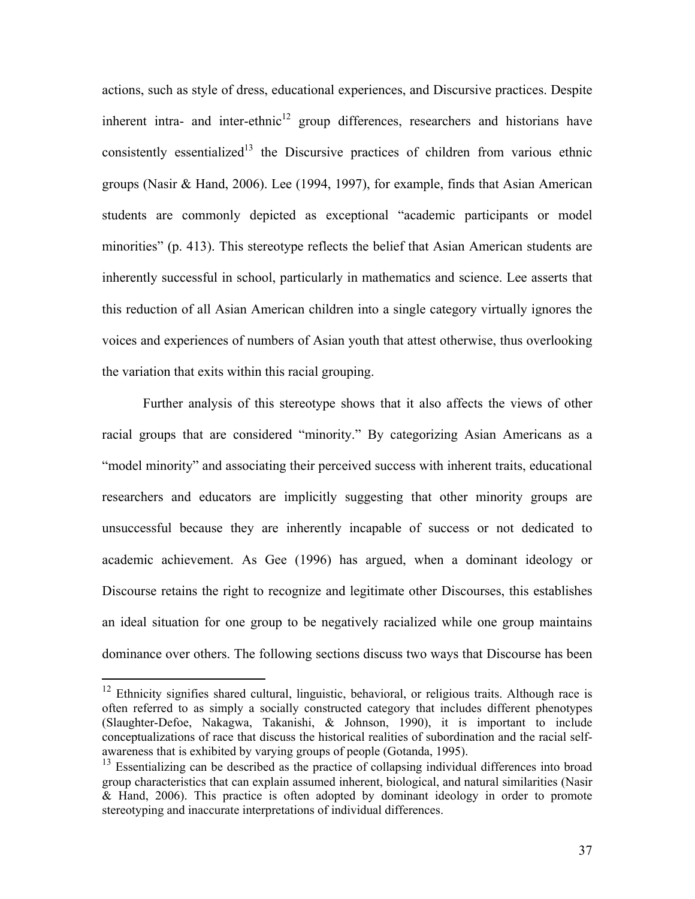actions, such as style of dress, educational experiences, and Discursive practices. Despite inherent intra- and inter-ethnic[12] group differences, researchers and historians have consistently essentialized[13] the Discursive practices of children from various ethnic groups (Nasir & Hand, 2006). Lee (1994, 1997), for example, finds that Asian American students are commonly depicted as exceptional "academic participants or model minorities" (p. 413). This stereotype reflects the belief that Asian American students are inherently successful in school, particularly in mathematics and science. Lee asserts that this reduction of all Asian American children into a single category virtually ignores the voices and experiences of numbers of Asian youth that attest otherwise, thus overlooking the variation that exits within this racial grouping.

Further analysis of this stereotype shows that it also affects the views of other racial groups that are considered "minority." By categorizing Asian Americans as a "model minority" and associating their perceived success with inherent traits, educational researchers and educators are implicitly suggesting that other minority groups are unsuccessful because they are inherently incapable of success or not dedicated to academic achievement. As Gee (1996) has argued, when a dominant ideology or Discourse retains the right to recognize and legitimate other Discourses, this establishes an ideal situation for one group to be negatively racialized while one group maintains dominance over others. The following sections discuss two ways that Discourse has been

---

[12] Ethnicity signifies shared cultural, linguistic, behavioral, or religious traits. Although race is often referred to as simply a socially constructed category that includes different phenotypes (Slaughter-Defoe, Nakagwa, Takanishi, & Johnson, 1990), it is important to include conceptualizations of race that discuss the historical realities of subordination and the racial self-awareness that is exhibited by varying groups of people (Gotanda, 1995).

[13] Essentializing can be described as the practice of collapsing individual differences into broad group characteristics that can explain assumed inherent, biological, and natural similarities (Nasir & Hand, 2006). This practice is often adopted by dominant ideology in order to promote stereotyping and inaccurate interpretations of individual differences.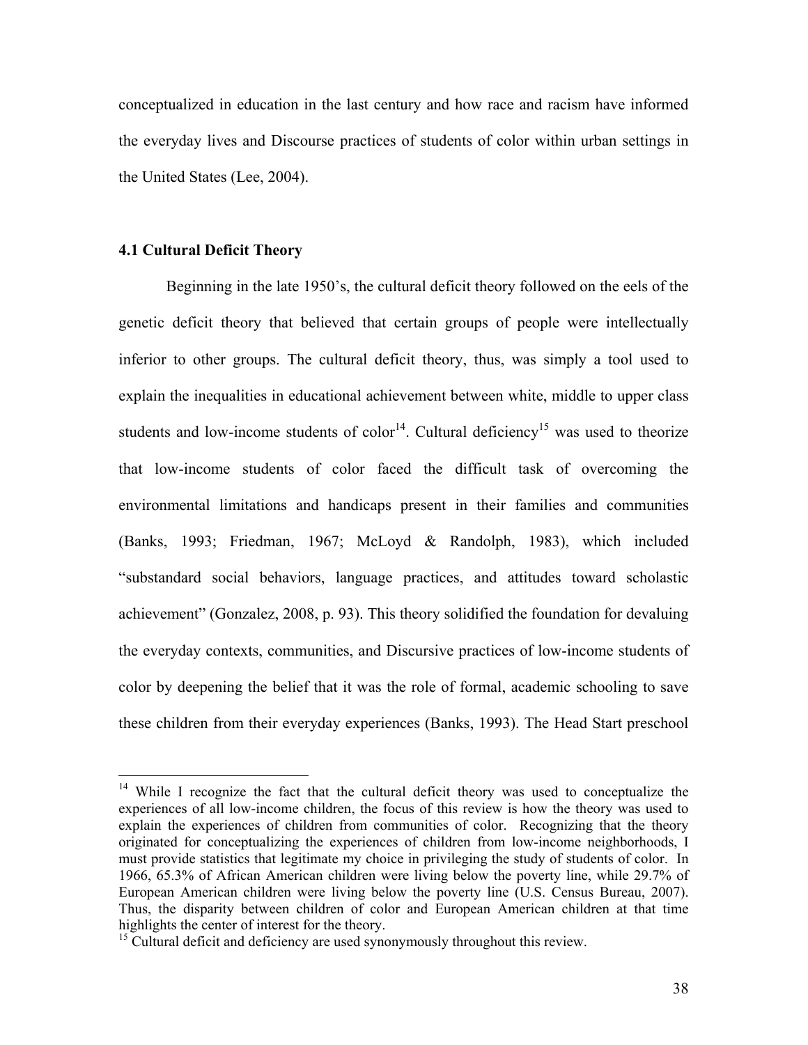conceptualized in education in the last century and how race and racism have informed the everyday lives and Discourse practices of students of color within urban settings in the United States (Lee, 2004).

### 4.1 Cultural Deficit Theory

Beginning in the late 1950's, the cultural deficit theory followed on the eels of the genetic deficit theory that believed that certain groups of people were intellectually inferior to other groups. The cultural deficit theory, thus, was simply a tool used to explain the inequalities in educational achievement between white, middle to upper class students and low-income students of color[14]. Cultural deficiency[15] was used to theorize that low-income students of color faced the difficult task of overcoming the environmental limitations and handicaps present in their families and communities (Banks, 1993; Friedman, 1967; McLoyd & Randolph, 1983), which included "substandard social behaviors, language practices, and attitudes toward scholastic achievement" (Gonzalez, 2008, p. 93). This theory solidified the foundation for devaluing the everyday contexts, communities, and Discursive practices of low-income students of color by deepening the belief that it was the role of formal, academic schooling to save these children from their everyday experiences (Banks, 1993). The Head Start preschool

---

[14] While I recognize the fact that the cultural deficit theory was used to conceptualize the experiences of all low-income children, the focus of this review is how the theory was used to explain the experiences of children from communities of color. Recognizing that the theory originated for conceptualizing the experiences of children from low-income neighborhoods, I must provide statistics that legitimate my choice in privileging the study of students of color. In 1966, 65.3% of African American children were living below the poverty line, while 29.7% of European American children were living below the poverty line (U.S. Census Bureau, 2007). Thus, the disparity between children of color and European American children at that time highlights the center of interest for the theory.

[15] Cultural deficit and deficiency are used synonymously throughout this review.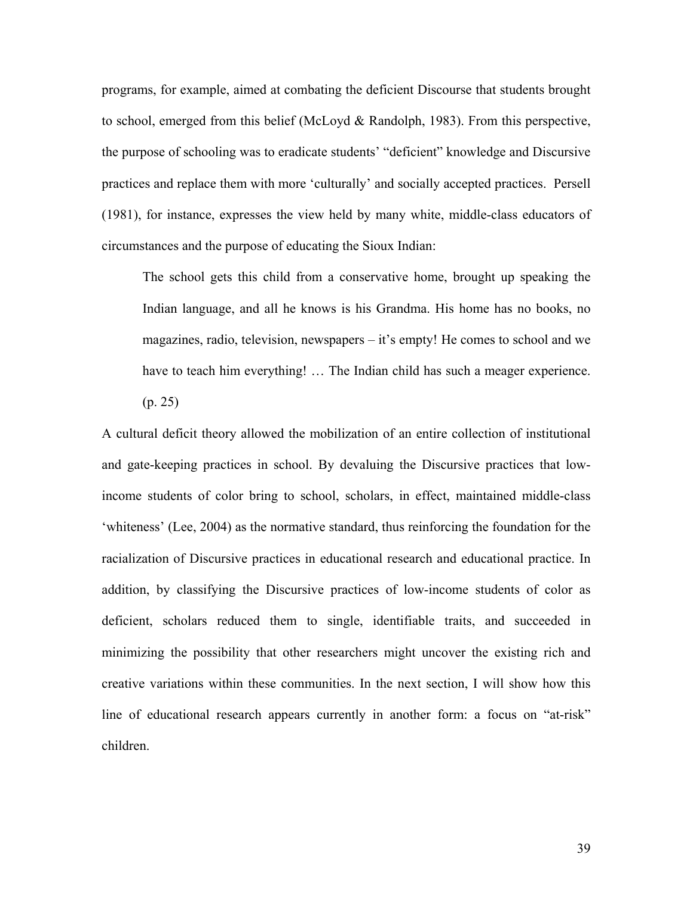programs, for example, aimed at combating the deficient Discourse that students brought to school, emerged from this belief (McLoyd & Randolph, 1983). From this perspective, the purpose of schooling was to eradicate students' "deficient" knowledge and Discursive practices and replace them with more 'culturally' and socially accepted practices. Persell (1981), for instance, expresses the view held by many white, middle-class educators of circumstances and the purpose of educating the Sioux Indian:

> The school gets this child from a conservative home, brought up speaking the Indian language, and all he knows is his Grandma. His home has no books, no magazines, radio, television, newspapers – it's empty! He comes to school and we have to teach him everything! … The Indian child has such a meager experience. (p. 25)

A cultural deficit theory allowed the mobilization of an entire collection of institutional and gate-keeping practices in school. By devaluing the Discursive practices that low-income students of color bring to school, scholars, in effect, maintained middle-class 'whiteness' (Lee, 2004) as the normative standard, thus reinforcing the foundation for the racialization of Discursive practices in educational research and educational practice. In addition, by classifying the Discursive practices of low-income students of color as deficient, scholars reduced them to single, identifiable traits, and succeeded in minimizing the possibility that other researchers might uncover the existing rich and creative variations within these communities. In the next section, I will show how this line of educational research appears currently in another form: a focus on "at-risk" children.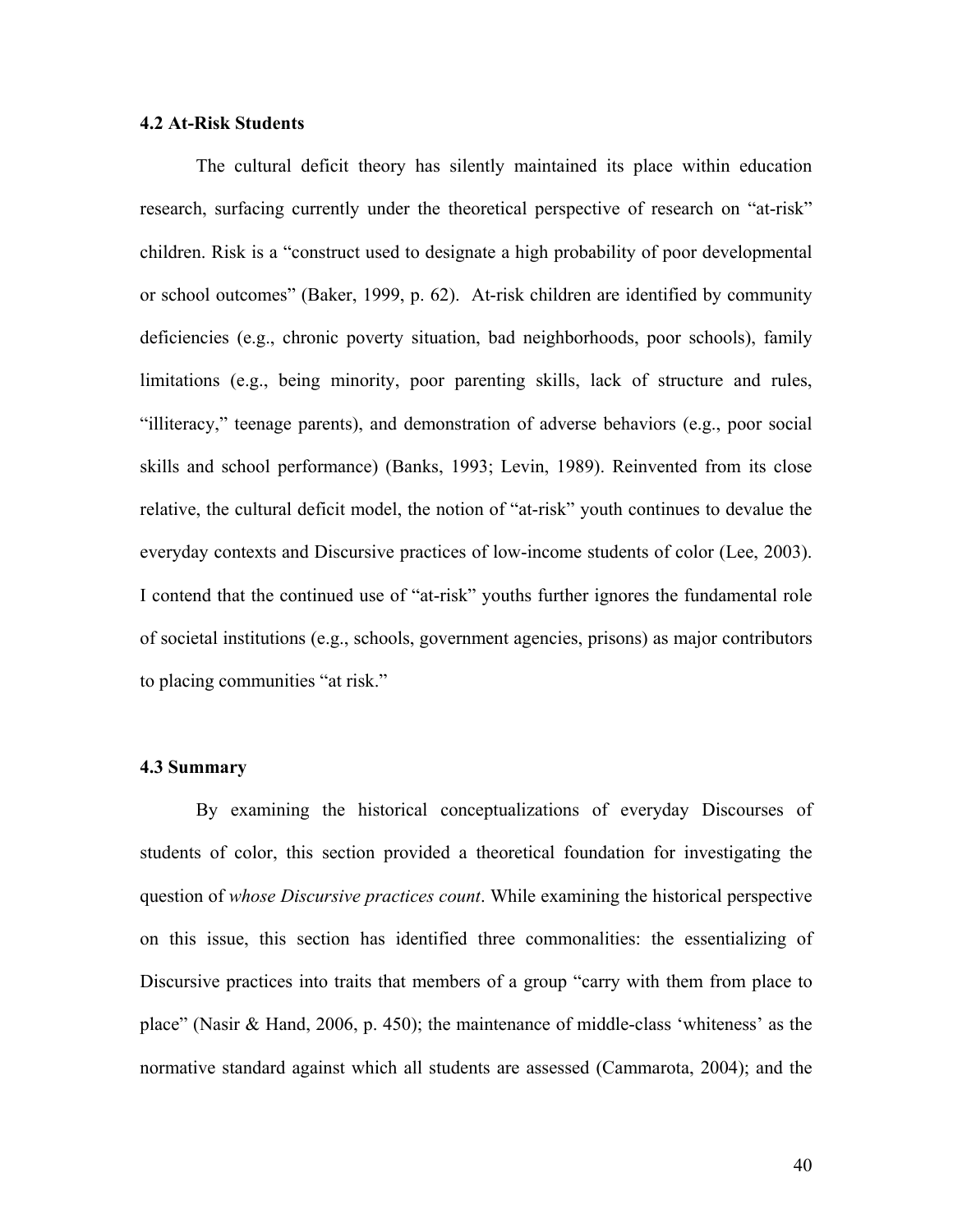### 4.2 At-Risk Students

The cultural deficit theory has silently maintained its place within education research, surfacing currently under the theoretical perspective of research on "at-risk" children. Risk is a "construct used to designate a high probability of poor developmental or school outcomes" (Baker, 1999, p. 62). At-risk children are identified by community deficiencies (e.g., chronic poverty situation, bad neighborhoods, poor schools), family limitations (e.g., being minority, poor parenting skills, lack of structure and rules, "illiteracy," teenage parents), and demonstration of adverse behaviors (e.g., poor social skills and school performance) (Banks, 1993; Levin, 1989). Reinvented from its close relative, the cultural deficit model, the notion of "at-risk" youth continues to devalue the everyday contexts and Discursive practices of low-income students of color (Lee, 2003). I contend that the continued use of "at-risk" youths further ignores the fundamental role of societal institutions (e.g., schools, government agencies, prisons) as major contributors to placing communities "at risk."

### 4.3 Summary

By examining the historical conceptualizations of everyday Discourses of students of color, this section provided a theoretical foundation for investigating the question of *whose Discursive practices count*. While examining the historical perspective on this issue, this section has identified three commonalities: the essentializing of Discursive practices into traits that members of a group "carry with them from place to place" (Nasir & Hand, 2006, p. 450); the maintenance of middle-class 'whiteness' as the normative standard against which all students are assessed (Cammarota, 2004); and the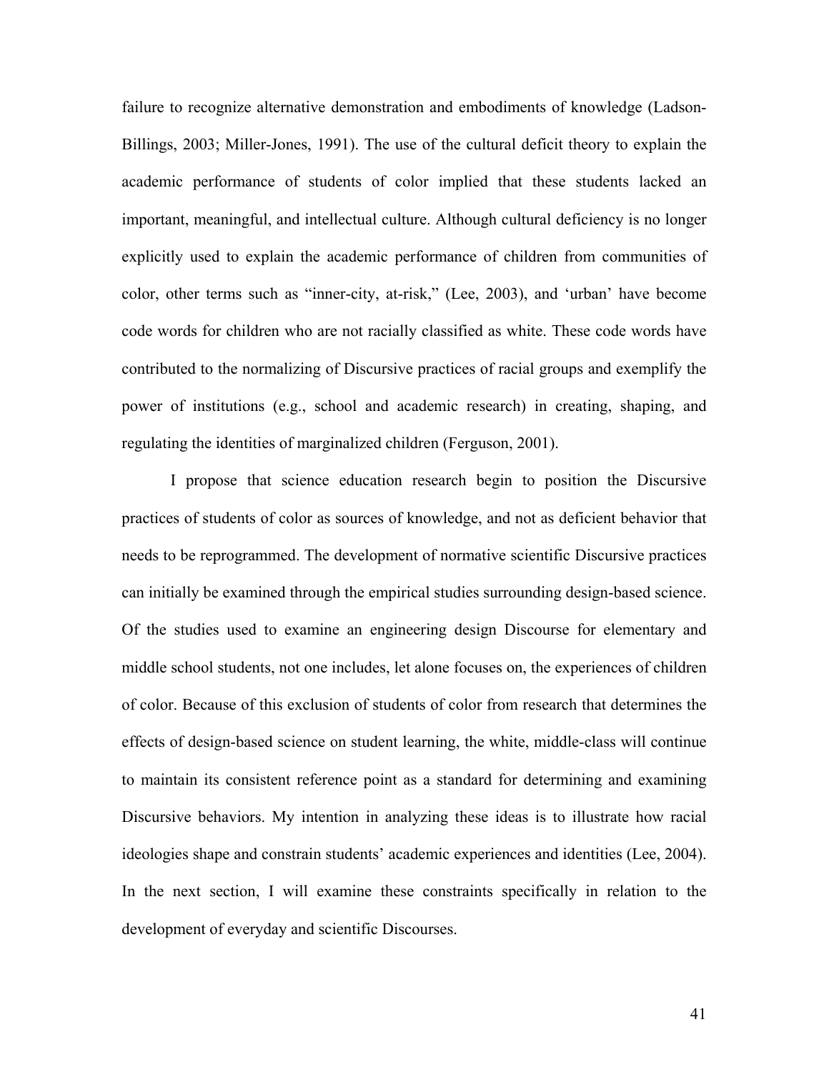failure to recognize alternative demonstration and embodiments of knowledge (Ladson-Billings, 2003; Miller-Jones, 1991). The use of the cultural deficit theory to explain the academic performance of students of color implied that these students lacked an important, meaningful, and intellectual culture. Although cultural deficiency is no longer explicitly used to explain the academic performance of children from communities of color, other terms such as "inner-city, at-risk," (Lee, 2003), and 'urban' have become code words for children who are not racially classified as white. These code words have contributed to the normalizing of Discursive practices of racial groups and exemplify the power of institutions (e.g., school and academic research) in creating, shaping, and regulating the identities of marginalized children (Ferguson, 2001).

I propose that science education research begin to position the Discursive practices of students of color as sources of knowledge, and not as deficient behavior that needs to be reprogrammed. The development of normative scientific Discursive practices can initially be examined through the empirical studies surrounding design-based science. Of the studies used to examine an engineering design Discourse for elementary and middle school students, not one includes, let alone focuses on, the experiences of children of color. Because of this exclusion of students of color from research that determines the effects of design-based science on student learning, the white, middle-class will continue to maintain its consistent reference point as a standard for determining and examining Discursive behaviors. My intention in analyzing these ideas is to illustrate how racial ideologies shape and constrain students' academic experiences and identities (Lee, 2004). In the next section, I will examine these constraints specifically in relation to the development of everyday and scientific Discourses.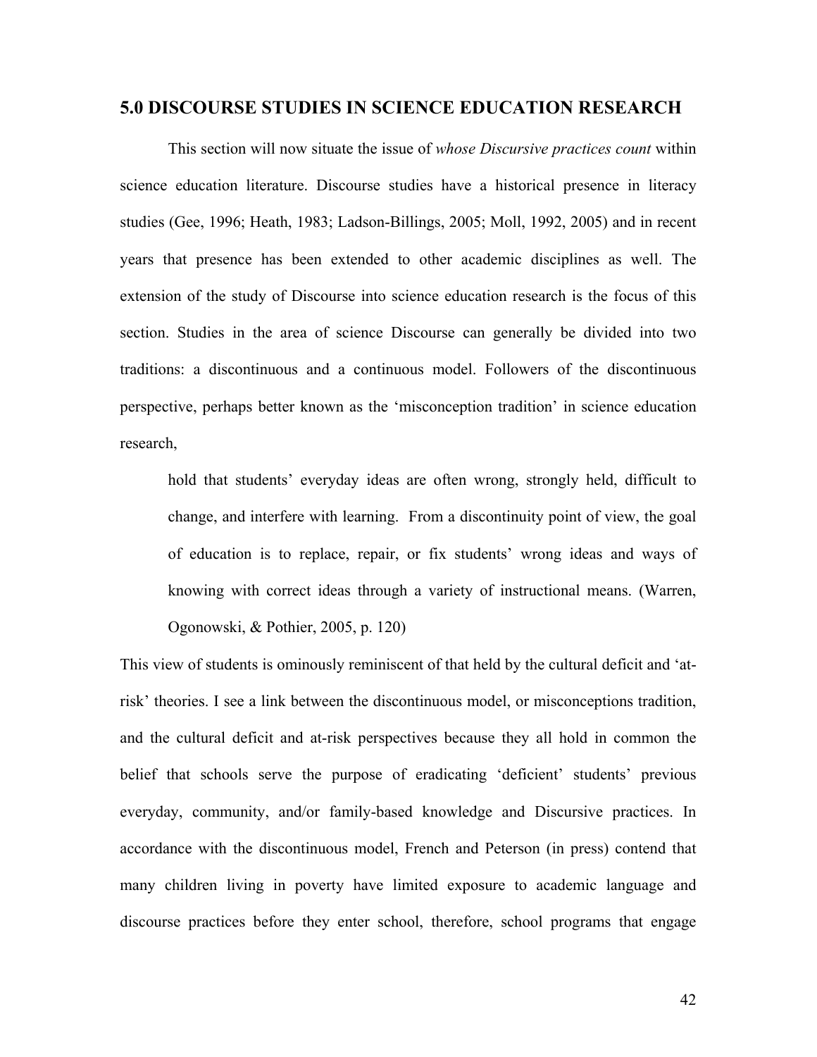## 5.0 DISCOURSE STUDIES IN SCIENCE EDUCATION RESEARCH

This section will now situate the issue of *whose Discursive practices count* within science education literature. Discourse studies have a historical presence in literacy studies (Gee, 1996; Heath, 1983; Ladson-Billings, 2005; Moll, 1992, 2005) and in recent years that presence has been extended to other academic disciplines as well. The extension of the study of Discourse into science education research is the focus of this section. Studies in the area of science Discourse can generally be divided into two traditions: a discontinuous and a continuous model. Followers of the discontinuous perspective, perhaps better known as the 'misconception tradition' in science education research,

> hold that students' everyday ideas are often wrong, strongly held, difficult to change, and interfere with learning. From a discontinuity point of view, the goal of education is to replace, repair, or fix students' wrong ideas and ways of knowing with correct ideas through a variety of instructional means. (Warren, Ogonowski, & Pothier, 2005, p. 120)

This view of students is ominously reminiscent of that held by the cultural deficit and 'at-risk' theories. I see a link between the discontinuous model, or misconceptions tradition, and the cultural deficit and at-risk perspectives because they all hold in common the belief that schools serve the purpose of eradicating 'deficient' students' previous everyday, community, and/or family-based knowledge and Discursive practices. In accordance with the discontinuous model, French and Peterson (in press) contend that many children living in poverty have limited exposure to academic language and discourse practices before they enter school, therefore, school programs that engage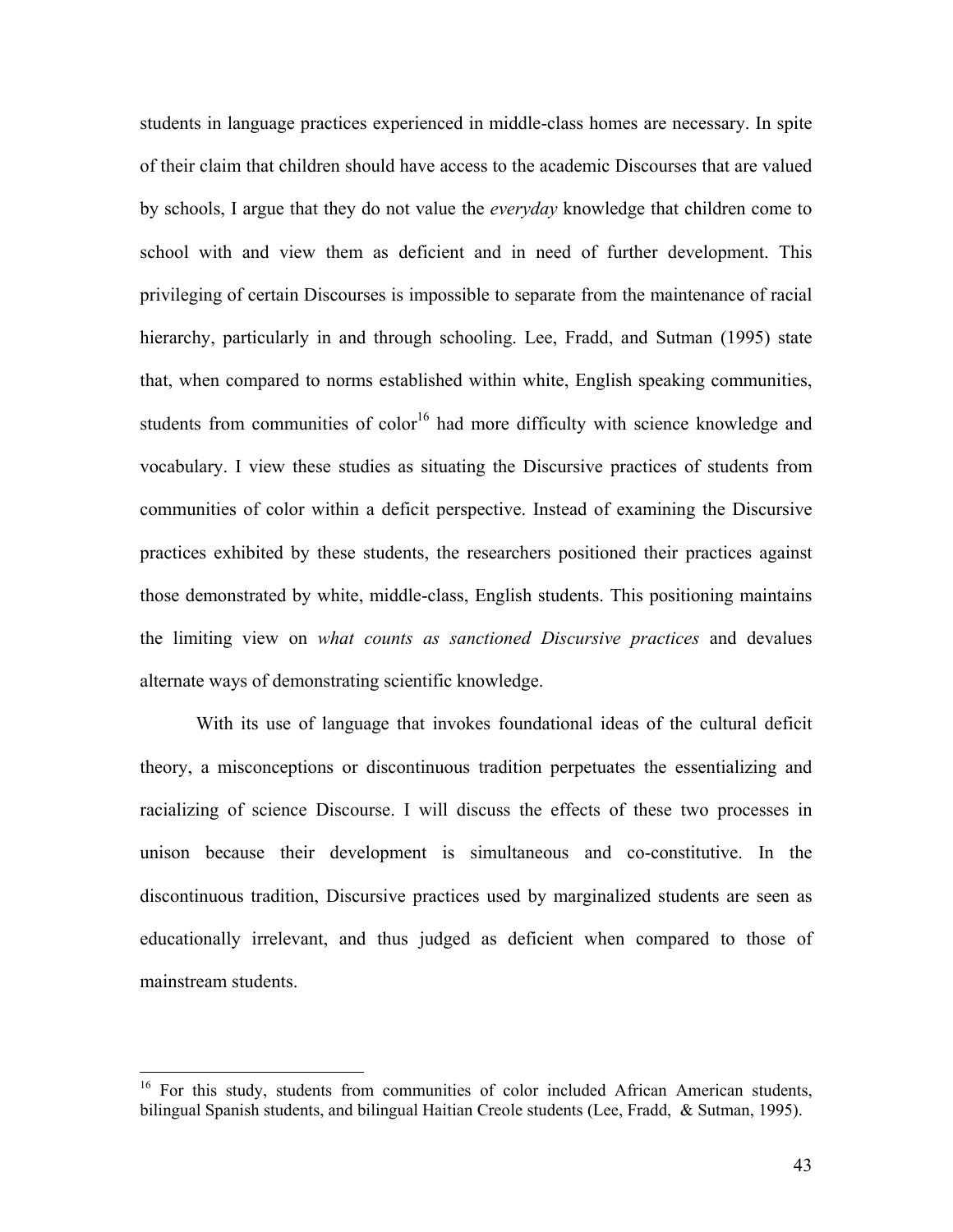students in language practices experienced in middle-class homes are necessary. In spite of their claim that children should have access to the academic Discourses that are valued by schools, I argue that they do not value the *everyday* knowledge that children come to school with and view them as deficient and in need of further development. This privileging of certain Discourses is impossible to separate from the maintenance of racial hierarchy, particularly in and through schooling. Lee, Fradd, and Sutman (1995) state that, when compared to norms established within white, English speaking communities, students from communities of color[16] had more difficulty with science knowledge and vocabulary. I view these studies as situating the Discursive practices of students from communities of color within a deficit perspective. Instead of examining the Discursive practices exhibited by these students, the researchers positioned their practices against those demonstrated by white, middle-class, English students. This positioning maintains the limiting view on *what counts as sanctioned Discursive practices* and devalues alternate ways of demonstrating scientific knowledge.

With its use of language that invokes foundational ideas of the cultural deficit theory, a misconceptions or discontinuous tradition perpetuates the essentializing and racializing of science Discourse. I will discuss the effects of these two processes in unison because their development is simultaneous and co-constitutive. In the discontinuous tradition, Discursive practices used by marginalized students are seen as educationally irrelevant, and thus judged as deficient when compared to those of mainstream students.

---

[16] For this study, students from communities of color included African American students, bilingual Spanish students, and bilingual Haitian Creole students (Lee, Fradd, & Sutman, 1995).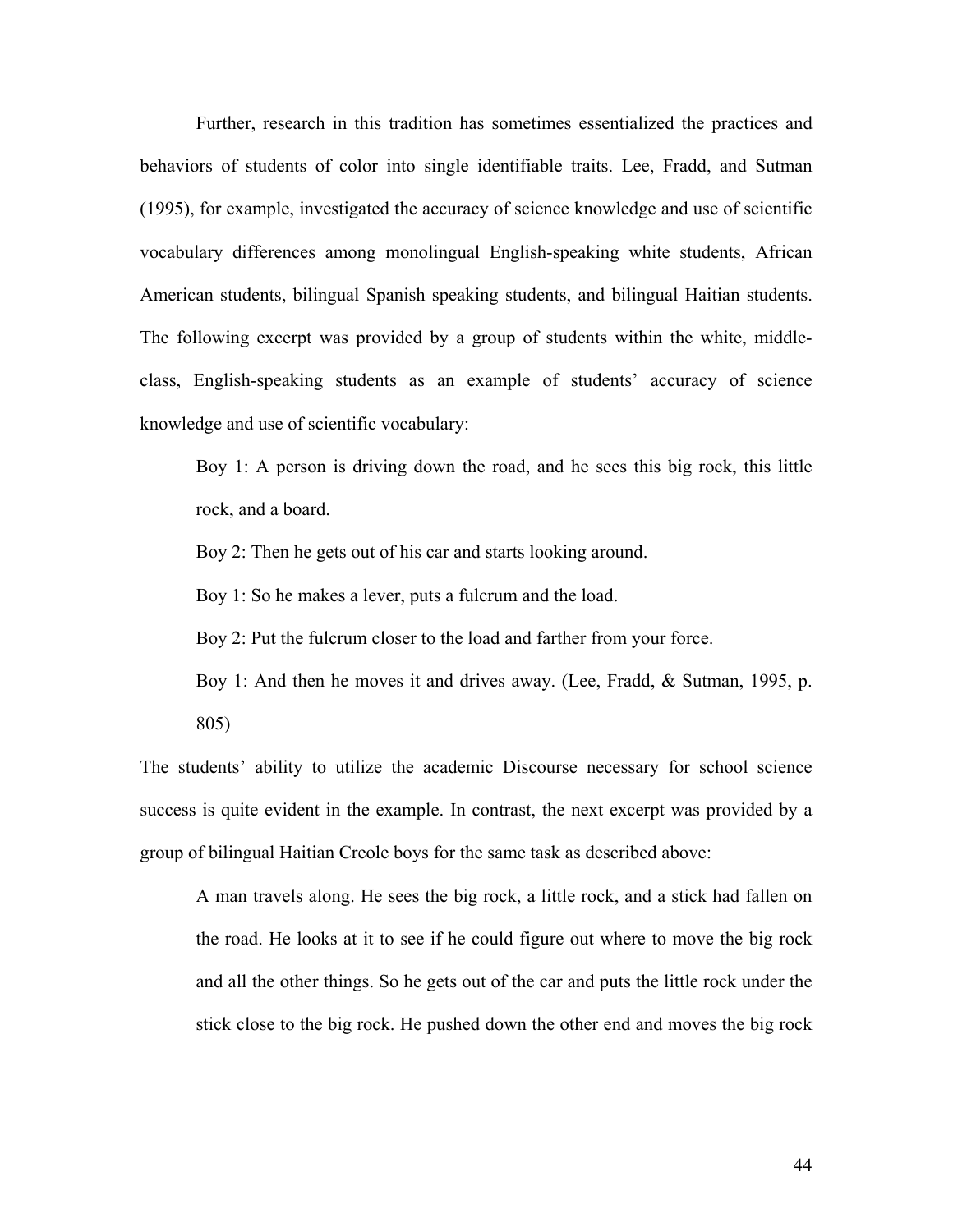Further, research in this tradition has sometimes essentialized the practices and behaviors of students of color into single identifiable traits. Lee, Fradd, and Sutman (1995), for example, investigated the accuracy of science knowledge and use of scientific vocabulary differences among monolingual English-speaking white students, African American students, bilingual Spanish speaking students, and bilingual Haitian students. The following excerpt was provided by a group of students within the white, middle-class, English-speaking students as an example of students' accuracy of science knowledge and use of scientific vocabulary:

> Boy 1: A person is driving down the road, and he sees this big rock, this little rock, and a board.
>
> Boy 2: Then he gets out of his car and starts looking around.
>
> Boy 1: So he makes a lever, puts a fulcrum and the load.
>
> Boy 2: Put the fulcrum closer to the load and farther from your force.
>
> Boy 1: And then he moves it and drives away. (Lee, Fradd, & Sutman, 1995, p. 805)

The students' ability to utilize the academic Discourse necessary for school science success is quite evident in the example. In contrast, the next excerpt was provided by a group of bilingual Haitian Creole boys for the same task as described above:

> A man travels along. He sees the big rock, a little rock, and a stick had fallen on the road. He looks at it to see if he could figure out where to move the big rock and all the other things. So he gets out of the car and puts the little rock under the stick close to the big rock. He pushed down the other end and moves the big rock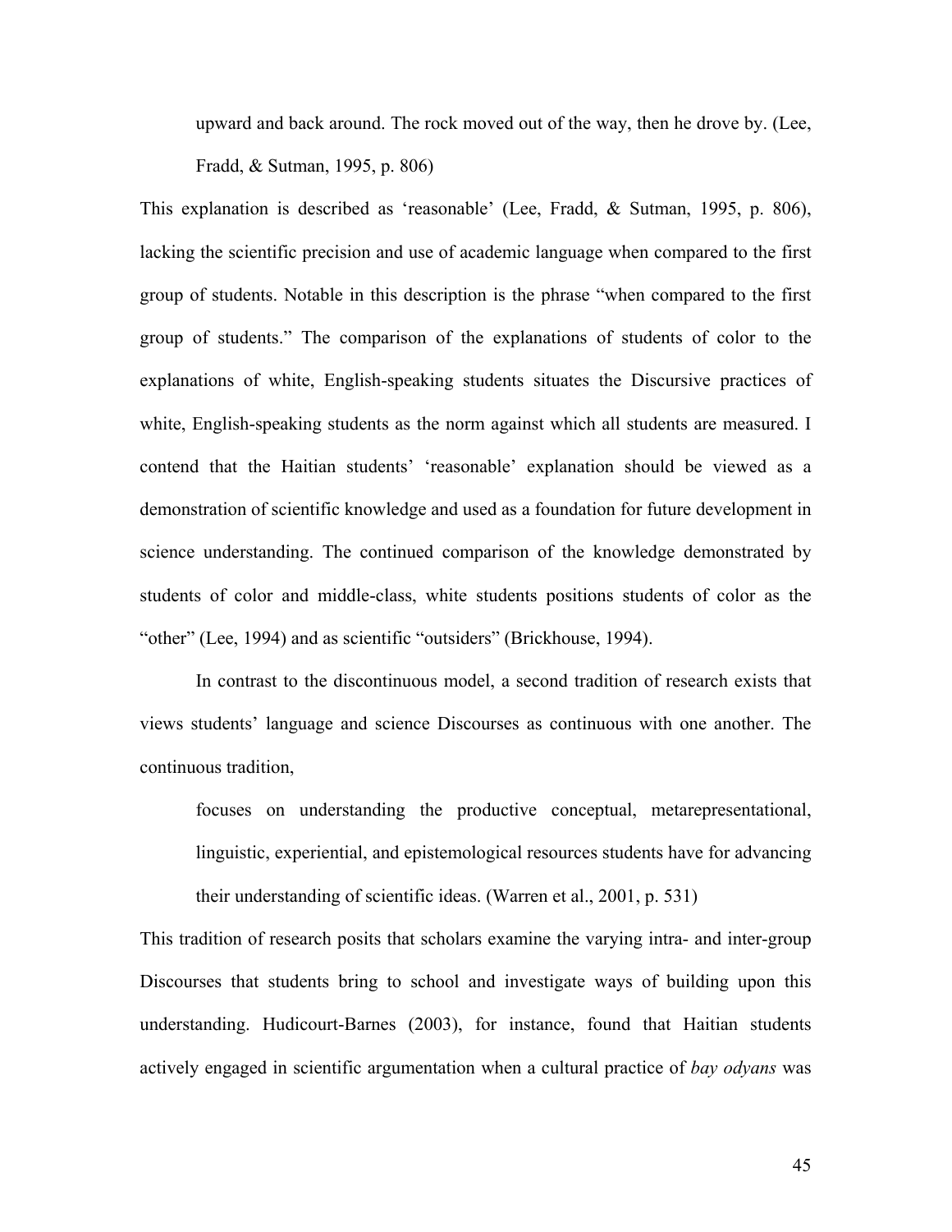> upward and back around. The rock moved out of the way, then he drove by. (Lee, Fradd, & Sutman, 1995, p. 806)

This explanation is described as 'reasonable' (Lee, Fradd, & Sutman, 1995, p. 806), lacking the scientific precision and use of academic language when compared to the first group of students. Notable in this description is the phrase "when compared to the first group of students." The comparison of the explanations of students of color to the explanations of white, English-speaking students situates the Discursive practices of white, English-speaking students as the norm against which all students are measured. I contend that the Haitian students' 'reasonable' explanation should be viewed as a demonstration of scientific knowledge and used as a foundation for future development in science understanding. The continued comparison of the knowledge demonstrated by students of color and middle-class, white students positions students of color as the "other" (Lee, 1994) and as scientific "outsiders" (Brickhouse, 1994).

In contrast to the discontinuous model, a second tradition of research exists that views students' language and science Discourses as continuous with one another. The continuous tradition,

> focuses on understanding the productive conceptual, metarepresentational, linguistic, experiential, and epistemological resources students have for advancing their understanding of scientific ideas. (Warren et al., 2001, p. 531)

This tradition of research posits that scholars examine the varying intra- and inter-group Discourses that students bring to school and investigate ways of building upon this understanding. Hudicourt-Barnes (2003), for instance, found that Haitian students actively engaged in scientific argumentation when a cultural practice of *bay odyans* was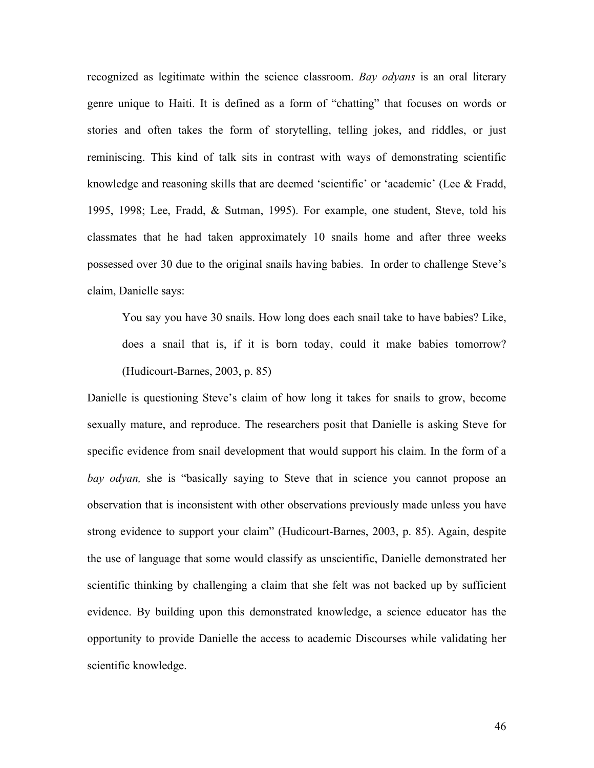recognized as legitimate within the science classroom. *Bay odyans* is an oral literary genre unique to Haiti. It is defined as a form of "chatting" that focuses on words or stories and often takes the form of storytelling, telling jokes, and riddles, or just reminiscing. This kind of talk sits in contrast with ways of demonstrating scientific knowledge and reasoning skills that are deemed 'scientific' or 'academic' (Lee & Fradd, 1995, 1998; Lee, Fradd, & Sutman, 1995). For example, one student, Steve, told his classmates that he had taken approximately 10 snails home and after three weeks possessed over 30 due to the original snails having babies. In order to challenge Steve's claim, Danielle says:

> You say you have 30 snails. How long does each snail take to have babies? Like, does a snail that is, if it is born today, could it make babies tomorrow? (Hudicourt-Barnes, 2003, p. 85)

Danielle is questioning Steve's claim of how long it takes for snails to grow, become sexually mature, and reproduce. The researchers posit that Danielle is asking Steve for specific evidence from snail development that would support his claim. In the form of a *bay odyan,* she is "basically saying to Steve that in science you cannot propose an observation that is inconsistent with other observations previously made unless you have strong evidence to support your claim" (Hudicourt-Barnes, 2003, p. 85). Again, despite the use of language that some would classify as unscientific, Danielle demonstrated her scientific thinking by challenging a claim that she felt was not backed up by sufficient evidence. By building upon this demonstrated knowledge, a science educator has the opportunity to provide Danielle the access to academic Discourses while validating her scientific knowledge.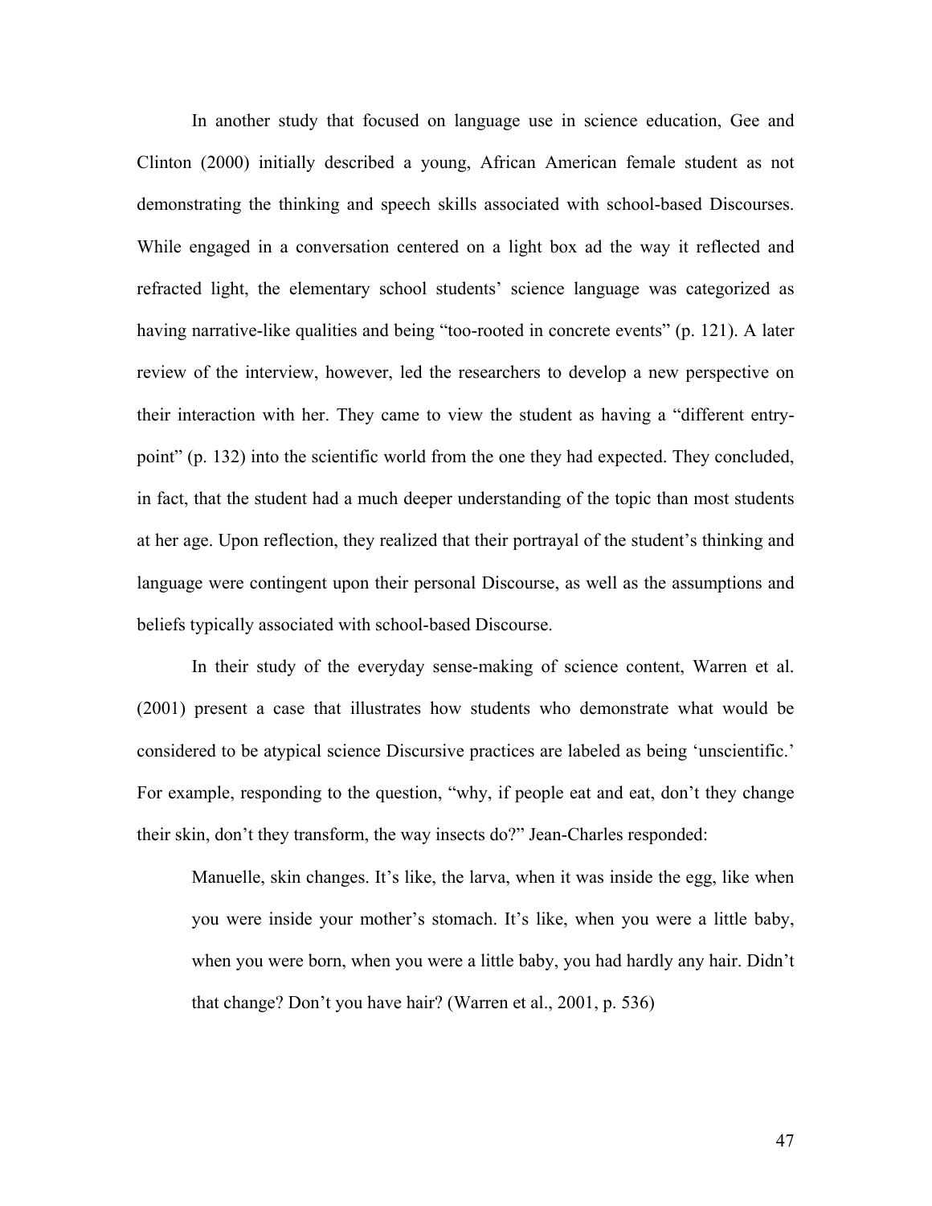In another study that focused on language use in science education, Gee and Clinton (2000) initially described a young, African American female student as not demonstrating the thinking and speech skills associated with school-based Discourses. While engaged in a conversation centered on a light box ad the way it reflected and refracted light, the elementary school students' science language was categorized as having narrative-like qualities and being "too-rooted in concrete events" (p. 121). A later review of the interview, however, led the researchers to develop a new perspective on their interaction with her. They came to view the student as having a "different entry-point" (p. 132) into the scientific world from the one they had expected. They concluded, in fact, that the student had a much deeper understanding of the topic than most students at her age. Upon reflection, they realized that their portrayal of the student's thinking and language were contingent upon their personal Discourse, as well as the assumptions and beliefs typically associated with school-based Discourse.

In their study of the everyday sense-making of science content, Warren et al. (2001) present a case that illustrates how students who demonstrate what would be considered to be atypical science Discursive practices are labeled as being 'unscientific.' For example, responding to the question, "why, if people eat and eat, don't they change their skin, don't they transform, the way insects do?" Jean-Charles responded:

> Manuelle, skin changes. It's like, the larva, when it was inside the egg, like when you were inside your mother's stomach. It's like, when you were a little baby, when you were born, when you were a little baby, you had hardly any hair. Didn't that change? Don't you have hair? (Warren et al., 2001, p. 536)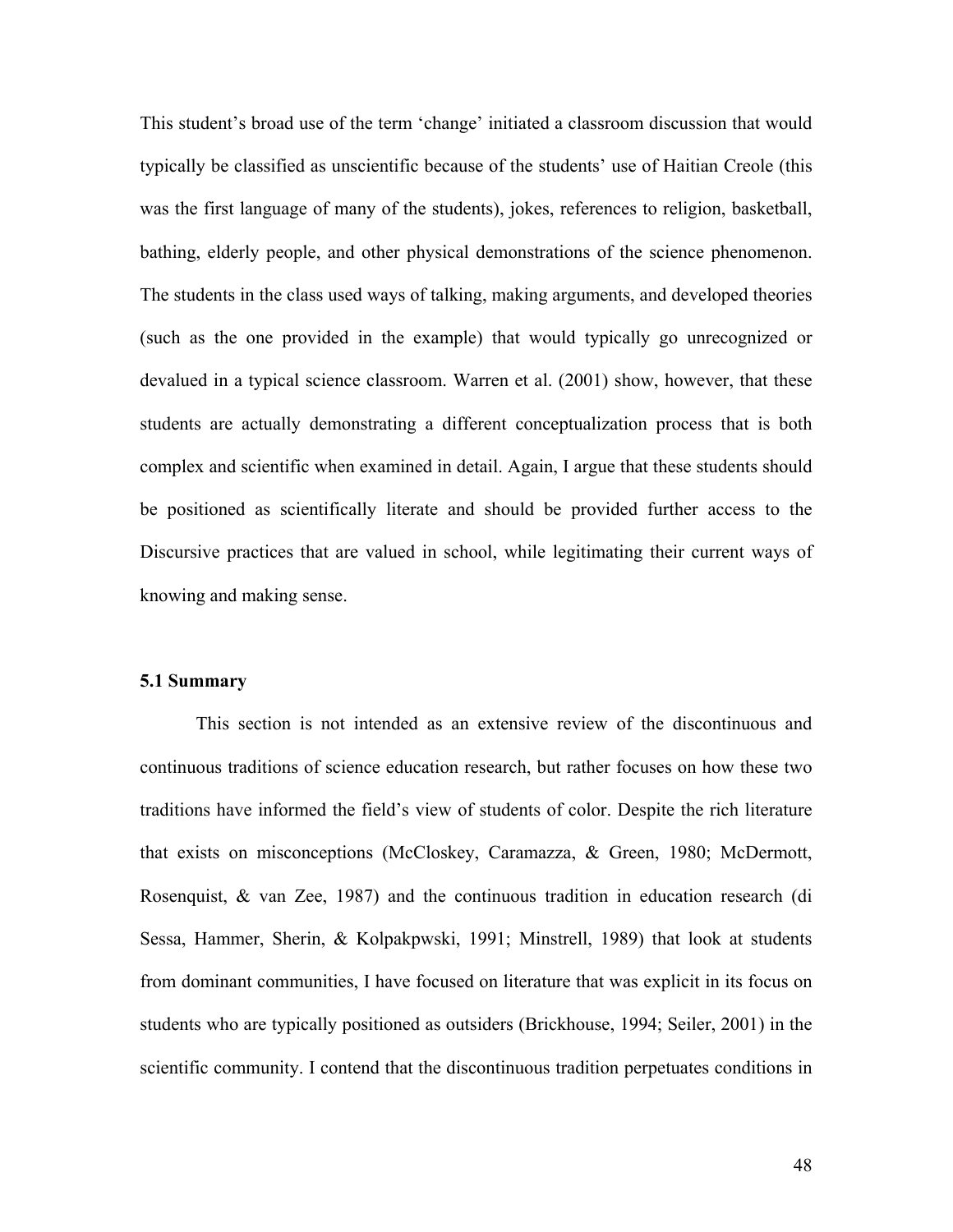This student's broad use of the term 'change' initiated a classroom discussion that would typically be classified as unscientific because of the students' use of Haitian Creole (this was the first language of many of the students), jokes, references to religion, basketball, bathing, elderly people, and other physical demonstrations of the science phenomenon. The students in the class used ways of talking, making arguments, and developed theories (such as the one provided in the example) that would typically go unrecognized or devalued in a typical science classroom. Warren et al. (2001) show, however, that these students are actually demonstrating a different conceptualization process that is both complex and scientific when examined in detail. Again, I argue that these students should be positioned as scientifically literate and should be provided further access to the Discursive practices that are valued in school, while legitimating their current ways of knowing and making sense.

### 5.1 Summary

This section is not intended as an extensive review of the discontinuous and continuous traditions of science education research, but rather focuses on how these two traditions have informed the field's view of students of color. Despite the rich literature that exists on misconceptions (McCloskey, Caramazza, & Green, 1980; McDermott, Rosenquist, & van Zee, 1987) and the continuous tradition in education research (di Sessa, Hammer, Sherin, & Kolpakpwski, 1991; Minstrell, 1989) that look at students from dominant communities, I have focused on literature that was explicit in its focus on students who are typically positioned as outsiders (Brickhouse, 1994; Seiler, 2001) in the scientific community. I contend that the discontinuous tradition perpetuates conditions in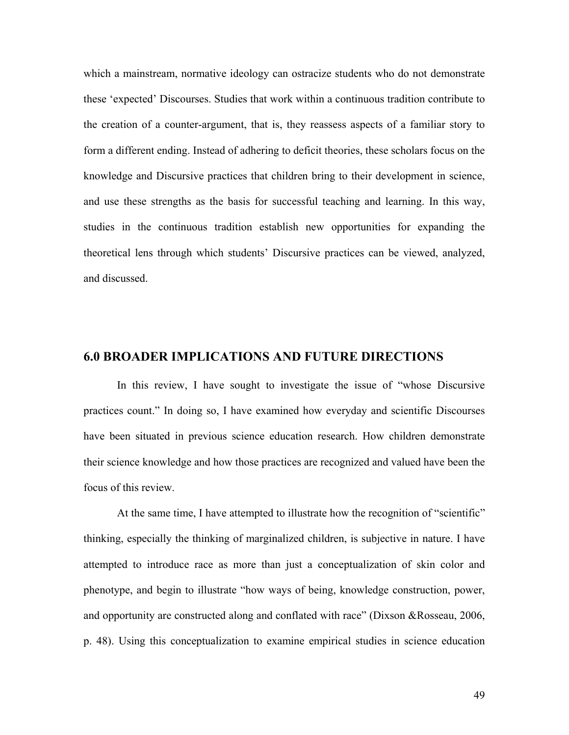which a mainstream, normative ideology can ostracize students who do not demonstrate these 'expected' Discourses. Studies that work within a continuous tradition contribute to the creation of a counter-argument, that is, they reassess aspects of a familiar story to form a different ending. Instead of adhering to deficit theories, these scholars focus on the knowledge and Discursive practices that children bring to their development in science, and use these strengths as the basis for successful teaching and learning. In this way, studies in the continuous tradition establish new opportunities for expanding the theoretical lens through which students' Discursive practices can be viewed, analyzed, and discussed.

## 6.0 BROADER IMPLICATIONS AND FUTURE DIRECTIONS

In this review, I have sought to investigate the issue of "whose Discursive practices count." In doing so, I have examined how everyday and scientific Discourses have been situated in previous science education research. How children demonstrate their science knowledge and how those practices are recognized and valued have been the focus of this review.

At the same time, I have attempted to illustrate how the recognition of "scientific" thinking, especially the thinking of marginalized children, is subjective in nature. I have attempted to introduce race as more than just a conceptualization of skin color and phenotype, and begin to illustrate "how ways of being, knowledge construction, power, and opportunity are constructed along and conflated with race" (Dixson &Rosseau, 2006, p. 48). Using this conceptualization to examine empirical studies in science education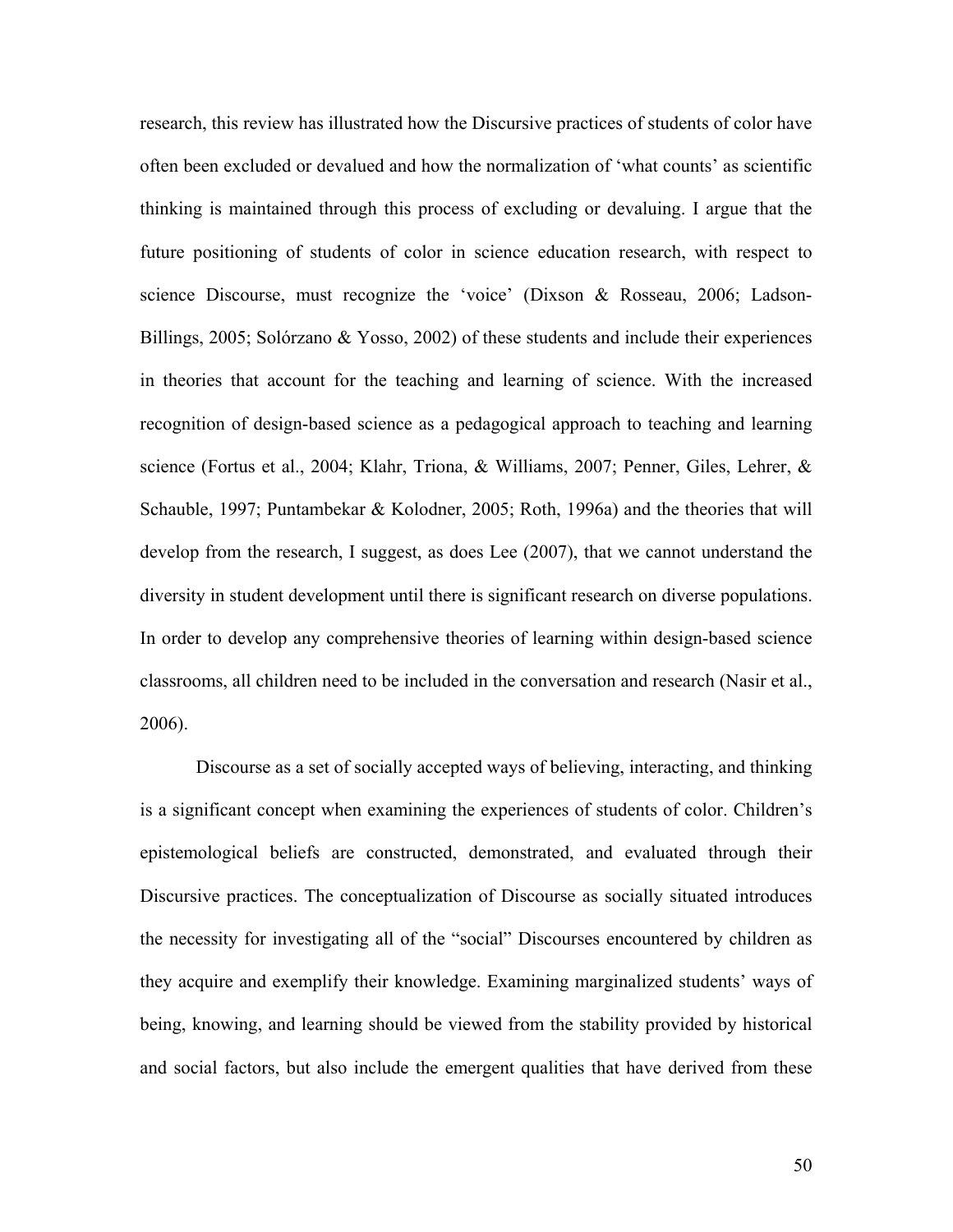research, this review has illustrated how the Discursive practices of students of color have often been excluded or devalued and how the normalization of 'what counts' as scientific thinking is maintained through this process of excluding or devaluing. I argue that the future positioning of students of color in science education research, with respect to science Discourse, must recognize the 'voice' (Dixson & Rosseau, 2006; Ladson-Billings, 2005; Solórzano & Yosso, 2002) of these students and include their experiences in theories that account for the teaching and learning of science. With the increased recognition of design-based science as a pedagogical approach to teaching and learning science (Fortus et al., 2004; Klahr, Triona, & Williams, 2007; Penner, Giles, Lehrer, & Schauble, 1997; Puntambekar & Kolodner, 2005; Roth, 1996a) and the theories that will develop from the research, I suggest, as does Lee (2007), that we cannot understand the diversity in student development until there is significant research on diverse populations. In order to develop any comprehensive theories of learning within design-based science classrooms, all children need to be included in the conversation and research (Nasir et al., 2006).

Discourse as a set of socially accepted ways of believing, interacting, and thinking is a significant concept when examining the experiences of students of color. Children's epistemological beliefs are constructed, demonstrated, and evaluated through their Discursive practices. The conceptualization of Discourse as socially situated introduces the necessity for investigating all of the "social" Discourses encountered by children as they acquire and exemplify their knowledge. Examining marginalized students' ways of being, knowing, and learning should be viewed from the stability provided by historical and social factors, but also include the emergent qualities that have derived from these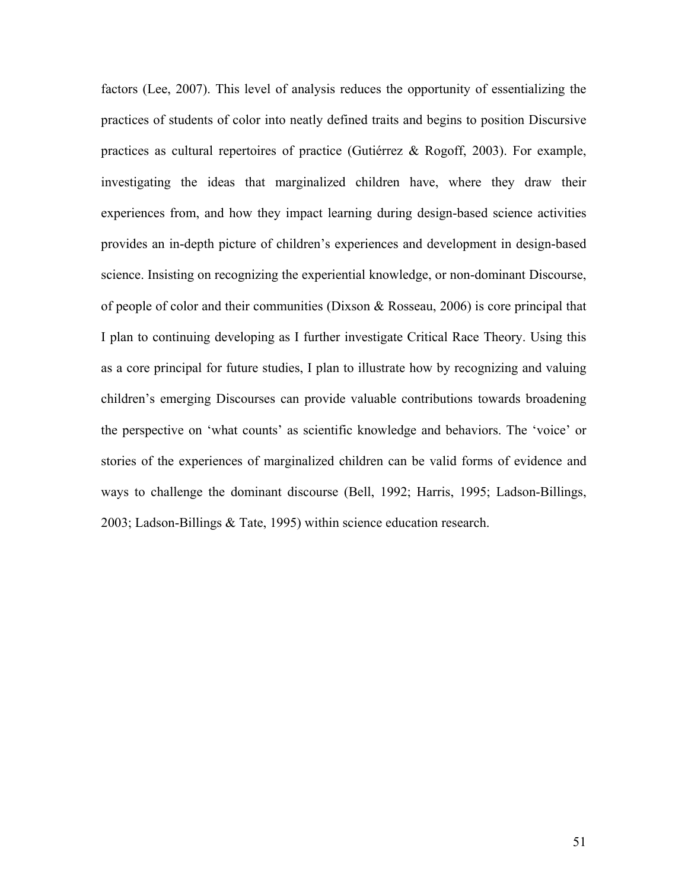factors (Lee, 2007). This level of analysis reduces the opportunity of essentializing the practices of students of color into neatly defined traits and begins to position Discursive practices as cultural repertoires of practice (Gutiérrez & Rogoff, 2003). For example, investigating the ideas that marginalized children have, where they draw their experiences from, and how they impact learning during design-based science activities provides an in-depth picture of children's experiences and development in design-based science. Insisting on recognizing the experiential knowledge, or non-dominant Discourse, of people of color and their communities (Dixson & Rosseau, 2006) is core principal that I plan to continuing developing as I further investigate Critical Race Theory. Using this as a core principal for future studies, I plan to illustrate how by recognizing and valuing children's emerging Discourses can provide valuable contributions towards broadening the perspective on 'what counts' as scientific knowledge and behaviors. The 'voice' or stories of the experiences of marginalized children can be valid forms of evidence and ways to challenge the dominant discourse (Bell, 1992; Harris, 1995; Ladson-Billings, 2003; Ladson-Billings & Tate, 1995) within science education research.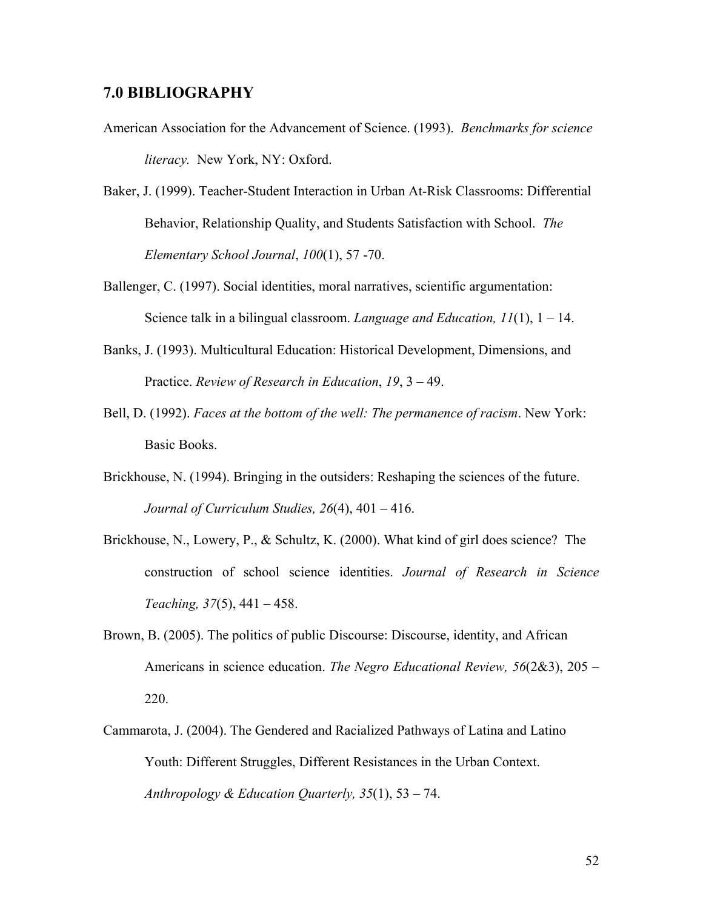## 7.0 BIBLIOGRAPHY

American Association for the Advancement of Science. (1993). *Benchmarks for science literacy.* New York, NY: Oxford.

Baker, J. (1999). Teacher-Student Interaction in Urban At-Risk Classrooms: Differential Behavior, Relationship Quality, and Students Satisfaction with School. *The Elementary School Journal*, *100*(1), 57 -70.

Ballenger, C. (1997). Social identities, moral narratives, scientific argumentation: Science talk in a bilingual classroom. *Language and Education, 11*(1), 1 – 14.

Banks, J. (1993). Multicultural Education: Historical Development, Dimensions, and Practice. *Review of Research in Education*, *19*, 3 – 49.

Bell, D. (1992). *Faces at the bottom of the well: The permanence of racism*. New York: Basic Books.

Brickhouse, N. (1994). Bringing in the outsiders: Reshaping the sciences of the future. *Journal of Curriculum Studies, 26*(4), 401 – 416.

Brickhouse, N., Lowery, P., & Schultz, K. (2000). What kind of girl does science? The construction of school science identities. *Journal of Research in Science Teaching, 37*(5), 441 – 458.

Brown, B. (2005). The politics of public Discourse: Discourse, identity, and African Americans in science education. *The Negro Educational Review, 56*(2&3), 205 – 220.

Cammarota, J. (2004). The Gendered and Racialized Pathways of Latina and Latino Youth: Different Struggles, Different Resistances in the Urban Context. *Anthropology & Education Quarterly, 35*(1), 53 – 74.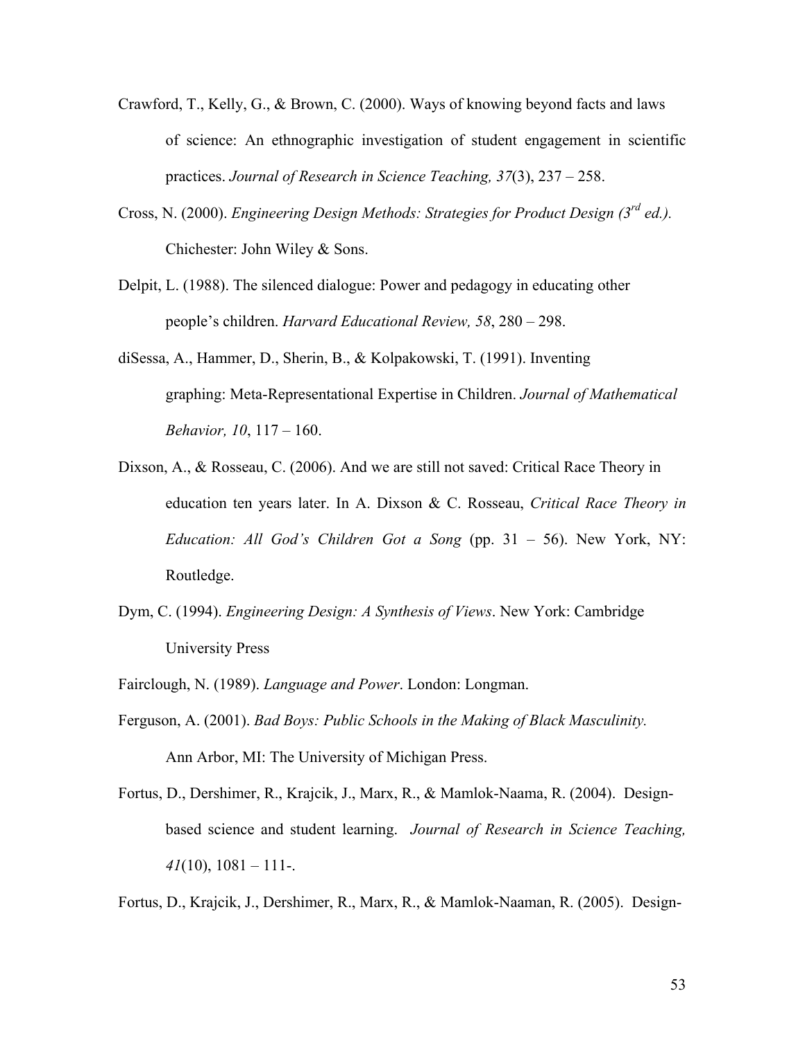Crawford, T., Kelly, G., & Brown, C. (2000). Ways of knowing beyond facts and laws of science: An ethnographic investigation of student engagement in scientific practices. *Journal of Research in Science Teaching, 37*(3), 237 – 258.

Cross, N. (2000). *Engineering Design Methods: Strategies for Product Design (3rd ed.).* Chichester: John Wiley & Sons.

Delpit, L. (1988). The silenced dialogue: Power and pedagogy in educating other people's children. *Harvard Educational Review, 58*, 280 – 298.

diSessa, A., Hammer, D., Sherin, B., & Kolpakowski, T. (1991). Inventing graphing: Meta-Representational Expertise in Children. *Journal of Mathematical Behavior, 10*, 117 – 160.

Dixson, A., & Rosseau, C. (2006). And we are still not saved: Critical Race Theory in education ten years later. In A. Dixson & C. Rosseau, *Critical Race Theory in Education: All God's Children Got a Song* (pp. 31 – 56). New York, NY: Routledge.

Dym, C. (1994). *Engineering Design: A Synthesis of Views*. New York: Cambridge University Press

Fairclough, N. (1989). *Language and Power*. London: Longman.

Ferguson, A. (2001). *Bad Boys: Public Schools in the Making of Black Masculinity.* Ann Arbor, MI: The University of Michigan Press.

Fortus, D., Dershimer, R., Krajcik, J., Marx, R., & Mamlok-Naama, R. (2004). Design-based science and student learning. *Journal of Research in Science Teaching, 41*(10), 1081 – 111-.

Fortus, D., Krajcik, J., Dershimer, R., Marx, R., & Mamlok-Naaman, R. (2005). Design-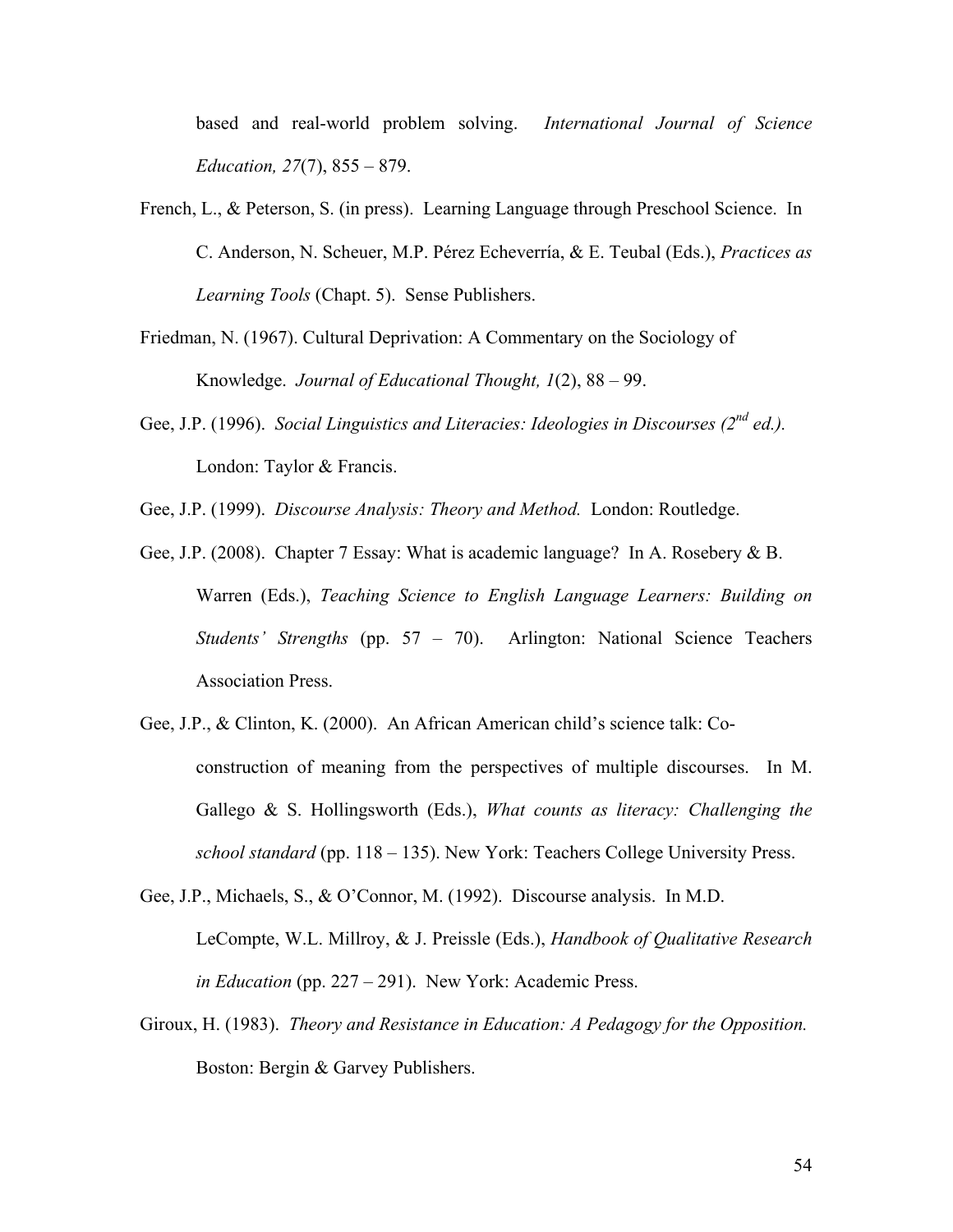based and real-world problem solving. *International Journal of Science Education, 27*(7), 855 – 879.

French, L., & Peterson, S. (in press). Learning Language through Preschool Science. In C. Anderson, N. Scheuer, M.P. Pérez Echeverría, & E. Teubal (Eds.), *Practices as Learning Tools* (Chapt. 5). Sense Publishers.

Friedman, N. (1967). Cultural Deprivation: A Commentary on the Sociology of Knowledge. *Journal of Educational Thought, 1*(2), 88 – 99.

Gee, J.P. (1996). *Social Linguistics and Literacies: Ideologies in Discourses (2nd ed.).* London: Taylor & Francis.

Gee, J.P. (1999). *Discourse Analysis: Theory and Method.* London: Routledge.

Gee, J.P. (2008). Chapter 7 Essay: What is academic language? In A. Rosebery & B. Warren (Eds.), *Teaching Science to English Language Learners: Building on Students' Strengths* (pp. 57 – 70). Arlington: National Science Teachers Association Press.

Gee, J.P., & Clinton, K. (2000). An African American child's science talk: Co-construction of meaning from the perspectives of multiple discourses. In M. Gallego & S. Hollingsworth (Eds.), *What counts as literacy: Challenging the school standard* (pp. 118 – 135). New York: Teachers College University Press.

Gee, J.P., Michaels, S., & O'Connor, M. (1992). Discourse analysis. In M.D. LeCompte, W.L. Millroy, & J. Preissle (Eds.), *Handbook of Qualitative Research in Education* (pp. 227 – 291). New York: Academic Press.

Giroux, H. (1983). *Theory and Resistance in Education: A Pedagogy for the Opposition.* Boston: Bergin & Garvey Publishers.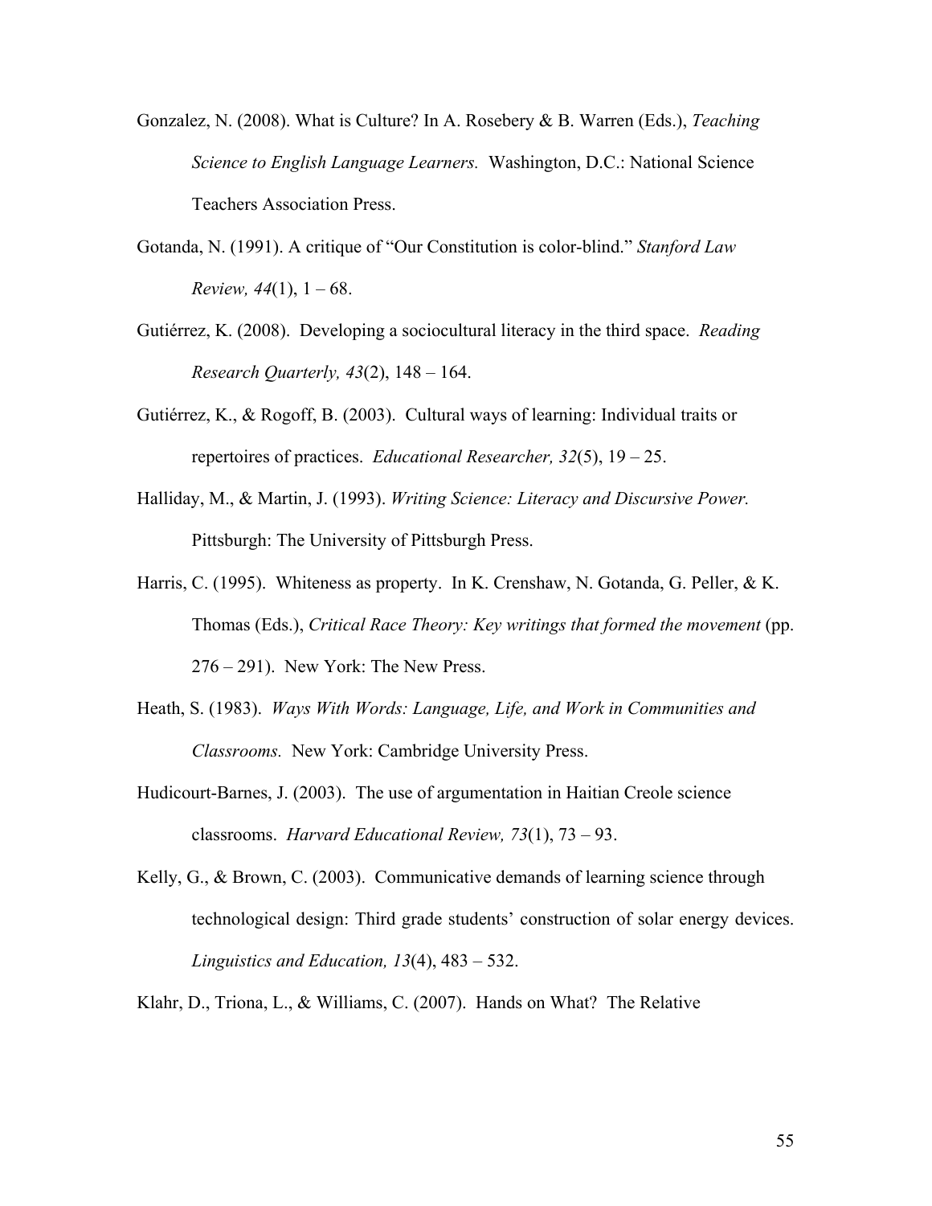Gonzalez, N. (2008). What is Culture? In A. Rosebery & B. Warren (Eds.), *Teaching Science to English Language Learners.* Washington, D.C.: National Science Teachers Association Press.

Gotanda, N. (1991). A critique of "Our Constitution is color-blind." *Stanford Law Review, 44*(1), 1 – 68.

Gutiérrez, K. (2008). Developing a sociocultural literacy in the third space. *Reading Research Quarterly, 43*(2), 148 – 164.

Gutiérrez, K., & Rogoff, B. (2003). Cultural ways of learning: Individual traits or repertoires of practices. *Educational Researcher, 32*(5), 19 – 25.

Halliday, M., & Martin, J. (1993). *Writing Science: Literacy and Discursive Power.* Pittsburgh: The University of Pittsburgh Press.

Harris, C. (1995). Whiteness as property. In K. Crenshaw, N. Gotanda, G. Peller, & K. Thomas (Eds.), *Critical Race Theory: Key writings that formed the movement* (pp. 276 – 291). New York: The New Press.

Heath, S. (1983). *Ways With Words: Language, Life, and Work in Communities and Classrooms.* New York: Cambridge University Press.

Hudicourt-Barnes, J. (2003). The use of argumentation in Haitian Creole science classrooms. *Harvard Educational Review, 73*(1), 73 – 93.

Kelly, G., & Brown, C. (2003). Communicative demands of learning science through technological design: Third grade students' construction of solar energy devices. *Linguistics and Education, 13*(4), 483 – 532.

Klahr, D., Triona, L., & Williams, C. (2007). Hands on What? The Relative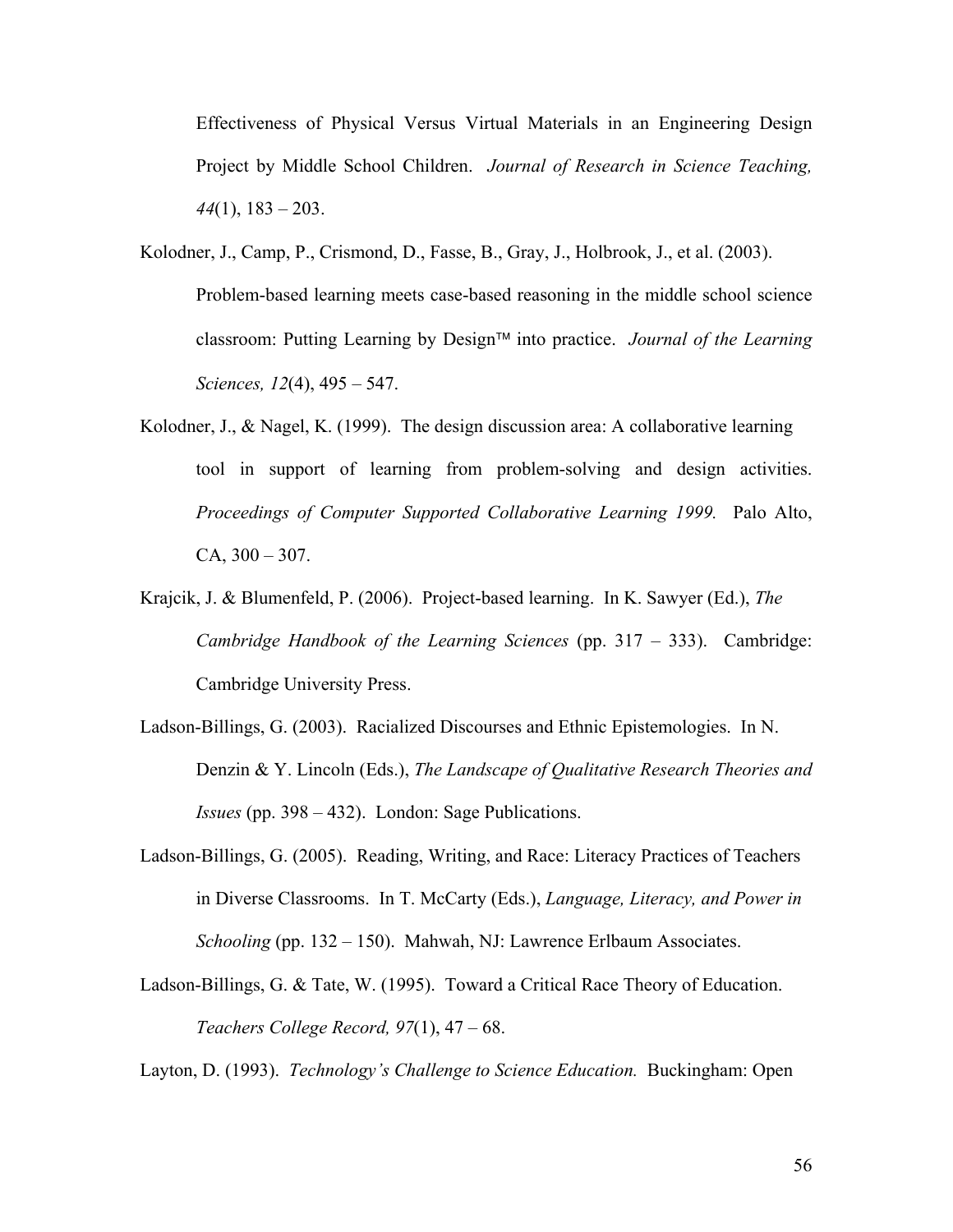Effectiveness of Physical Versus Virtual Materials in an Engineering Design Project by Middle School Children. *Journal of Research in Science Teaching, 44*(1), 183 – 203.

Kolodner, J., Camp, P., Crismond, D., Fasse, B., Gray, J., Holbrook, J., et al. (2003). Problem-based learning meets case-based reasoning in the middle school science classroom: Putting Learning by Design™ into practice. *Journal of the Learning Sciences, 12*(4), 495 – 547.

Kolodner, J., & Nagel, K. (1999). The design discussion area: A collaborative learning tool in support of learning from problem-solving and design activities. *Proceedings of Computer Supported Collaborative Learning 1999.* Palo Alto, CA, 300 – 307.

Krajcik, J. & Blumenfeld, P. (2006). Project-based learning. In K. Sawyer (Ed.), *The Cambridge Handbook of the Learning Sciences* (pp. 317 – 333). Cambridge: Cambridge University Press.

Ladson-Billings, G. (2003). Racialized Discourses and Ethnic Epistemologies. In N. Denzin & Y. Lincoln (Eds.), *The Landscape of Qualitative Research Theories and Issues* (pp. 398 – 432). London: Sage Publications.

Ladson-Billings, G. (2005). Reading, Writing, and Race: Literacy Practices of Teachers in Diverse Classrooms. In T. McCarty (Eds.), *Language, Literacy, and Power in Schooling* (pp. 132 – 150). Mahwah, NJ: Lawrence Erlbaum Associates.

Ladson-Billings, G. & Tate, W. (1995). Toward a Critical Race Theory of Education. *Teachers College Record, 97*(1), 47 – 68.

Layton, D. (1993). *Technology's Challenge to Science Education.* Buckingham: Open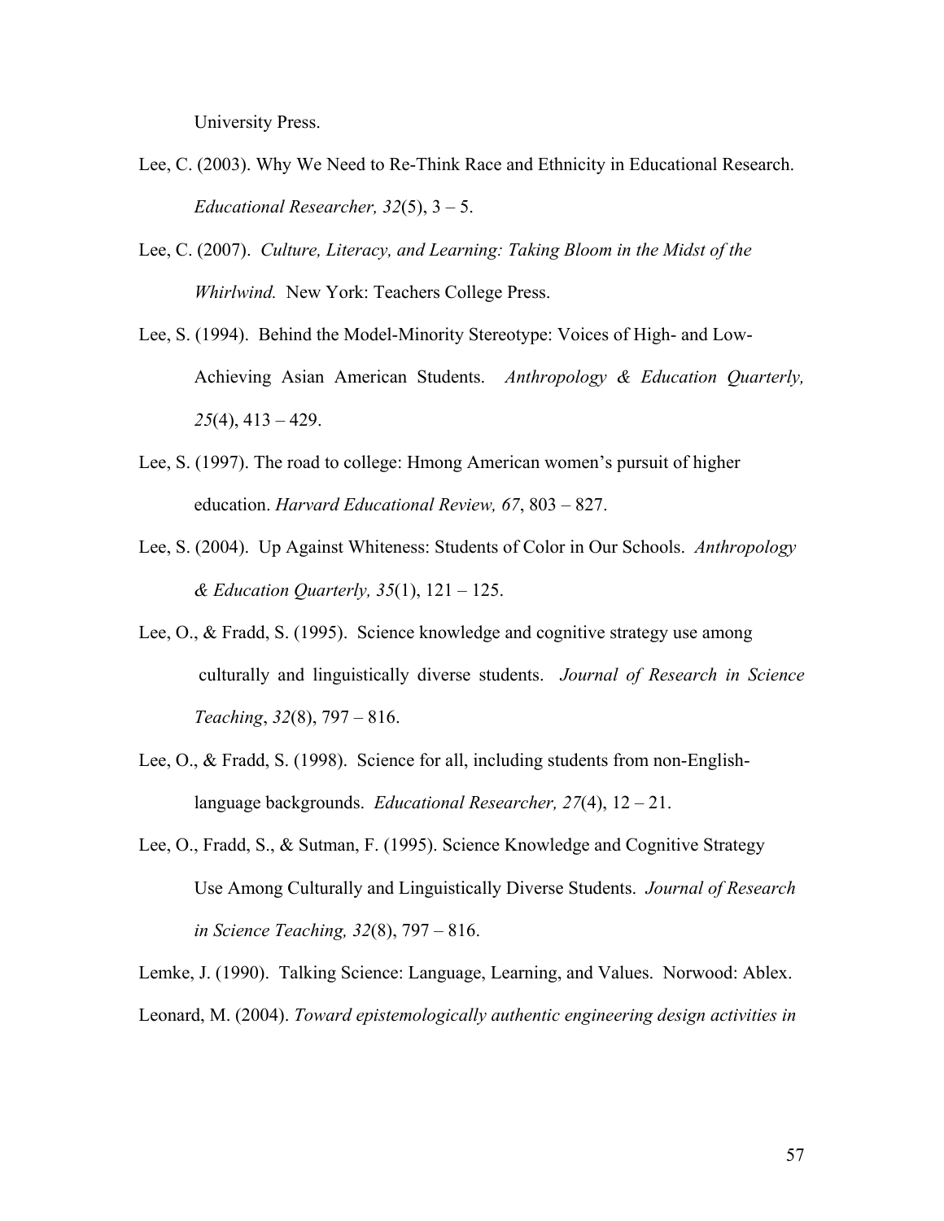University Press.

Lee, C. (2003). Why We Need to Re-Think Race and Ethnicity in Educational Research. *Educational Researcher, 32*(5), 3 – 5.

Lee, C. (2007). *Culture, Literacy, and Learning: Taking Bloom in the Midst of the Whirlwind.* New York: Teachers College Press.

Lee, S. (1994). Behind the Model-Minority Stereotype: Voices of High- and Low-Achieving Asian American Students. *Anthropology & Education Quarterly, 25*(4), 413 – 429.

Lee, S. (1997). The road to college: Hmong American women's pursuit of higher education. *Harvard Educational Review, 67*, 803 – 827.

Lee, S. (2004). Up Against Whiteness: Students of Color in Our Schools. *Anthropology & Education Quarterly, 35*(1), 121 – 125.

Lee, O., & Fradd, S. (1995). Science knowledge and cognitive strategy use among culturally and linguistically diverse students. *Journal of Research in Science Teaching*, *32*(8), 797 – 816.

Lee, O., & Fradd, S. (1998). Science for all, including students from non-English-language backgrounds. *Educational Researcher, 27*(4), 12 – 21.

Lee, O., Fradd, S., & Sutman, F. (1995). Science Knowledge and Cognitive Strategy Use Among Culturally and Linguistically Diverse Students. *Journal of Research in Science Teaching, 32*(8), 797 – 816.

Lemke, J. (1990). Talking Science: Language, Learning, and Values. Norwood: Ablex.

Leonard, M. (2004). *Toward epistemologically authentic engineering design activities in*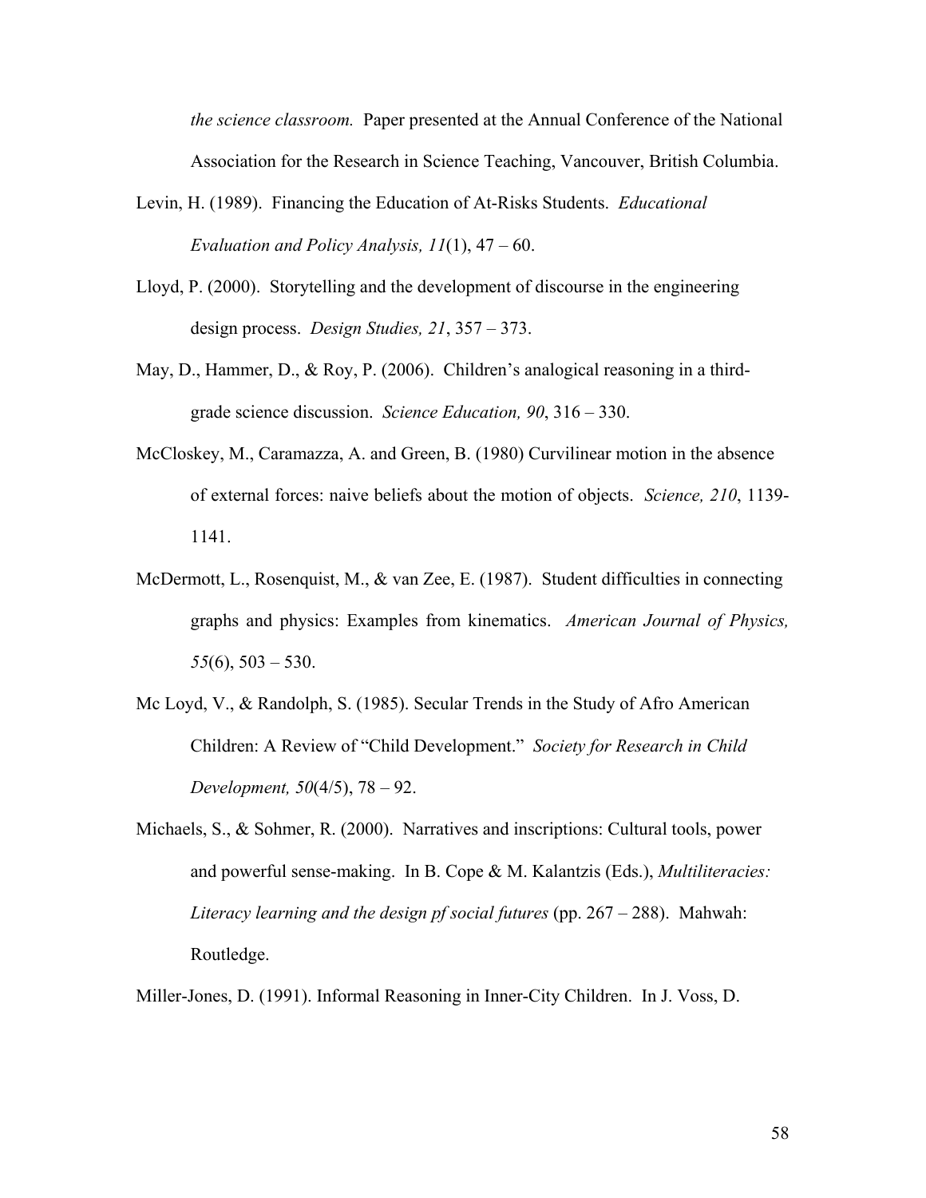*the science classroom.* Paper presented at the Annual Conference of the National Association for the Research in Science Teaching, Vancouver, British Columbia.

Levin, H. (1989). Financing the Education of At-Risks Students. *Educational Evaluation and Policy Analysis, 11*(1), 47 – 60.

Lloyd, P. (2000). Storytelling and the development of discourse in the engineering design process. *Design Studies, 21*, 357 – 373.

May, D., Hammer, D., & Roy, P. (2006). Children's analogical reasoning in a third-grade science discussion. *Science Education, 90*, 316 – 330.

McCloskey, M., Caramazza, A. and Green, B. (1980) Curvilinear motion in the absence of external forces: naive beliefs about the motion of objects. *Science, 210*, 1139-1141.

McDermott, L., Rosenquist, M., & van Zee, E. (1987). Student difficulties in connecting graphs and physics: Examples from kinematics. *American Journal of Physics, 55*(6), 503 – 530.

Mc Loyd, V., & Randolph, S. (1985). Secular Trends in the Study of Afro American Children: A Review of "Child Development." *Society for Research in Child Development, 50*(4/5), 78 – 92.

Michaels, S., & Sohmer, R. (2000). Narratives and inscriptions: Cultural tools, power and powerful sense-making. In B. Cope & M. Kalantzis (Eds.), *Multiliteracies: Literacy learning and the design pf social futures* (pp. 267 – 288). Mahwah: Routledge.

Miller-Jones, D. (1991). Informal Reasoning in Inner-City Children. In J. Voss, D.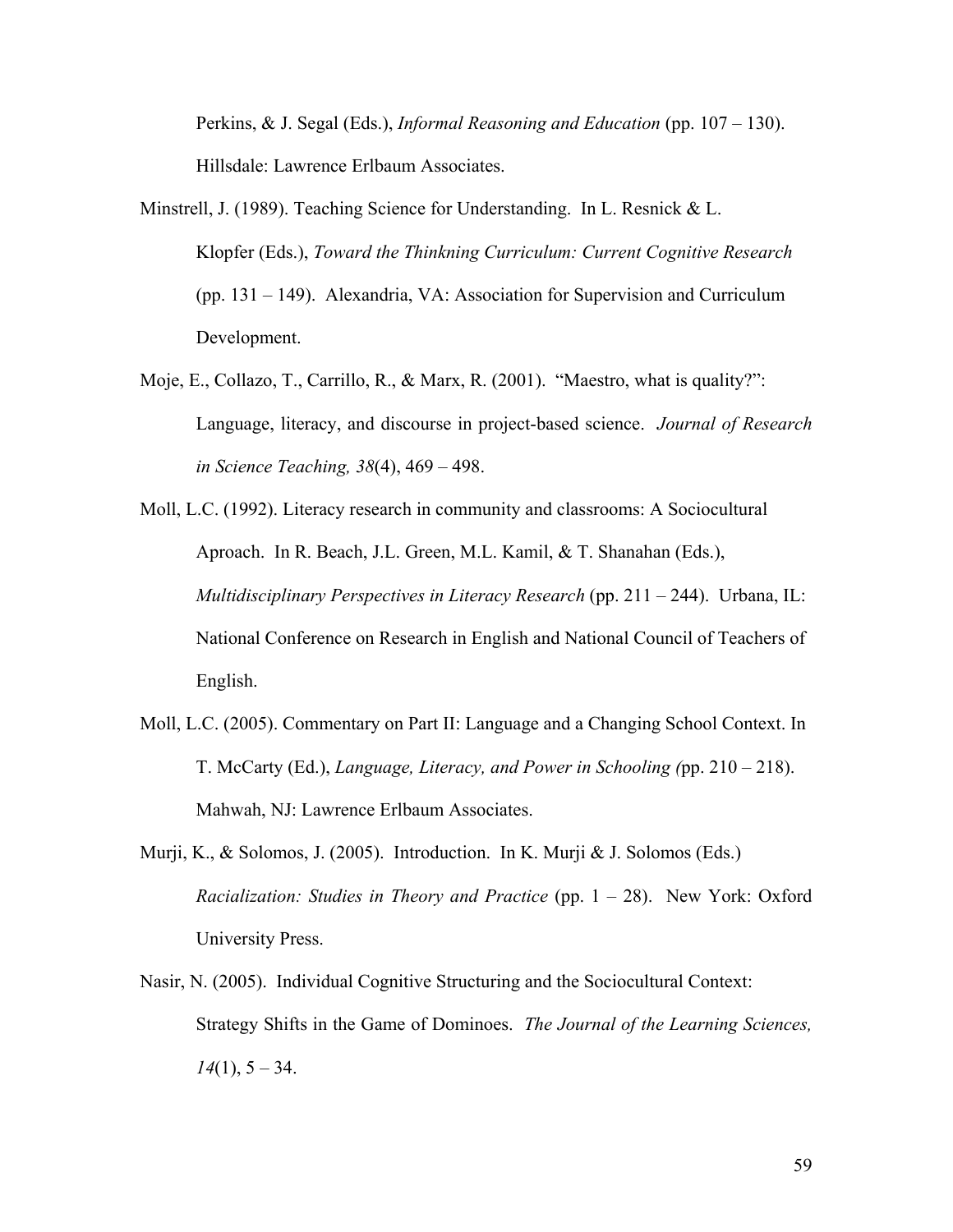Perkins, & J. Segal (Eds.), *Informal Reasoning and Education* (pp. 107 – 130). Hillsdale: Lawrence Erlbaum Associates.

Minstrell, J. (1989). Teaching Science for Understanding. In L. Resnick & L. Klopfer (Eds.), *Toward the Thinkning Curriculum: Current Cognitive Research* (pp. 131 – 149). Alexandria, VA: Association for Supervision and Curriculum Development.

Moje, E., Collazo, T., Carrillo, R., & Marx, R. (2001). "Maestro, what is quality?": Language, literacy, and discourse in project-based science. *Journal of Research in Science Teaching, 38*(4), 469 – 498.

Moll, L.C. (1992). Literacy research in community and classrooms: A Sociocultural Aproach. In R. Beach, J.L. Green, M.L. Kamil, & T. Shanahan (Eds.), *Multidisciplinary Perspectives in Literacy Research* (pp. 211 – 244). Urbana, IL: National Conference on Research in English and National Council of Teachers of English.

Moll, L.C. (2005). Commentary on Part II: Language and a Changing School Context. In T. McCarty (Ed.), *Language, Literacy, and Power in Schooling (*pp. 210 – 218). Mahwah, NJ: Lawrence Erlbaum Associates.

Murji, K., & Solomos, J. (2005). Introduction. In K. Murji & J. Solomos (Eds.) *Racialization: Studies in Theory and Practice* (pp. 1 – 28). New York: Oxford University Press.

Nasir, N. (2005). Individual Cognitive Structuring and the Sociocultural Context: Strategy Shifts in the Game of Dominoes. *The Journal of the Learning Sciences, 14*(1), 5 – 34.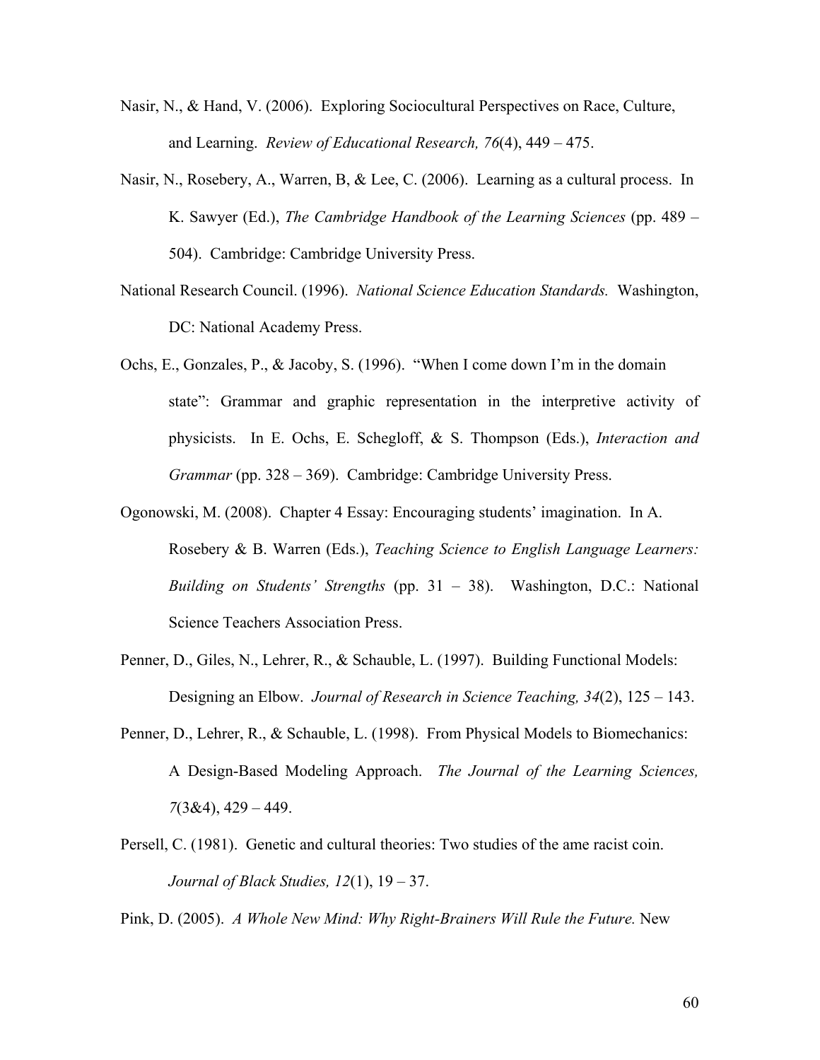Nasir, N., & Hand, V. (2006). Exploring Sociocultural Perspectives on Race, Culture, and Learning. *Review of Educational Research, 76*(4), 449 – 475.

Nasir, N., Rosebery, A., Warren, B, & Lee, C. (2006). Learning as a cultural process. In K. Sawyer (Ed.), *The Cambridge Handbook of the Learning Sciences* (pp. 489 – 504). Cambridge: Cambridge University Press.

National Research Council. (1996). *National Science Education Standards.* Washington, DC: National Academy Press.

Ochs, E., Gonzales, P., & Jacoby, S. (1996). "When I come down I'm in the domain state": Grammar and graphic representation in the interpretive activity of physicists. In E. Ochs, E. Schegloff, & S. Thompson (Eds.), *Interaction and Grammar* (pp. 328 – 369). Cambridge: Cambridge University Press.

Ogonowski, M. (2008). Chapter 4 Essay: Encouraging students' imagination. In A. Rosebery & B. Warren (Eds.), *Teaching Science to English Language Learners: Building on Students' Strengths* (pp. 31 – 38). Washington, D.C.: National Science Teachers Association Press.

Penner, D., Giles, N., Lehrer, R., & Schauble, L. (1997). Building Functional Models: Designing an Elbow. *Journal of Research in Science Teaching, 34*(2), 125 – 143.

Penner, D., Lehrer, R., & Schauble, L. (1998). From Physical Models to Biomechanics: A Design-Based Modeling Approach. *The Journal of the Learning Sciences, 7*(3&4), 429 – 449.

Persell, C. (1981). Genetic and cultural theories: Two studies of the ame racist coin. *Journal of Black Studies, 12*(1), 19 – 37.

Pink, D. (2005). *A Whole New Mind: Why Right-Brainers Will Rule the Future.* New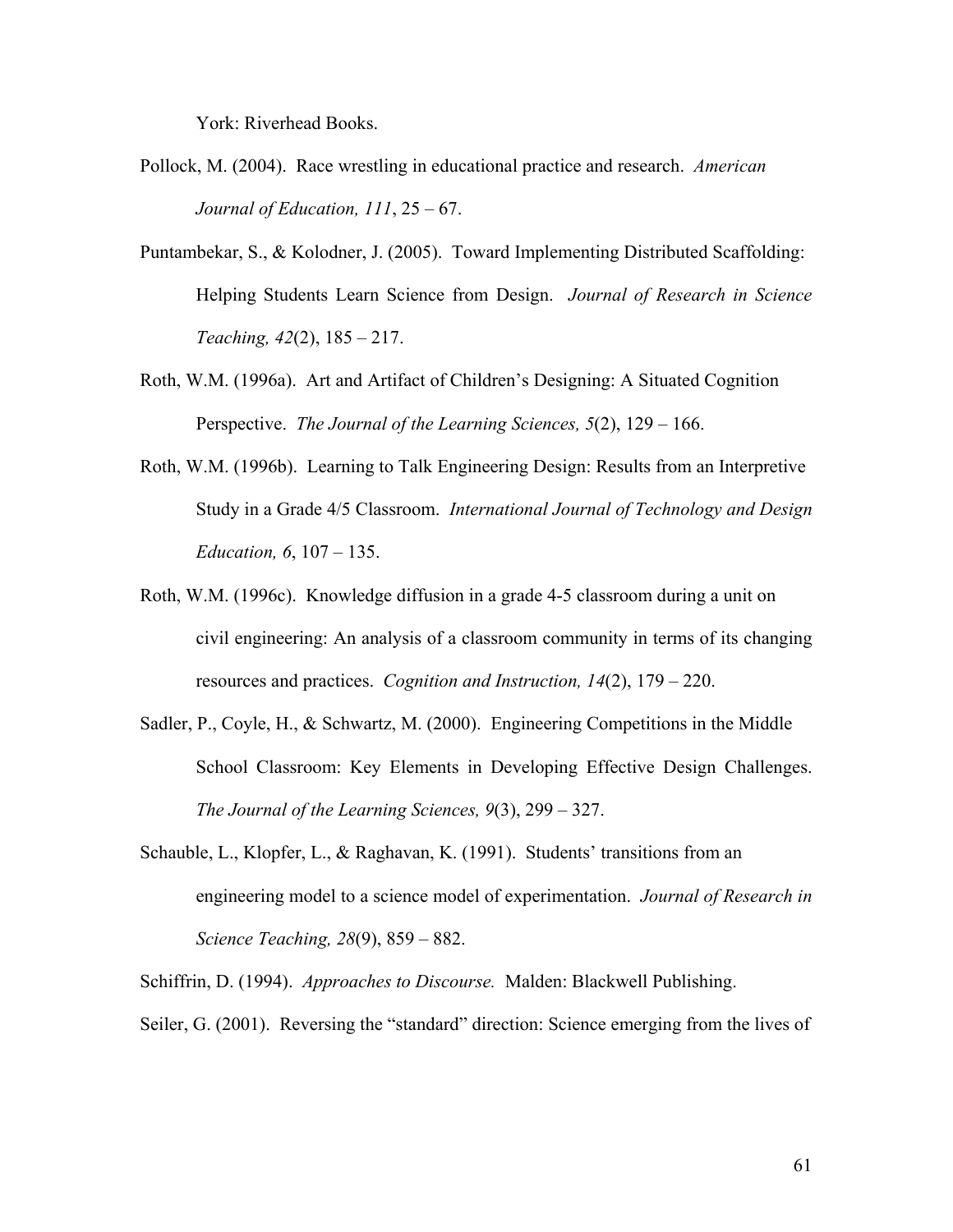York: Riverhead Books.

Pollock, M. (2004). Race wrestling in educational practice and research. *American Journal of Education, 111*, 25 – 67.

Puntambekar, S., & Kolodner, J. (2005). Toward Implementing Distributed Scaffolding: Helping Students Learn Science from Design. *Journal of Research in Science Teaching, 42*(2), 185 – 217.

Roth, W.M. (1996a). Art and Artifact of Children's Designing: A Situated Cognition Perspective. *The Journal of the Learning Sciences, 5*(2), 129 – 166.

Roth, W.M. (1996b). Learning to Talk Engineering Design: Results from an Interpretive Study in a Grade 4/5 Classroom. *International Journal of Technology and Design Education, 6*, 107 – 135.

Roth, W.M. (1996c). Knowledge diffusion in a grade 4-5 classroom during a unit on civil engineering: An analysis of a classroom community in terms of its changing resources and practices. *Cognition and Instruction, 14*(2), 179 – 220.

Sadler, P., Coyle, H., & Schwartz, M. (2000). Engineering Competitions in the Middle School Classroom: Key Elements in Developing Effective Design Challenges. *The Journal of the Learning Sciences, 9*(3), 299 – 327.

Schauble, L., Klopfer, L., & Raghavan, K. (1991). Students' transitions from an engineering model to a science model of experimentation. *Journal of Research in Science Teaching, 28*(9), 859 – 882.

Schiffrin, D. (1994). *Approaches to Discourse.* Malden: Blackwell Publishing.

Seiler, G. (2001). Reversing the "standard" direction: Science emerging from the lives of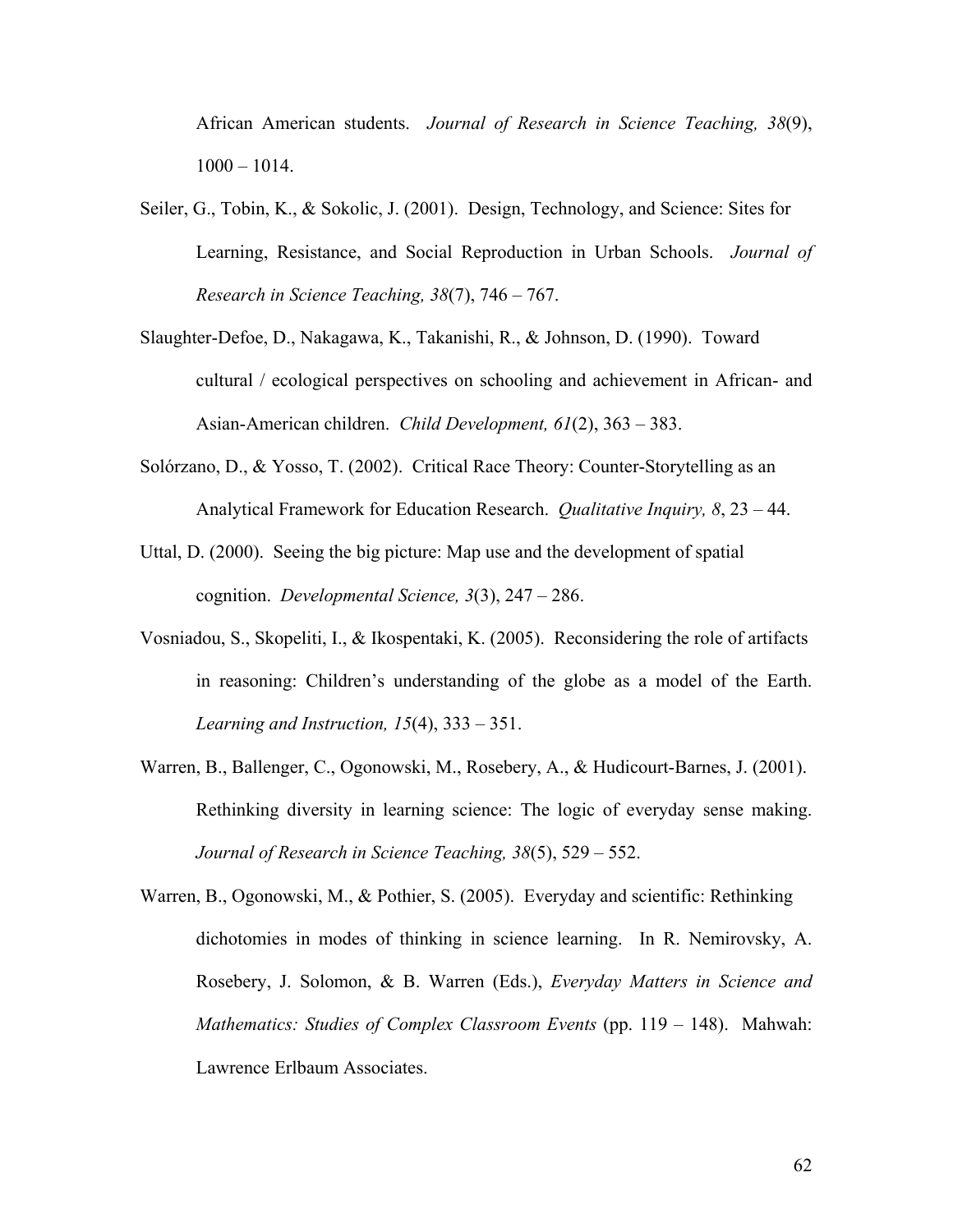African American students. *Journal of Research in Science Teaching, 38*(9), 1000 – 1014.

Seiler, G., Tobin, K., & Sokolic, J. (2001). Design, Technology, and Science: Sites for Learning, Resistance, and Social Reproduction in Urban Schools. *Journal of Research in Science Teaching, 38*(7), 746 – 767.

Slaughter-Defoe, D., Nakagawa, K., Takanishi, R., & Johnson, D. (1990). Toward cultural / ecological perspectives on schooling and achievement in African- and Asian-American children. *Child Development, 61*(2), 363 – 383.

Solórzano, D., & Yosso, T. (2002). Critical Race Theory: Counter-Storytelling as an Analytical Framework for Education Research. *Qualitative Inquiry, 8*, 23 – 44.

Uttal, D. (2000). Seeing the big picture: Map use and the development of spatial cognition. *Developmental Science, 3*(3), 247 – 286.

Vosniadou, S., Skopeliti, I., & Ikospentaki, K. (2005). Reconsidering the role of artifacts in reasoning: Children's understanding of the globe as a model of the Earth. *Learning and Instruction, 15*(4), 333 – 351.

Warren, B., Ballenger, C., Ogonowski, M., Rosebery, A., & Hudicourt-Barnes, J. (2001). Rethinking diversity in learning science: The logic of everyday sense making. *Journal of Research in Science Teaching, 38*(5), 529 – 552.

Warren, B., Ogonowski, M., & Pothier, S. (2005). Everyday and scientific: Rethinking dichotomies in modes of thinking in science learning. In R. Nemirovsky, A. Rosebery, J. Solomon, & B. Warren (Eds.), *Everyday Matters in Science and Mathematics: Studies of Complex Classroom Events* (pp. 119 – 148). Mahwah: Lawrence Erlbaum Associates.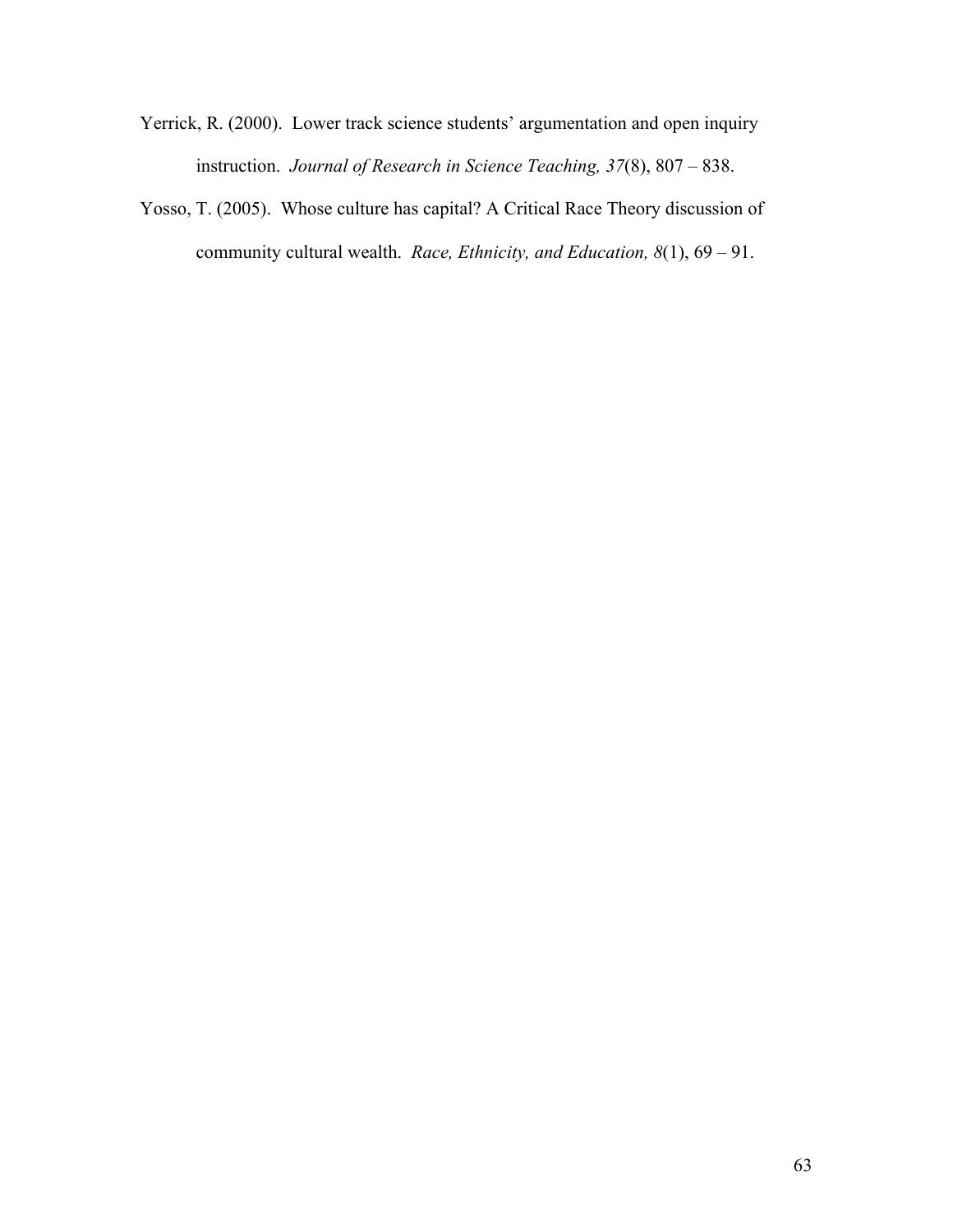Yerrick, R. (2000). Lower track science students' argumentation and open inquiry instruction. *Journal of Research in Science Teaching, 37*(8), 807 – 838.

Yosso, T. (2005). Whose culture has capital? A Critical Race Theory discussion of community cultural wealth. *Race, Ethnicity, and Education, 8*(1), 69 – 91.